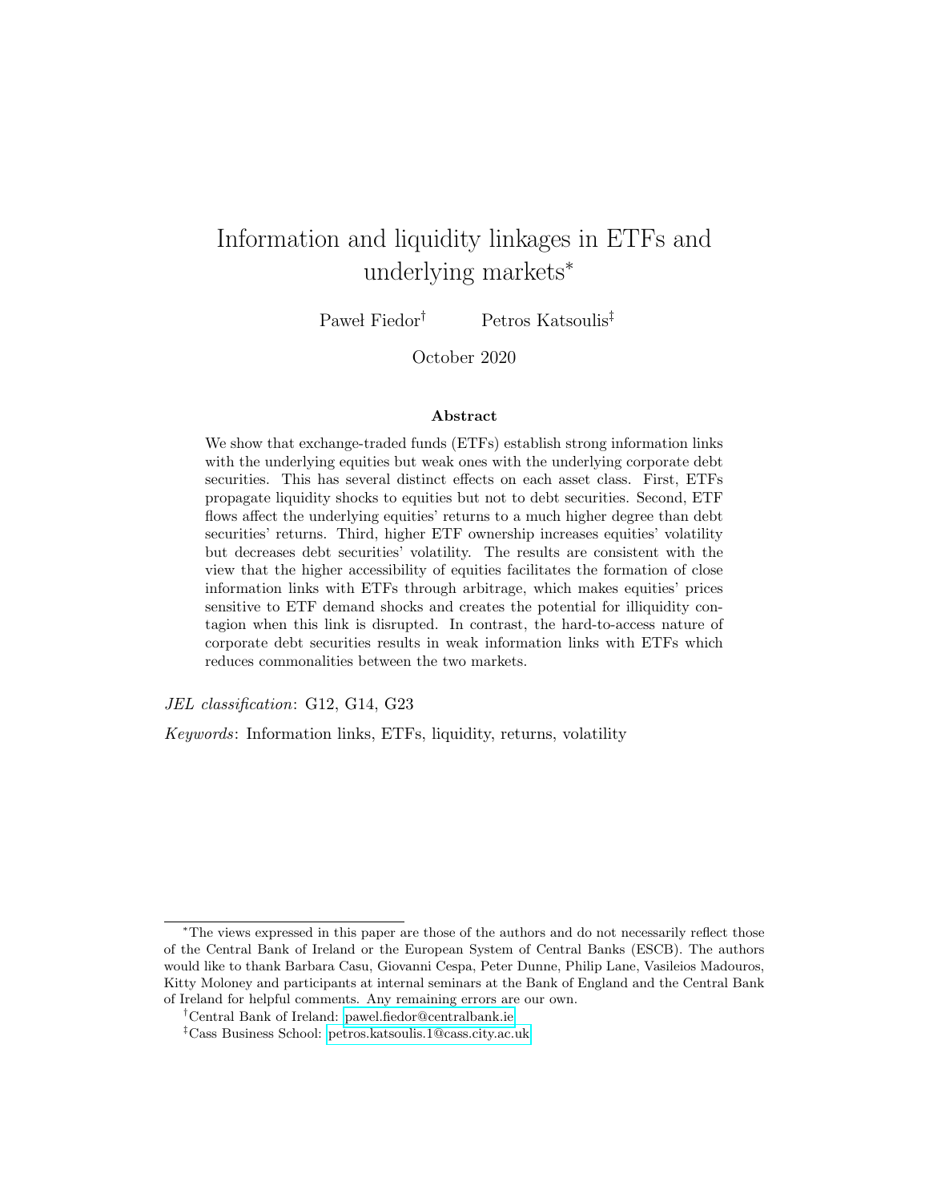# Information and liquidity linkages in ETFs and underlying markets*

Paweł Fiedor[†] Petros Katsoulis[‡]

October 2020

**Abstract**

We show that exchange-traded funds (ETFs) establish strong information links with the underlying equities but weak ones with the underlying corporate debt securities. This has several distinct effects on each asset class. First, ETFs propagate liquidity shocks to equities but not to debt securities. Second, ETF flows affect the underlying equities' returns to a much higher degree than debt securities' returns. Third, higher ETF ownership increases equities' volatility but decreases debt securities' volatility. The results are consistent with the view that the higher accessibility of equities facilitates the formation of close information links with ETFs through arbitrage, which makes equities' prices sensitive to ETF demand shocks and creates the potential for illiquidity contagion when this link is disrupted. In contrast, the hard-to-access nature of corporate debt securities results in weak information links with ETFs which reduces commonalities between the two markets.

*JEL classification*: G12, G14, G23

*Keywords*: Information links, ETFs, liquidity, returns, volatility

---

*The views expressed in this paper are those of the authors and do not necessarily reflect those of the Central Bank of Ireland or the European System of Central Banks (ESCB). The authors would like to thank Barbara Casu, Giovanni Cespa, Peter Dunne, Philip Lane, Vasileios Madouros, Kitty Moloney and participants at internal seminars at the Bank of England and the Central Bank of Ireland for helpful comments. Any remaining errors are our own.

[†]Central Bank of Ireland: pawel.fiedor@centralbank.ie

[‡]Cass Business School: petros.katsoulis.1@cass.city.ac.uk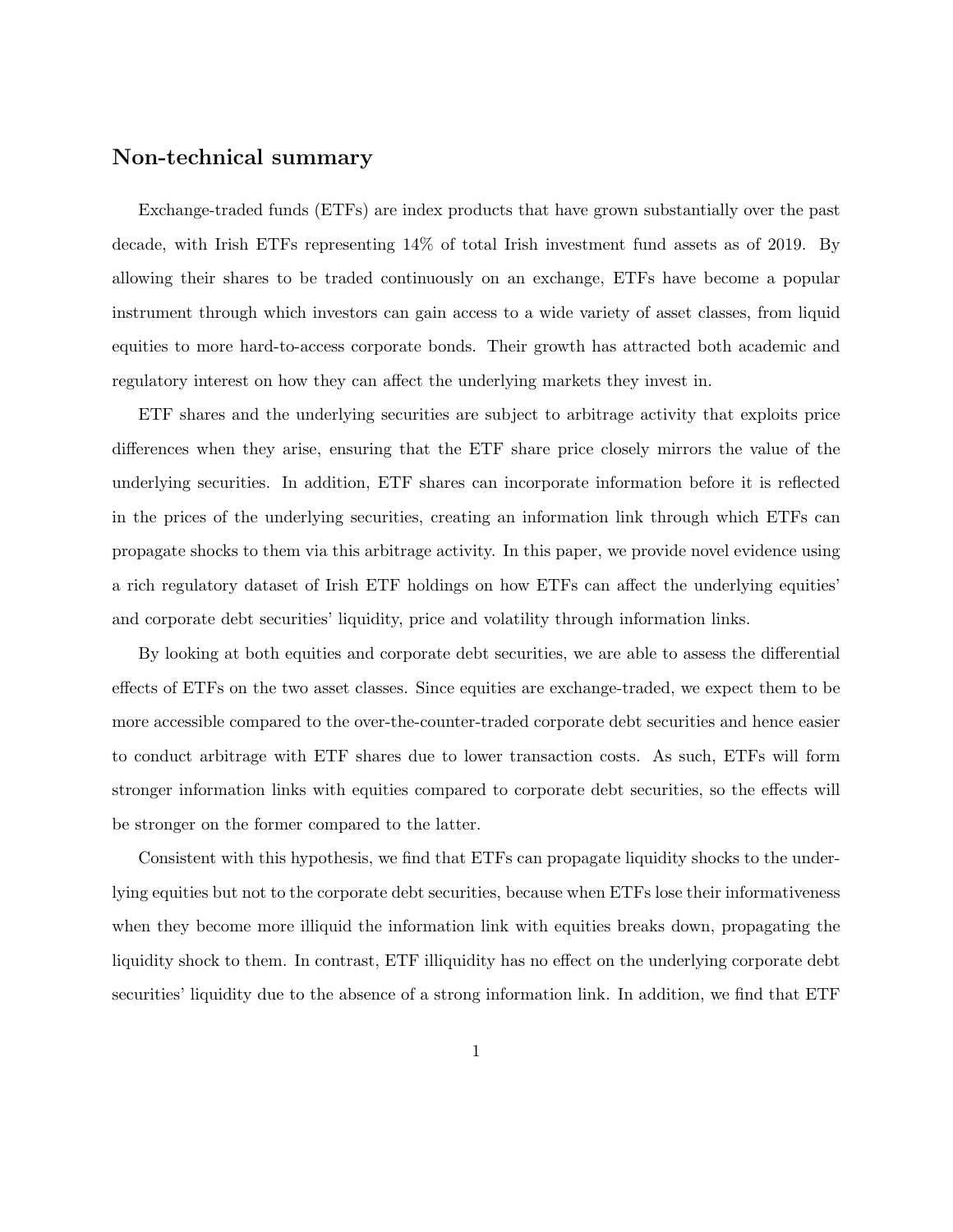## Non-technical summary

Exchange-traded funds (ETFs) are index products that have grown substantially over the past decade, with Irish ETFs representing 14% of total Irish investment fund assets as of 2019. By allowing their shares to be traded continuously on an exchange, ETFs have become a popular instrument through which investors can gain access to a wide variety of asset classes, from liquid equities to more hard-to-access corporate bonds. Their growth has attracted both academic and regulatory interest on how they can affect the underlying markets they invest in.

ETF shares and the underlying securities are subject to arbitrage activity that exploits price differences when they arise, ensuring that the ETF share price closely mirrors the value of the underlying securities. In addition, ETF shares can incorporate information before it is reflected in the prices of the underlying securities, creating an information link through which ETFs can propagate shocks to them via this arbitrage activity. In this paper, we provide novel evidence using a rich regulatory dataset of Irish ETF holdings on how ETFs can affect the underlying equities' and corporate debt securities' liquidity, price and volatility through information links.

By looking at both equities and corporate debt securities, we are able to assess the differential effects of ETFs on the two asset classes. Since equities are exchange-traded, we expect them to be more accessible compared to the over-the-counter-traded corporate debt securities and hence easier to conduct arbitrage with ETF shares due to lower transaction costs. As such, ETFs will form stronger information links with equities compared to corporate debt securities, so the effects will be stronger on the former compared to the latter.

Consistent with this hypothesis, we find that ETFs can propagate liquidity shocks to the underlying equities but not to the corporate debt securities, because when ETFs lose their informativeness when they become more illiquid the information link with equities breaks down, propagating the liquidity shock to them. In contrast, ETF illiquidity has no effect on the underlying corporate debt securities' liquidity due to the absence of a strong information link. In addition, we find that ETF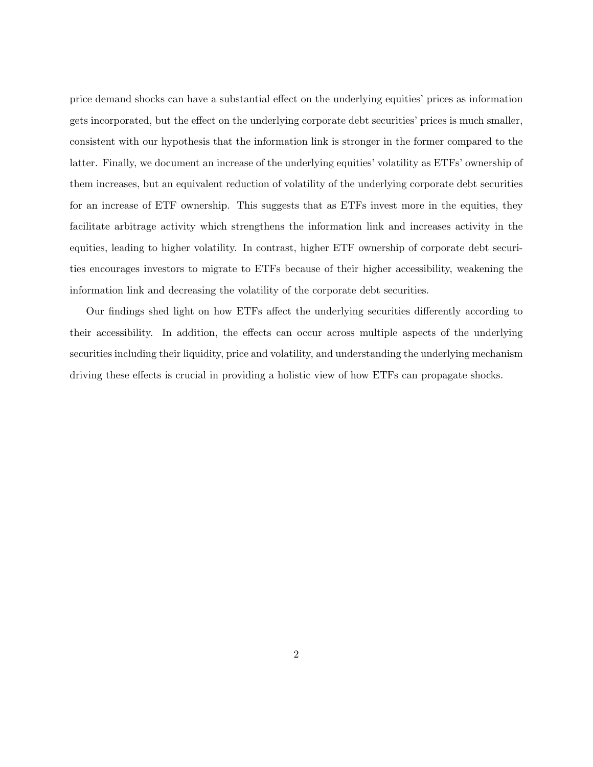price demand shocks can have a substantial effect on the underlying equities' prices as information gets incorporated, but the effect on the underlying corporate debt securities' prices is much smaller, consistent with our hypothesis that the information link is stronger in the former compared to the latter. Finally, we document an increase of the underlying equities' volatility as ETFs' ownership of them increases, but an equivalent reduction of volatility of the underlying corporate debt securities for an increase of ETF ownership. This suggests that as ETFs invest more in the equities, they facilitate arbitrage activity which strengthens the information link and increases activity in the equities, leading to higher volatility. In contrast, higher ETF ownership of corporate debt securities encourages investors to migrate to ETFs because of their higher accessibility, weakening the information link and decreasing the volatility of the corporate debt securities.

Our findings shed light on how ETFs affect the underlying securities differently according to their accessibility. In addition, the effects can occur across multiple aspects of the underlying securities including their liquidity, price and volatility, and understanding the underlying mechanism driving these effects is crucial in providing a holistic view of how ETFs can propagate shocks.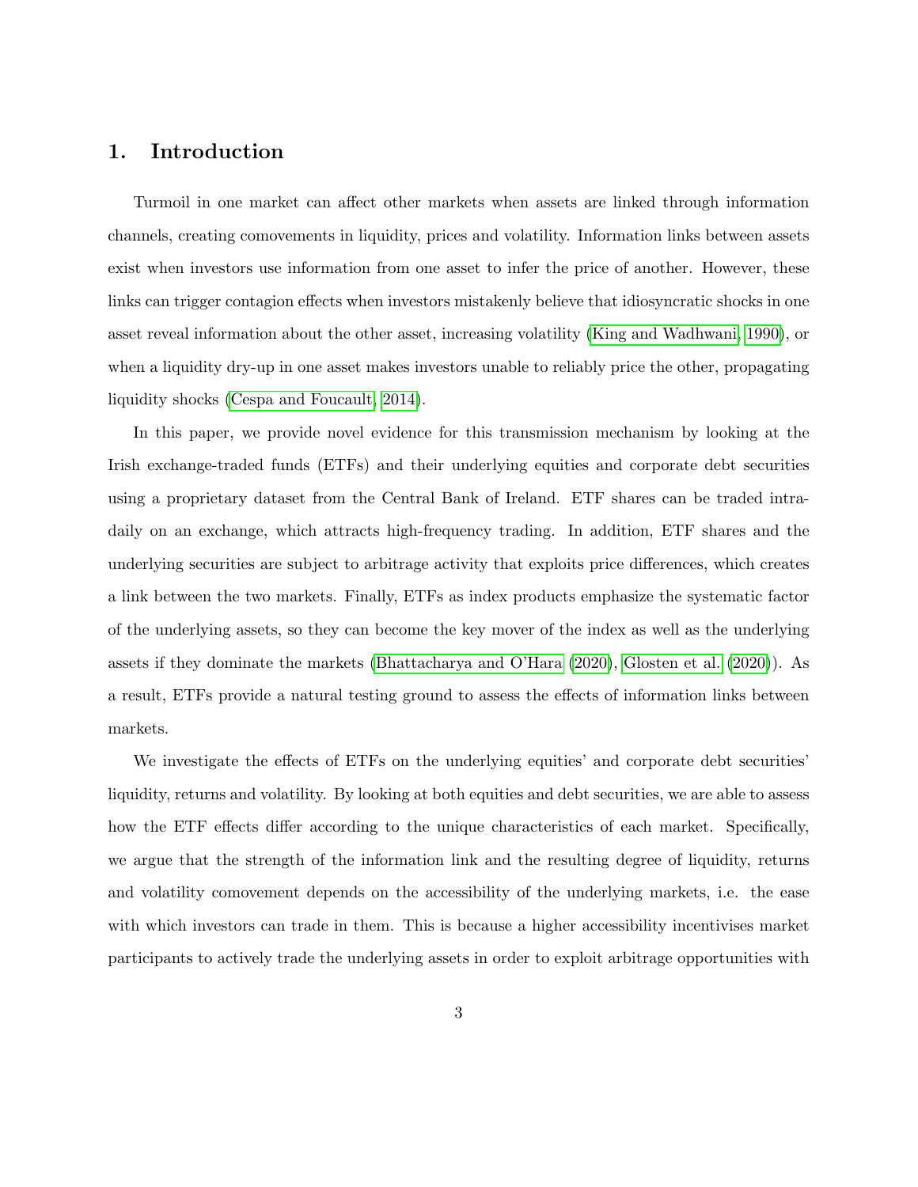## 1. Introduction

Turmoil in one market can affect other markets when assets are linked through information channels, creating comovements in liquidity, prices and volatility. Information links between assets exist when investors use information from one asset to infer the price of another. However, these links can trigger contagion effects when investors mistakenly believe that idiosyncratic shocks in one asset reveal information about the other asset, increasing volatility (King and Wadhwani, 1990), or when a liquidity dry-up in one asset makes investors unable to reliably price the other, propagating liquidity shocks (Cespa and Foucault, 2014).

In this paper, we provide novel evidence for this transmission mechanism by looking at the Irish exchange-traded funds (ETFs) and their underlying equities and corporate debt securities using a proprietary dataset from the Central Bank of Ireland. ETF shares can be traded intra-daily on an exchange, which attracts high-frequency trading. In addition, ETF shares and the underlying securities are subject to arbitrage activity that exploits price differences, which creates a link between the two markets. Finally, ETFs as index products emphasize the systematic factor of the underlying assets, so they can become the key mover of the index as well as the underlying assets if they dominate the markets (Bhattacharya and O'Hara (2020), Glosten et al. (2020)). As a result, ETFs provide a natural testing ground to assess the effects of information links between markets.

We investigate the effects of ETFs on the underlying equities' and corporate debt securities' liquidity, returns and volatility. By looking at both equities and debt securities, we are able to assess how the ETF effects differ according to the unique characteristics of each market. Specifically, we argue that the strength of the information link and the resulting degree of liquidity, returns and volatility comovement depends on the accessibility of the underlying markets, i.e. the ease with which investors can trade in them. This is because a higher accessibility incentivises market participants to actively trade the underlying assets in order to exploit arbitrage opportunities with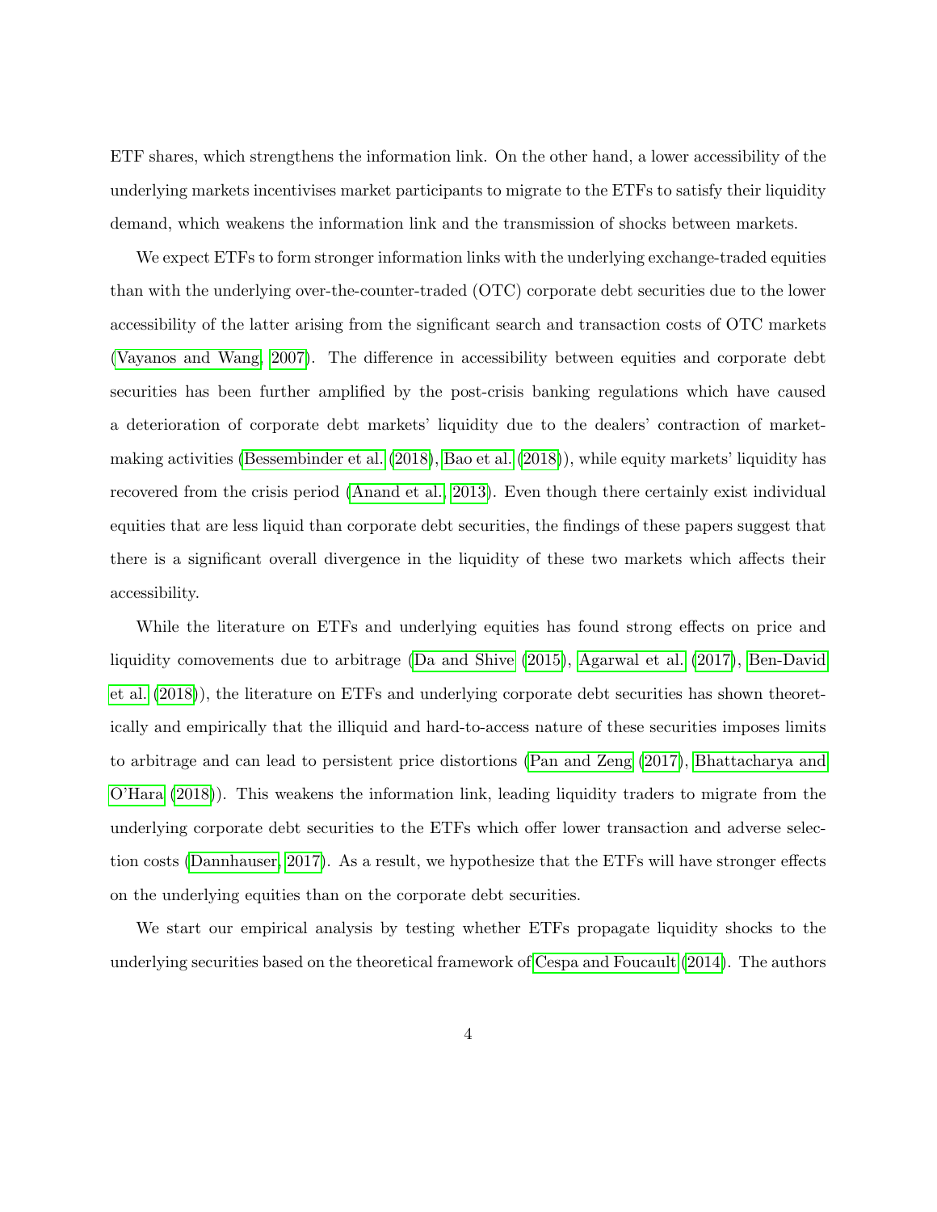ETF shares, which strengthens the information link. On the other hand, a lower accessibility of the underlying markets incentivises market participants to migrate to the ETFs to satisfy their liquidity demand, which weakens the information link and the transmission of shocks between markets.

We expect ETFs to form stronger information links with the underlying exchange-traded equities than with the underlying over-the-counter-traded (OTC) corporate debt securities due to the lower accessibility of the latter arising from the significant search and transaction costs of OTC markets (Vayanos and Wang, 2007). The difference in accessibility between equities and corporate debt securities has been further amplified by the post-crisis banking regulations which have caused a deterioration of corporate debt markets' liquidity due to the dealers' contraction of market-making activities (Bessembinder et al. (2018), Bao et al. (2018)), while equity markets' liquidity has recovered from the crisis period (Anand et al., 2013). Even though there certainly exist individual equities that are less liquid than corporate debt securities, the findings of these papers suggest that there is a significant overall divergence in the liquidity of these two markets which affects their accessibility.

While the literature on ETFs and underlying equities has found strong effects on price and liquidity comovements due to arbitrage (Da and Shive (2015), Agarwal et al. (2017), Ben-David et al. (2018)), the literature on ETFs and underlying corporate debt securities has shown theoretically and empirically that the illiquid and hard-to-access nature of these securities imposes limits to arbitrage and can lead to persistent price distortions (Pan and Zeng (2017), Bhattacharya and O'Hara (2018)). This weakens the information link, leading liquidity traders to migrate from the underlying corporate debt securities to the ETFs which offer lower transaction and adverse selection costs (Dannhauser, 2017). As a result, we hypothesize that the ETFs will have stronger effects on the underlying equities than on the corporate debt securities.

We start our empirical analysis by testing whether ETFs propagate liquidity shocks to the underlying securities based on the theoretical framework of Cespa and Foucault (2014). The authors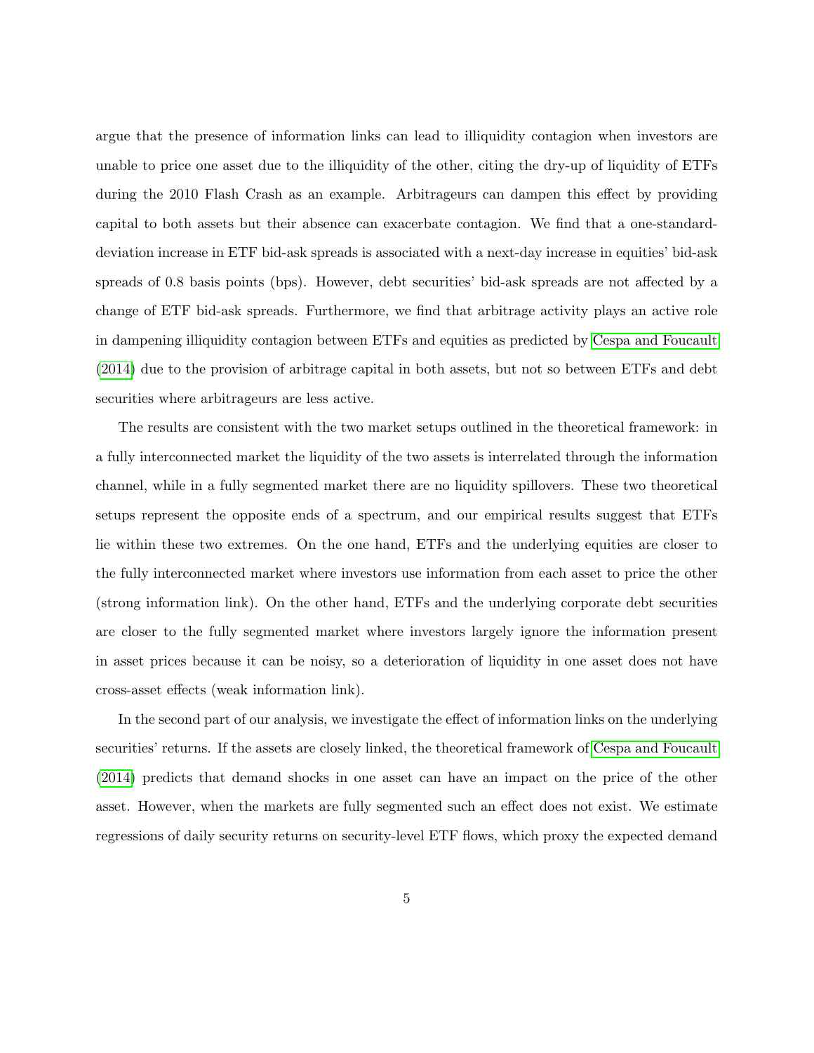argue that the presence of information links can lead to illiquidity contagion when investors are unable to price one asset due to the illiquidity of the other, citing the dry-up of liquidity of ETFs during the 2010 Flash Crash as an example. Arbitrageurs can dampen this effect by providing capital to both assets but their absence can exacerbate contagion. We find that a one-standard-deviation increase in ETF bid-ask spreads is associated with a next-day increase in equities' bid-ask spreads of 0.8 basis points (bps). However, debt securities' bid-ask spreads are not affected by a change of ETF bid-ask spreads. Furthermore, we find that arbitrage activity plays an active role in dampening illiquidity contagion between ETFs and equities as predicted by Cespa and Foucault (2014) due to the provision of arbitrage capital in both assets, but not so between ETFs and debt securities where arbitrageurs are less active.

The results are consistent with the two market setups outlined in the theoretical framework: in a fully interconnected market the liquidity of the two assets is interrelated through the information channel, while in a fully segmented market there are no liquidity spillovers. These two theoretical setups represent the opposite ends of a spectrum, and our empirical results suggest that ETFs lie within these two extremes. On the one hand, ETFs and the underlying equities are closer to the fully interconnected market where investors use information from each asset to price the other (strong information link). On the other hand, ETFs and the underlying corporate debt securities are closer to the fully segmented market where investors largely ignore the information present in asset prices because it can be noisy, so a deterioration of liquidity in one asset does not have cross-asset effects (weak information link).

In the second part of our analysis, we investigate the effect of information links on the underlying securities' returns. If the assets are closely linked, the theoretical framework of Cespa and Foucault (2014) predicts that demand shocks in one asset can have an impact on the price of the other asset. However, when the markets are fully segmented such an effect does not exist. We estimate regressions of daily security returns on security-level ETF flows, which proxy the expected demand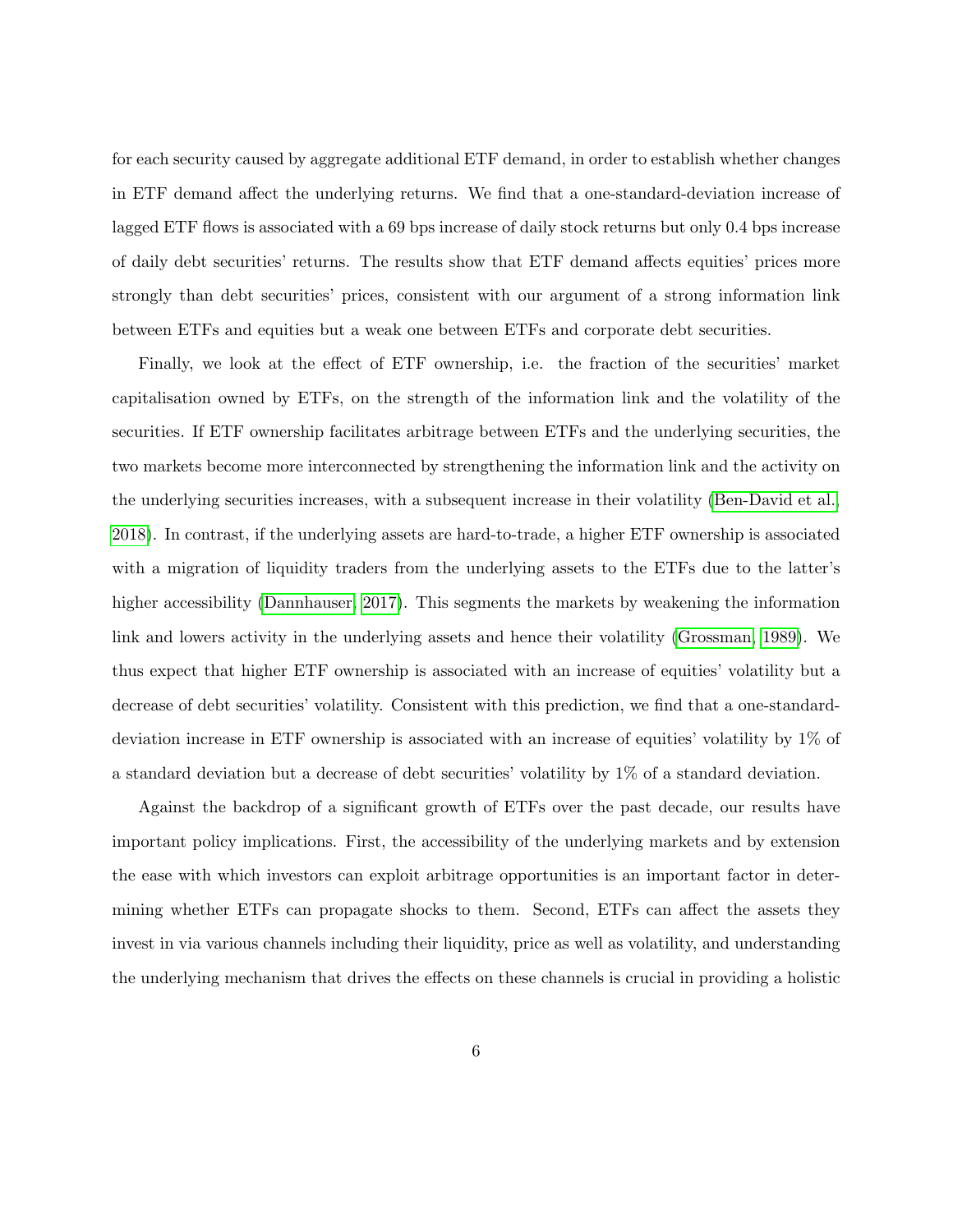for each security caused by aggregate additional ETF demand, in order to establish whether changes in ETF demand affect the underlying returns. We find that a one-standard-deviation increase of lagged ETF flows is associated with a 69 bps increase of daily stock returns but only 0.4 bps increase of daily debt securities' returns. The results show that ETF demand affects equities' prices more strongly than debt securities' prices, consistent with our argument of a strong information link between ETFs and equities but a weak one between ETFs and corporate debt securities.

Finally, we look at the effect of ETF ownership, i.e. the fraction of the securities' market capitalisation owned by ETFs, on the strength of the information link and the volatility of the securities. If ETF ownership facilitates arbitrage between ETFs and the underlying securities, the two markets become more interconnected by strengthening the information link and the activity on the underlying securities increases, with a subsequent increase in their volatility (Ben-David et al., 2018). In contrast, if the underlying assets are hard-to-trade, a higher ETF ownership is associated with a migration of liquidity traders from the underlying assets to the ETFs due to the latter's higher accessibility (Dannhauser, 2017). This segments the markets by weakening the information link and lowers activity in the underlying assets and hence their volatility (Grossman, 1989). We thus expect that higher ETF ownership is associated with an increase of equities' volatility but a decrease of debt securities' volatility. Consistent with this prediction, we find that a one-standard-deviation increase in ETF ownership is associated with an increase of equities' volatility by 1% of a standard deviation but a decrease of debt securities' volatility by 1% of a standard deviation.

Against the backdrop of a significant growth of ETFs over the past decade, our results have important policy implications. First, the accessibility of the underlying markets and by extension the ease with which investors can exploit arbitrage opportunities is an important factor in determining whether ETFs can propagate shocks to them. Second, ETFs can affect the assets they invest in via various channels including their liquidity, price as well as volatility, and understanding the underlying mechanism that drives the effects on these channels is crucial in providing a holistic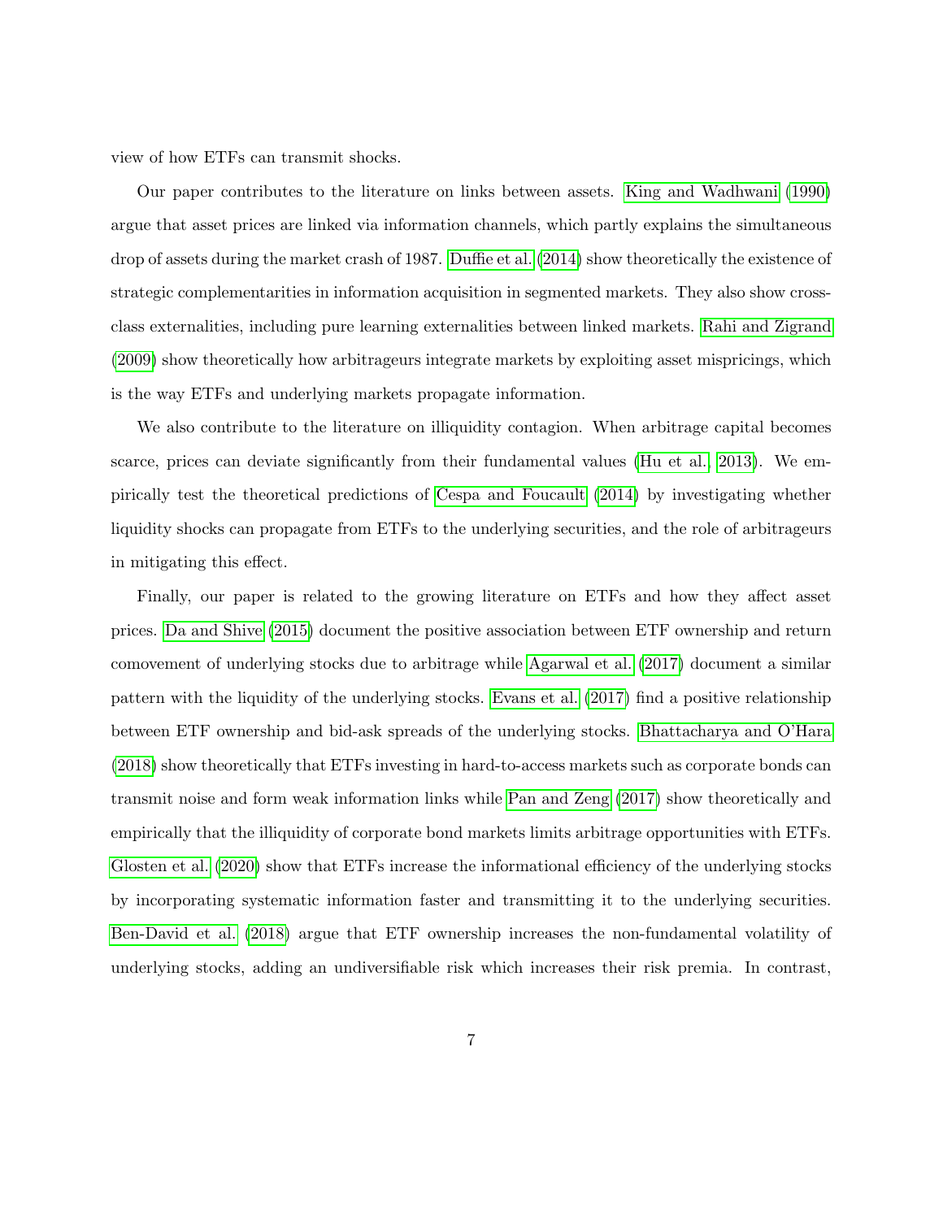view of how ETFs can transmit shocks.

Our paper contributes to the literature on links between assets. King and Wadhwani (1990) argue that asset prices are linked via information channels, which partly explains the simultaneous drop of assets during the market crash of 1987. Duffie et al. (2014) show theoretically the existence of strategic complementarities in information acquisition in segmented markets. They also show cross-class externalities, including pure learning externalities between linked markets. Rahi and Zigrand (2009) show theoretically how arbitrageurs integrate markets by exploiting asset mispricings, which is the way ETFs and underlying markets propagate information.

We also contribute to the literature on illiquidity contagion. When arbitrage capital becomes scarce, prices can deviate significantly from their fundamental values (Hu et al., 2013). We empirically test the theoretical predictions of Cespa and Foucault (2014) by investigating whether liquidity shocks can propagate from ETFs to the underlying securities, and the role of arbitrageurs in mitigating this effect.

Finally, our paper is related to the growing literature on ETFs and how they affect asset prices. Da and Shive (2015) document the positive association between ETF ownership and return comovement of underlying stocks due to arbitrage while Agarwal et al. (2017) document a similar pattern with the liquidity of the underlying stocks. Evans et al. (2017) find a positive relationship between ETF ownership and bid-ask spreads of the underlying stocks. Bhattacharya and O'Hara (2018) show theoretically that ETFs investing in hard-to-access markets such as corporate bonds can transmit noise and form weak information links while Pan and Zeng (2017) show theoretically and empirically that the illiquidity of corporate bond markets limits arbitrage opportunities with ETFs. Glosten et al. (2020) show that ETFs increase the informational efficiency of the underlying stocks by incorporating systematic information faster and transmitting it to the underlying securities. Ben-David et al. (2018) argue that ETF ownership increases the non-fundamental volatility of underlying stocks, adding an undiversifiable risk which increases their risk premia. In contrast,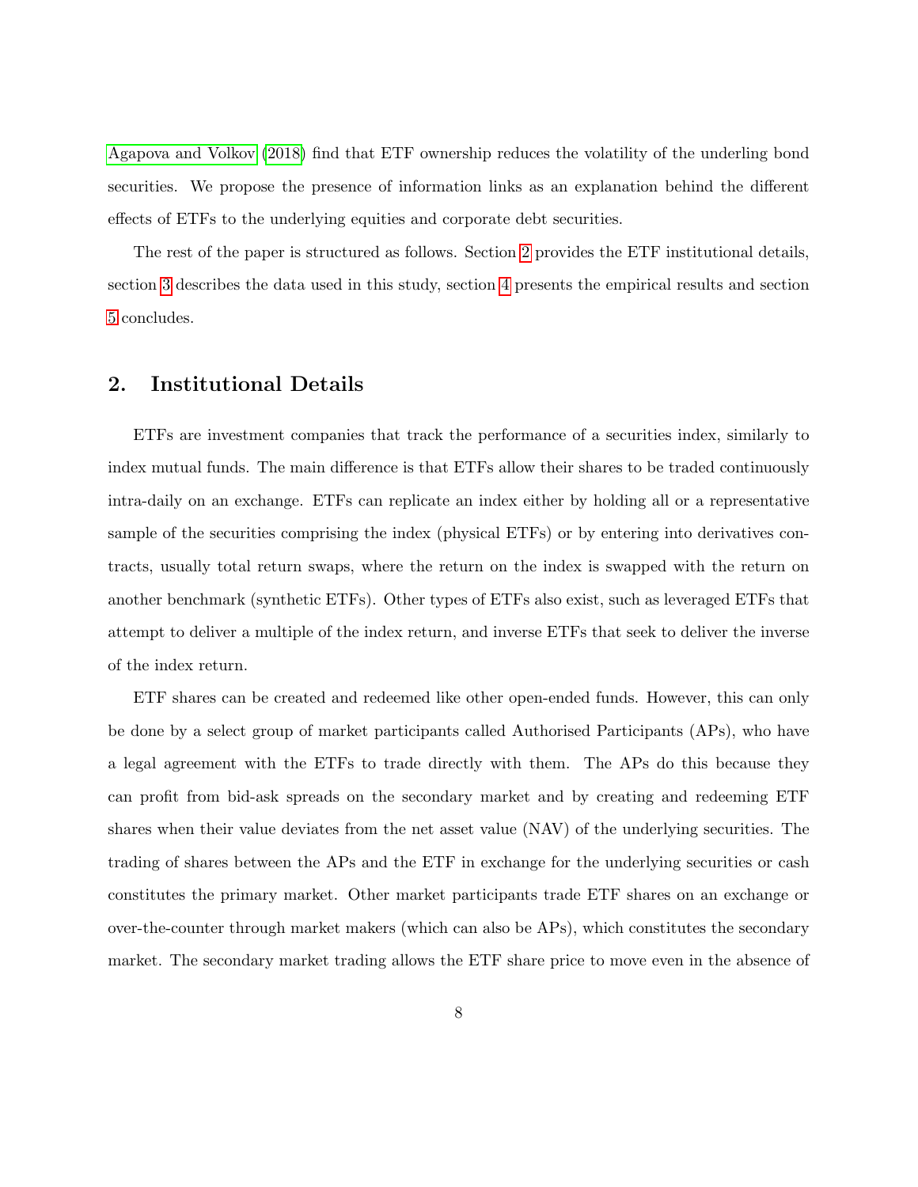Agapova and Volkov (2018) find that ETF ownership reduces the volatility of the underling bond securities. We propose the presence of information links as an explanation behind the different effects of ETFs to the underlying equities and corporate debt securities.

The rest of the paper is structured as follows. Section 2 provides the ETF institutional details, section 3 describes the data used in this study, section 4 presents the empirical results and section 5 concludes.

## 2. Institutional Details

ETFs are investment companies that track the performance of a securities index, similarly to index mutual funds. The main difference is that ETFs allow their shares to be traded continuously intra-daily on an exchange. ETFs can replicate an index either by holding all or a representative sample of the securities comprising the index (physical ETFs) or by entering into derivatives contracts, usually total return swaps, where the return on the index is swapped with the return on another benchmark (synthetic ETFs). Other types of ETFs also exist, such as leveraged ETFs that attempt to deliver a multiple of the index return, and inverse ETFs that seek to deliver the inverse of the index return.

ETF shares can be created and redeemed like other open-ended funds. However, this can only be done by a select group of market participants called Authorised Participants (APs), who have a legal agreement with the ETFs to trade directly with them. The APs do this because they can profit from bid-ask spreads on the secondary market and by creating and redeeming ETF shares when their value deviates from the net asset value (NAV) of the underlying securities. The trading of shares between the APs and the ETF in exchange for the underlying securities or cash constitutes the primary market. Other market participants trade ETF shares on an exchange or over-the-counter through market makers (which can also be APs), which constitutes the secondary market. The secondary market trading allows the ETF share price to move even in the absence of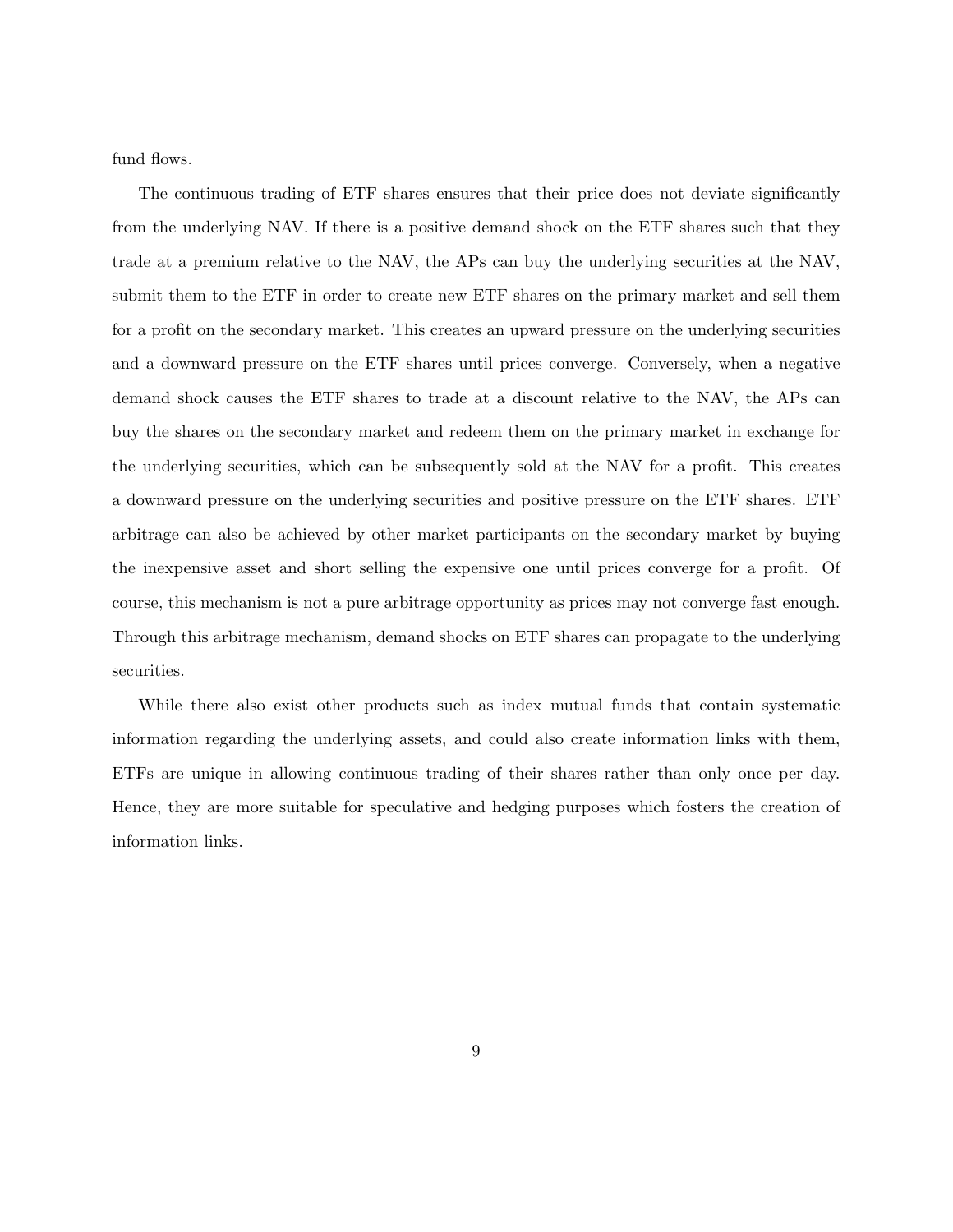fund flows.

The continuous trading of ETF shares ensures that their price does not deviate significantly from the underlying NAV. If there is a positive demand shock on the ETF shares such that they trade at a premium relative to the NAV, the APs can buy the underlying securities at the NAV, submit them to the ETF in order to create new ETF shares on the primary market and sell them for a profit on the secondary market. This creates an upward pressure on the underlying securities and a downward pressure on the ETF shares until prices converge. Conversely, when a negative demand shock causes the ETF shares to trade at a discount relative to the NAV, the APs can buy the shares on the secondary market and redeem them on the primary market in exchange for the underlying securities, which can be subsequently sold at the NAV for a profit. This creates a downward pressure on the underlying securities and positive pressure on the ETF shares. ETF arbitrage can also be achieved by other market participants on the secondary market by buying the inexpensive asset and short selling the expensive one until prices converge for a profit. Of course, this mechanism is not a pure arbitrage opportunity as prices may not converge fast enough. Through this arbitrage mechanism, demand shocks on ETF shares can propagate to the underlying securities.

While there also exist other products such as index mutual funds that contain systematic information regarding the underlying assets, and could also create information links with them, ETFs are unique in allowing continuous trading of their shares rather than only once per day. Hence, they are more suitable for speculative and hedging purposes which fosters the creation of information links.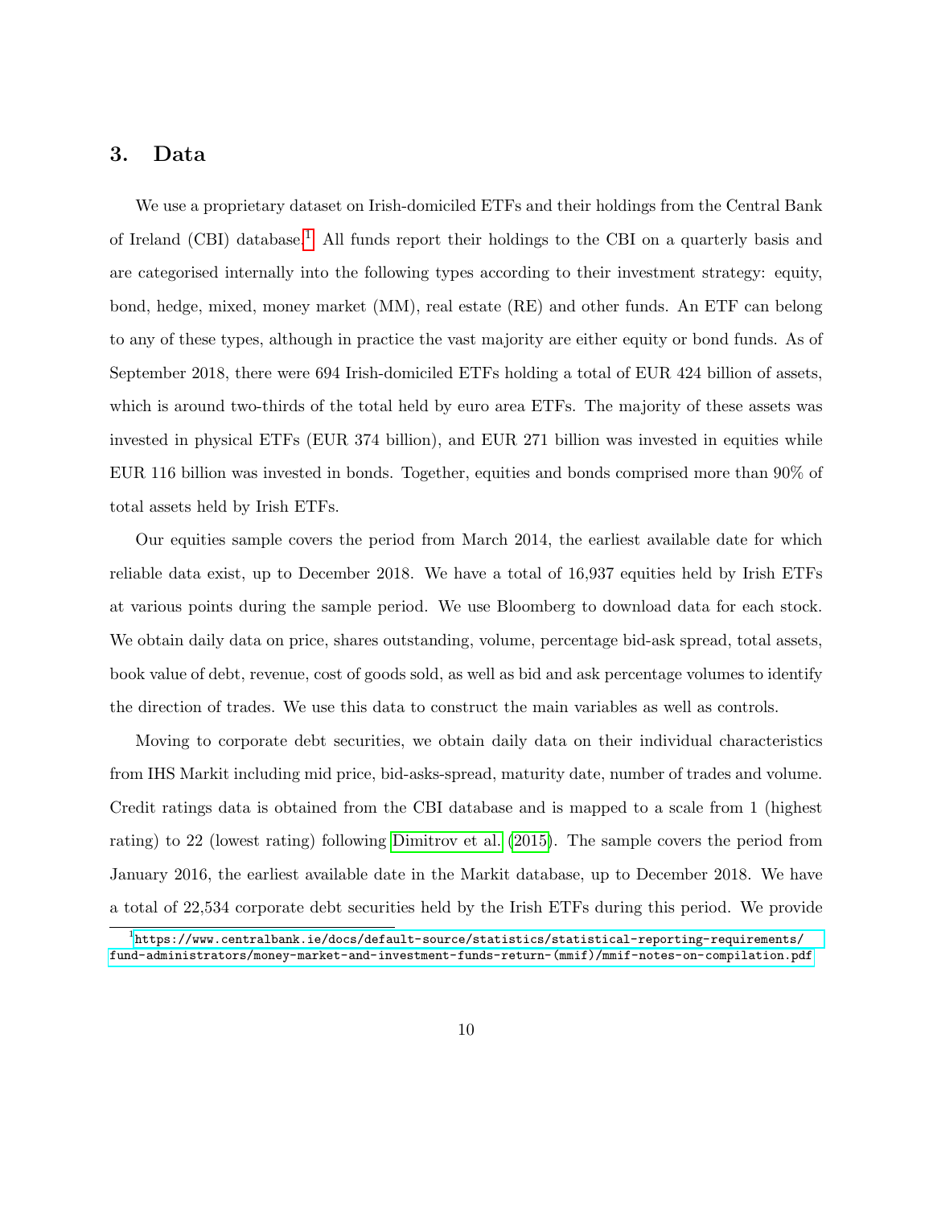## 3. Data

We use a proprietary dataset on Irish-domiciled ETFs and their holdings from the Central Bank of Ireland (CBI) database.[1] All funds report their holdings to the CBI on a quarterly basis and are categorised internally into the following types according to their investment strategy: equity, bond, hedge, mixed, money market (MM), real estate (RE) and other funds. An ETF can belong to any of these types, although in practice the vast majority are either equity or bond funds. As of September 2018, there were 694 Irish-domiciled ETFs holding a total of EUR 424 billion of assets, which is around two-thirds of the total held by euro area ETFs. The majority of these assets was invested in physical ETFs (EUR 374 billion), and EUR 271 billion was invested in equities while EUR 116 billion was invested in bonds. Together, equities and bonds comprised more than 90% of total assets held by Irish ETFs.

Our equities sample covers the period from March 2014, the earliest available date for which reliable data exist, up to December 2018. We have a total of 16,937 equities held by Irish ETFs at various points during the sample period. We use Bloomberg to download data for each stock. We obtain daily data on price, shares outstanding, volume, percentage bid-ask spread, total assets, book value of debt, revenue, cost of goods sold, as well as bid and ask percentage volumes to identify the direction of trades. We use this data to construct the main variables as well as controls.

Moving to corporate debt securities, we obtain daily data on their individual characteristics from IHS Markit including mid price, bid-asks-spread, maturity date, number of trades and volume. Credit ratings data is obtained from the CBI database and is mapped to a scale from 1 (highest rating) to 22 (lowest rating) following Dimitrov et al. (2015). The sample covers the period from January 2016, the earliest available date in the Markit database, up to December 2018. We have a total of 22,534 corporate debt securities held by the Irish ETFs during this period. We provide

[1] https://www.centralbank.ie/docs/default-source/statistics/statistical-reporting-requirements/fund-administrators/money-market-and-investment-funds-return-(mmif)/mmif-notes-on-compilation.pdf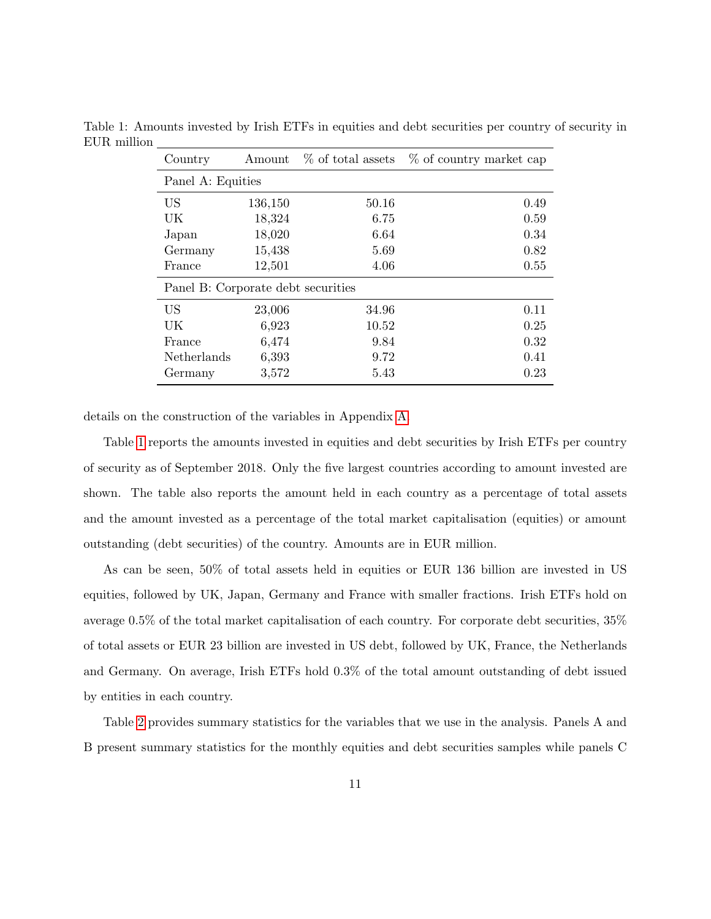Table 1: Amounts invested by Irish ETFs in equities and debt securities per country of security in EUR million

| Country | Amount | % of total assets | % of country market cap |
|---|---|---|---|
| Panel A: Equities | | | |
| US | 136,150 | 50.16 | 0.49 |
| UK | 18,324 | 6.75 | 0.59 |
| Japan | 18,020 | 6.64 | 0.34 |
| Germany | 15,438 | 5.69 | 0.82 |
| France | 12,501 | 4.06 | 0.55 |
| Panel B: Corporate debt securities | | | |
| US | 23,006 | 34.96 | 0.11 |
| UK | 6,923 | 10.52 | 0.25 |
| France | 6,474 | 9.84 | 0.32 |
| Netherlands | 6,393 | 9.72 | 0.41 |
| Germany | 3,572 | 5.43 | 0.23 |

details on the construction of the variables in Appendix A.

Table 1 reports the amounts invested in equities and debt securities by Irish ETFs per country of security as of September 2018. Only the five largest countries according to amount invested are shown. The table also reports the amount held in each country as a percentage of total assets and the amount invested as a percentage of the total market capitalisation (equities) or amount outstanding (debt securities) of the country. Amounts are in EUR million.

As can be seen, 50% of total assets held in equities or EUR 136 billion are invested in US equities, followed by UK, Japan, Germany and France with smaller fractions. Irish ETFs hold on average 0.5% of the total market capitalisation of each country. For corporate debt securities, 35% of total assets or EUR 23 billion are invested in US debt, followed by UK, France, the Netherlands and Germany. On average, Irish ETFs hold 0.3% of the total amount outstanding of debt issued by entities in each country.

Table 2 provides summary statistics for the variables that we use in the analysis. Panels A and B present summary statistics for the monthly equities and debt securities samples while panels C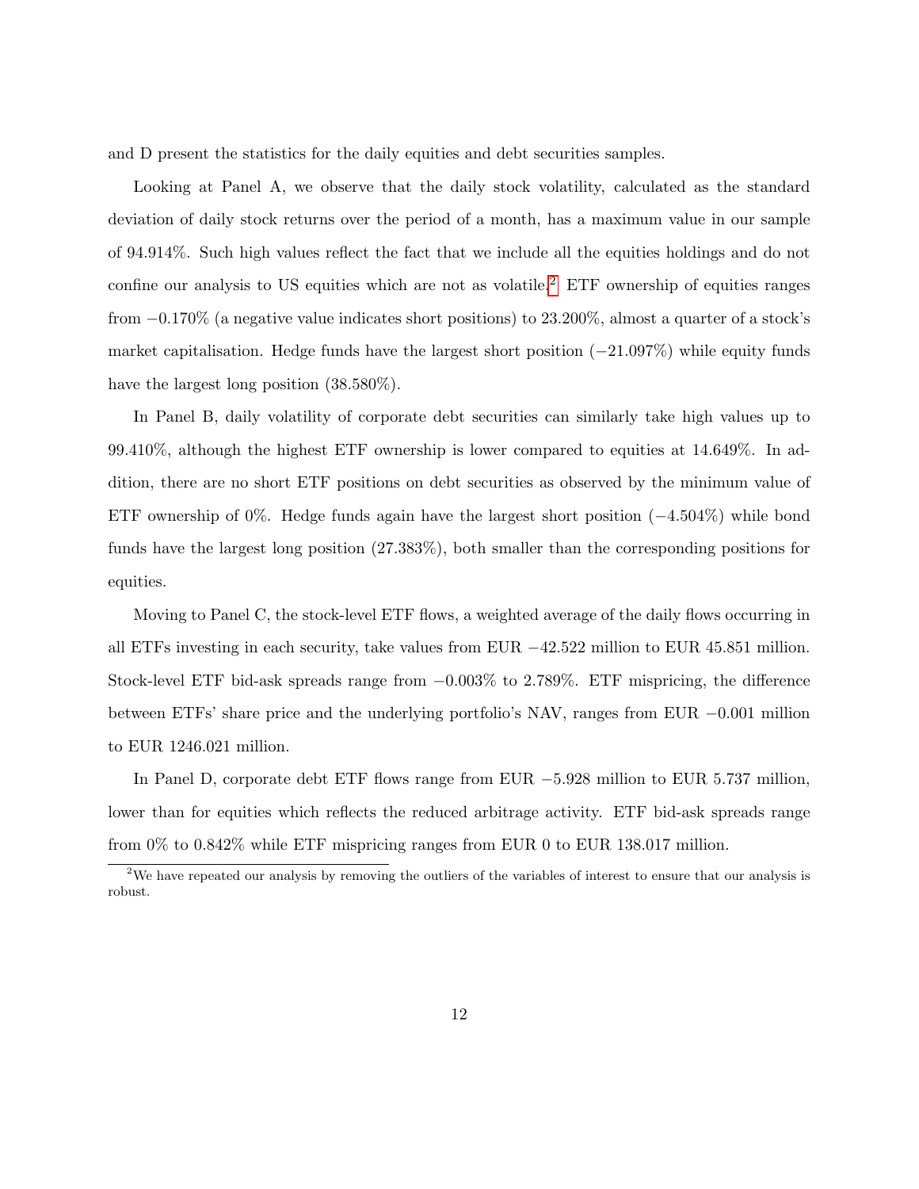and D present the statistics for the daily equities and debt securities samples.

Looking at Panel A, we observe that the daily stock volatility, calculated as the standard deviation of daily stock returns over the period of a month, has a maximum value in our sample of 94.914%. Such high values reflect the fact that we include all the equities holdings and do not confine our analysis to US equities which are not as volatile.[2] ETF ownership of equities ranges from −0.170% (a negative value indicates short positions) to 23.200%, almost a quarter of a stock's market capitalisation. Hedge funds have the largest short position (−21.097%) while equity funds have the largest long position (38.580%).

In Panel B, daily volatility of corporate debt securities can similarly take high values up to 99.410%, although the highest ETF ownership is lower compared to equities at 14.649%. In addition, there are no short ETF positions on debt securities as observed by the minimum value of ETF ownership of 0%. Hedge funds again have the largest short position (−4.504%) while bond funds have the largest long position (27.383%), both smaller than the corresponding positions for equities.

Moving to Panel C, the stock-level ETF flows, a weighted average of the daily flows occurring in all ETFs investing in each security, take values from EUR −42.522 million to EUR 45.851 million. Stock-level ETF bid-ask spreads range from −0.003% to 2.789%. ETF mispricing, the difference between ETFs' share price and the underlying portfolio's NAV, ranges from EUR −0.001 million to EUR 1246.021 million.

In Panel D, corporate debt ETF flows range from EUR −5.928 million to EUR 5.737 million, lower than for equities which reflects the reduced arbitrage activity. ETF bid-ask spreads range from 0% to 0.842% while ETF mispricing ranges from EUR 0 to EUR 138.017 million.

[2] We have repeated our analysis by removing the outliers of the variables of interest to ensure that our analysis is robust.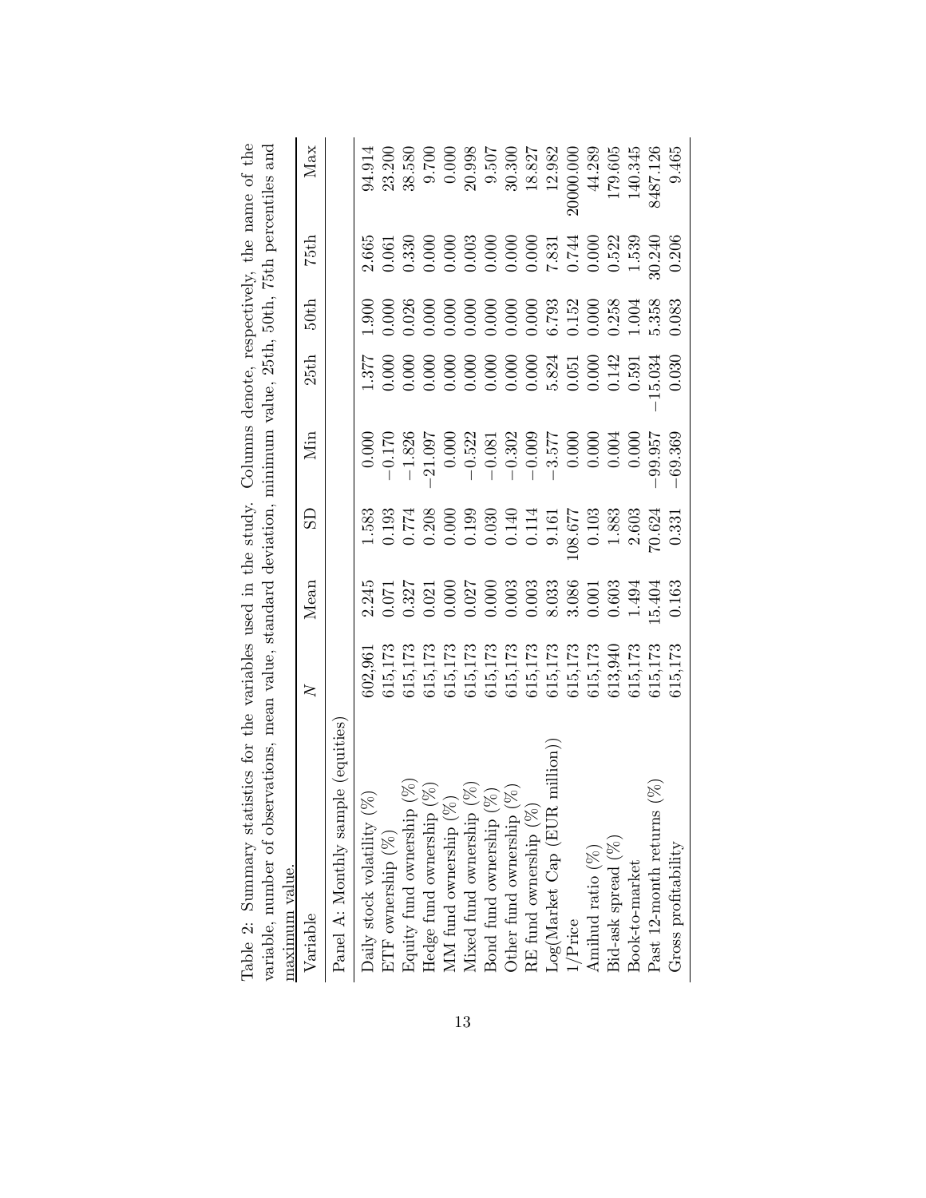Table 2: Summary statistics for the variables used in the study. Columns denote, respectively, the name of the variable, number of observations, mean value, standard deviation, minimum value, 25th, 50th, 75th percentiles and maximum value.

| Variable | $N$ | Mean | SD | Min | 25th | 50th | 75th | Max |
|---|---|---|---|---|---|---|---|---|
| Panel A: Monthly sample (equities) | | | | | | | | |
| Daily stock volatility (%) | 602,961 | 2.245 | 1.583 | 0.000 | 1.377 | 1.900 | 2.665 | 94.914 |
| ETF ownership (%) | 615,173 | 0.071 | 0.193 | −0.170 | 0.000 | 0.000 | 0.061 | 23.200 |
| Equity fund ownership (%) | 615,173 | 0.327 | 0.774 | −1.826 | 0.000 | 0.026 | 0.330 | 38.580 |
| Hedge fund ownership (%) | 615,173 | 0.021 | 0.208 | −21.097 | 0.000 | 0.000 | 0.000 | 9.700 |
| MM fund ownership (%) | 615,173 | 0.000 | 0.000 | 0.000 | 0.000 | 0.000 | 0.000 | 0.000 |
| Mixed fund ownership (%) | 615,173 | 0.027 | 0.199 | −0.522 | 0.000 | 0.000 | 0.003 | 20.998 |
| Bond fund ownership (%) | 615,173 | 0.000 | 0.030 | −0.081 | 0.000 | 0.000 | 0.000 | 9.507 |
| Other fund ownership (%) | 615,173 | 0.003 | 0.140 | −0.302 | 0.000 | 0.000 | 0.000 | 30.300 |
| RE fund ownership (%) | 615,173 | 0.003 | 0.114 | −0.009 | 0.000 | 0.000 | 0.000 | 18.827 |
| Log(Market Cap (EUR million)) | 615,173 | 8.033 | 9.161 | −3.577 | 5.824 | 6.793 | 7.831 | 12.982 |
| 1/Price | 615,173 | 3.086 | 108.677 | 0.000 | 0.051 | 0.152 | 0.744 | 20000.000 |
| Amihud ratio (%) | 615,173 | 0.001 | 0.103 | 0.000 | 0.000 | 0.000 | 0.000 | 44.289 |
| Bid-ask spread (%) | 613,940 | 0.603 | 1.883 | 0.004 | 0.142 | 0.258 | 0.522 | 179.605 |
| Book-to-market | 615,173 | 1.494 | 2.603 | 0.000 | 0.591 | 1.004 | 1.539 | 140.345 |
| Past 12-month returns (%) | 615,173 | 15.404 | 70.624 | −99.957 | −15.034 | 5.358 | 30.240 | 8487.126 |
| Gross profitability | 615,173 | 0.163 | 0.331 | −69.369 | 0.030 | 0.083 | 0.206 | 9.465 |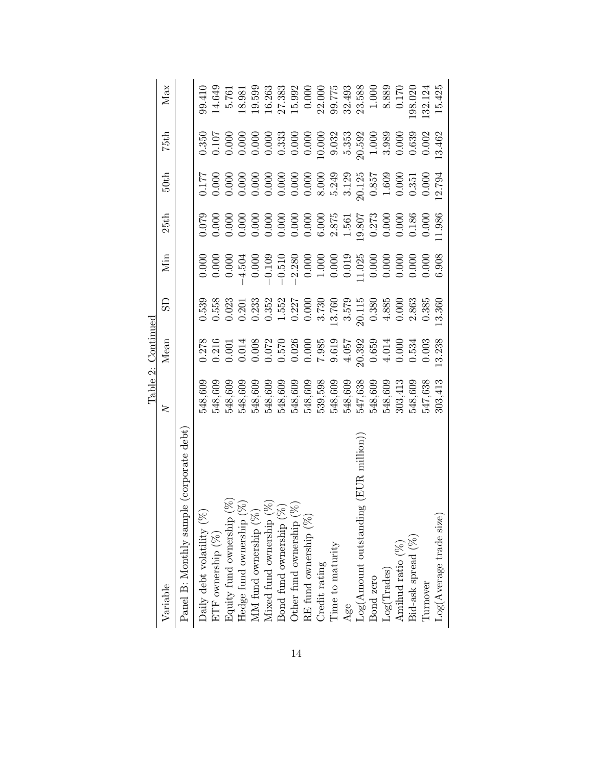Table 2: Continued

| Variable | $N$ | Mean | SD | Min | 25th | 50th | 75th | Max |
|---|---|---|---|---|---|---|---|---|
| Panel B: Monthly sample (corporate debt) | | | | | | | | |
| Daily debt volatility (%) | 548,609 | 0.278 | 0.539 | 0.000 | 0.079 | 0.177 | 0.350 | 99.410 |
| ETF ownership (%) | 548,609 | 0.216 | 0.558 | 0.000 | 0.000 | 0.000 | 0.107 | 14.649 |
| Equity fund ownership (%) | 548,609 | 0.001 | 0.023 | 0.000 | 0.000 | 0.000 | 0.000 | 5.761 |
| Hedge fund ownership (%) | 548,609 | 0.014 | 0.201 | −4.504 | 0.000 | 0.000 | 0.000 | 18.981 |
| MM fund ownership (%) | 548,609 | 0.008 | 0.233 | 0.000 | 0.000 | 0.000 | 0.000 | 19.599 |
| Mixed fund ownership (%) | 548,609 | 0.072 | 0.352 | −0.109 | 0.000 | 0.000 | 0.000 | 16.263 |
| Bond fund ownership (%) | 548,609 | 0.570 | 1.552 | −0.510 | 0.000 | 0.000 | 0.333 | 27.383 |
| Other fund ownership (%) | 548,609 | 0.026 | 0.227 | −2.280 | 0.000 | 0.000 | 0.000 | 15.992 |
| RE fund ownership (%) | 548,609 | 0.000 | 0.000 | 0.000 | 0.000 | 0.000 | 0.000 | 0.000 |
| Credit rating | 539,598 | 7.985 | 3.730 | 1.000 | 6.000 | 8.000 | 10.000 | 22.000 |
| Time to maturity | 548,609 | 9.619 | 13.760 | 0.000 | 2.875 | 5.249 | 9.032 | 99.775 |
| Age | 548,609 | 4.057 | 3.579 | 0.019 | 1.561 | 3.129 | 5.353 | 32.493 |
| Log(Amount outstanding (EUR million)) | 547,638 | 20.392 | 20.115 | 11.025 | 19.807 | 20.125 | 20.592 | 23.588 |
| Bond zero | 548,609 | 0.659 | 0.380 | 0.000 | 0.273 | 0.857 | 1.000 | 1.000 |
| Log(Trades) | 548,609 | 4.014 | 4.885 | 0.000 | 0.000 | 1.609 | 3.989 | 8.889 |
| Amihud ratio (%) | 303,413 | 0.000 | 0.000 | 0.000 | 0.000 | 0.000 | 0.000 | 0.170 |
| Bid-ask spread (%) | 548,609 | 0.534 | 2.863 | 0.000 | 0.186 | 0.351 | 0.639 | 198.020 |
| Turnover | 547,638 | 0.003 | 0.385 | 0.000 | 0.000 | 0.000 | 0.002 | 132.124 |
| Log(Average trade size) | 303,413 | 13.238 | 13.360 | 6.908 | 11.986 | 12.794 | 13.462 | 15.425 |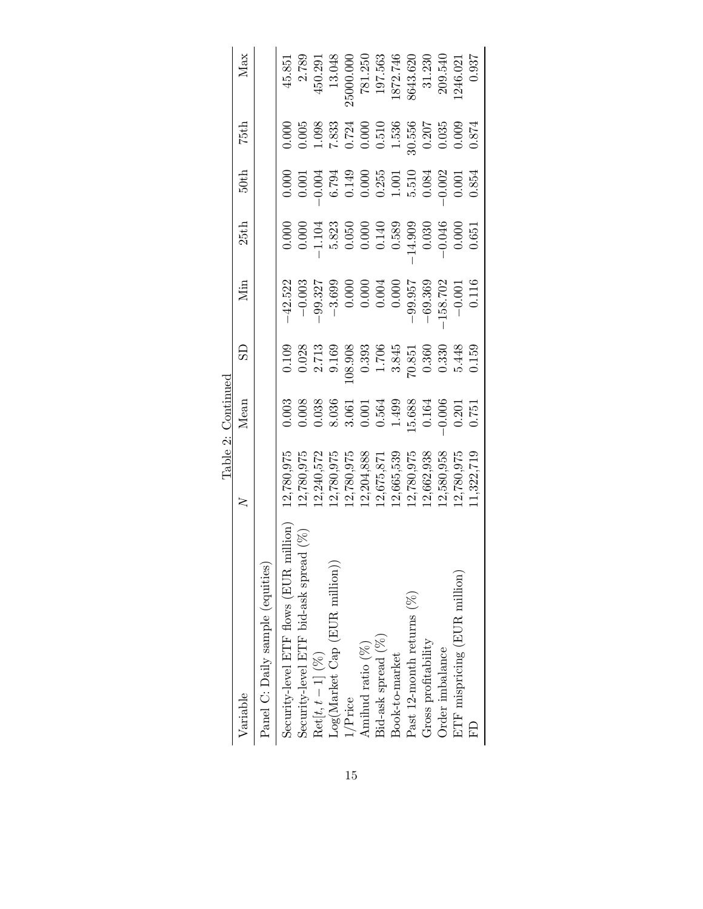Table 2: Continued

| Variable | $N$ | Mean | SD | Min | 25th | 50th | 75th | Max |
|---|---|---|---|---|---|---|---|---|
| Panel C: Daily sample (equities) | | | | | | | | |
| Security-level ETF flows (EUR million) | 12,780,975 | 0.003 | 0.109 | −42.522 | 0.000 | 0.000 | 0.000 | 45.851 |
| Security-level ETF bid-ask spread (%) | 12,780,975 | 0.008 | 0.028 | −0.003 | 0.000 | 0.001 | 0.005 | 2.789 |
| Ret$[t, t-1]$ (%) | 12,240,572 | 0.038 | 2.713 | −99.327 | −1.104 | −0.004 | 1.098 | 450.291 |
| Log(Market Cap (EUR million)) | 12,780,975 | 8.036 | 9.169 | −3.699 | 5.823 | 6.794 | 7.833 | 13.048 |
| 1/Price | 12,780,975 | 3.061 | 108.908 | 0.000 | 0.050 | 0.149 | 0.724 | 25000.000 |
| Amihud ratio (%) | 12,204,888 | 0.001 | 0.393 | 0.000 | 0.000 | 0.000 | 0.000 | 781.250 |
| Bid-ask spread (%) | 12,675,871 | 0.564 | 1.706 | 0.004 | 0.140 | 0.255 | 0.510 | 197.563 |
| Book-to-market | 12,665,539 | 1.499 | 3.845 | 0.000 | 0.589 | 1.001 | 1.536 | 1872.746 |
| Past 12-month returns (%) | 12,780,975 | 15.688 | 70.851 | −99.957 | −14.909 | 5.510 | 30.556 | 8643.620 |
| Gross profitability | 12,662,938 | 0.164 | 0.360 | −69.369 | 0.030 | 0.084 | 0.207 | 31.230 |
| Order imbalance | 12,580,958 | −0.006 | 0.330 | −158.702 | −0.046 | −0.002 | 0.035 | 209.540 |
| ETF mispricing (EUR million) | 12,780,975 | 0.201 | 5.448 | −0.001 | 0.000 | 0.001 | 0.009 | 1246.021 |
| FD | 11,322,719 | 0.751 | 0.159 | 0.116 | 0.651 | 0.854 | 0.874 | 0.937 |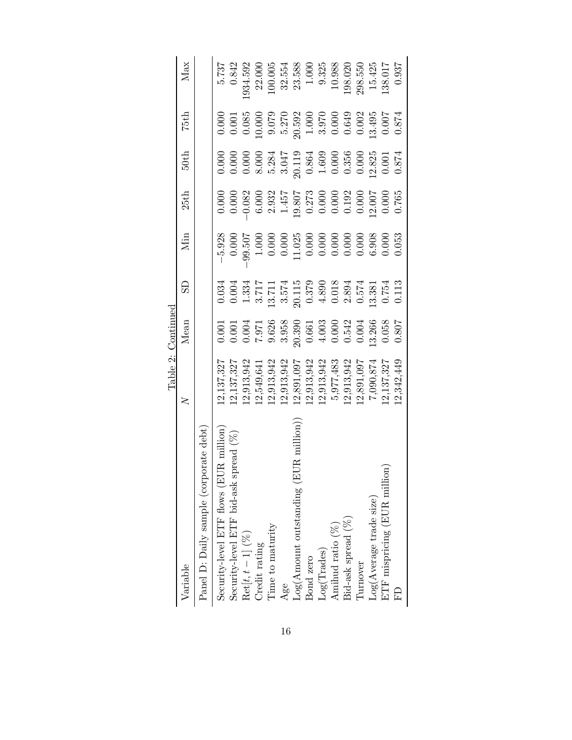Table 2: Continued

| Variable | $N$ | Mean | SD | Min | 25th | 50th | 75th | Max |
|---|---|---|---|---|---|---|---|---|
| Panel D: Daily sample (corporate debt) | | | | | | | | |
| Security-level ETF flows (EUR million) | 12,137,327 | 0.001 | 0.034 | −5.928 | 0.000 | 0.000 | 0.000 | 5.737 |
| Security-level ETF bid-ask spread (%) | 12,137,327 | 0.001 | 0.004 | 0.000 | 0.000 | 0.000 | 0.001 | 0.842 |
| Ret$[t, t-1]$ (%) | 12,913,942 | 0.004 | 1.334 | −99.507 | −0.082 | 0.000 | 0.085 | 1934.592 |
| Credit rating | 12,549,641 | 7.971 | 3.717 | 1.000 | 6.000 | 8.000 | 10.000 | 22.000 |
| Time to maturity | 12,913,942 | 9.626 | 13.711 | 0.000 | 2.932 | 5.284 | 9.079 | 100.005 |
| Age | 12,913,942 | 3.958 | 3.574 | 0.000 | 1.457 | 3.047 | 5.270 | 32.554 |
| Log(Amount outstanding (EUR million)) | 12,891,097 | 20.390 | 20.115 | 11.025 | 19.807 | 20.119 | 20.592 | 23.588 |
| Bond zero | 12,913,942 | 0.661 | 0.379 | 0.000 | 0.273 | 0.864 | 1.000 | 1.000 |
| Log(Trades) | 12,913,942 | 4.003 | 4.890 | 0.000 | 0.000 | 1.609 | 3.970 | 9.325 |
| Amihud ratio (%) | 5,977,483 | 0.000 | 0.018 | 0.000 | 0.000 | 0.000 | 0.000 | 10.988 |
| Bid-ask spread (%) | 12,913,942 | 0.542 | 2.894 | 0.000 | 0.192 | 0.356 | 0.649 | 198.020 |
| Turnover | 12,891,097 | 0.004 | 0.574 | 0.000 | 0.000 | 0.000 | 0.002 | 298.550 |
| Log(Average trade size) | 7,090,874 | 13.266 | 13.381 | 6.908 | 12.007 | 12.825 | 13.495 | 15.425 |
| ETF mispricing (EUR million) | 12,137,327 | 0.058 | 0.754 | 0.000 | 0.000 | 0.001 | 0.007 | 138.017 |
| FD | 12,342,449 | 0.807 | 0.113 | 0.053 | 0.765 | 0.874 | 0.874 | 0.937 |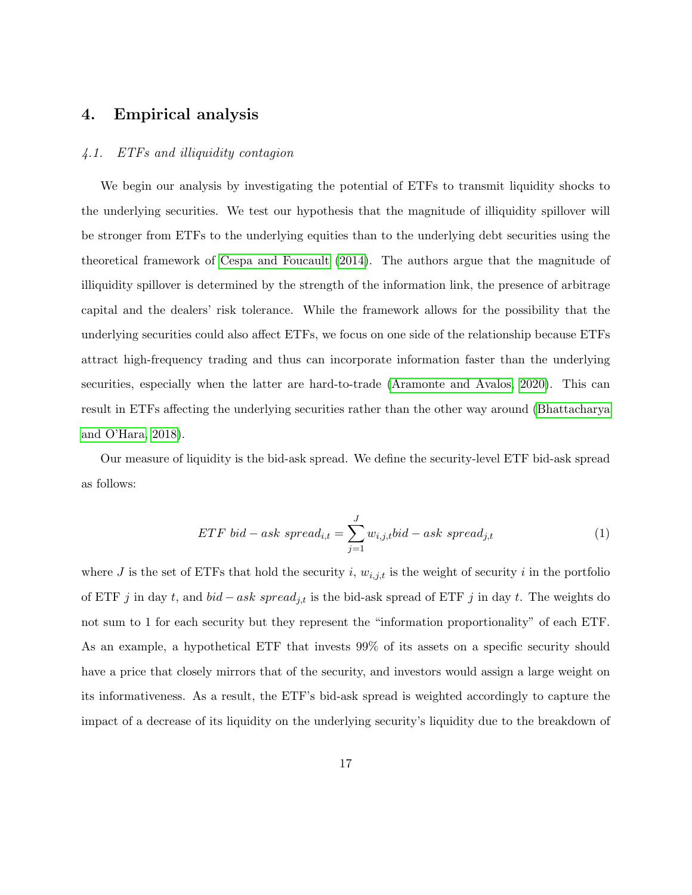# 4. Empirical analysis

## *4.1. ETFs and illiquidity contagion*

We begin our analysis by investigating the potential of ETFs to transmit liquidity shocks to the underlying securities. We test our hypothesis that the magnitude of illiquidity spillover will be stronger from ETFs to the underlying equities than to the underlying debt securities using the theoretical framework of Cespa and Foucault (2014). The authors argue that the magnitude of illiquidity spillover is determined by the strength of the information link, the presence of arbitrage capital and the dealers' risk tolerance. While the framework allows for the possibility that the underlying securities could also affect ETFs, we focus on one side of the relationship because ETFs attract high-frequency trading and thus can incorporate information faster than the underlying securities, especially when the latter are hard-to-trade (Aramonte and Avalos, 2020). This can result in ETFs affecting the underlying securities rather than the other way around (Bhattacharya and O'Hara, 2018).

Our measure of liquidity is the bid-ask spread. We define the security-level ETF bid-ask spread as follows:

$$ETF\ bid-ask\ spread_{i,t} = \sum_{j=1}^{J} w_{i,j,t} bid-ask\ spread_{j,t} \tag{1}$$

where $J$ is the set of ETFs that hold the security $i$, $w_{i,j,t}$ is the weight of security $i$ in the portfolio of ETF $j$ in day $t$, and $bid-ask\ spread_{j,t}$ is the bid-ask spread of ETF $j$ in day $t$. The weights do not sum to 1 for each security but they represent the "information proportionality" of each ETF. As an example, a hypothetical ETF that invests 99% of its assets on a specific security should have a price that closely mirrors that of the security, and investors would assign a large weight on its informativeness. As a result, the ETF's bid-ask spread is weighted accordingly to capture the impact of a decrease of its liquidity on the underlying security's liquidity due to the breakdown of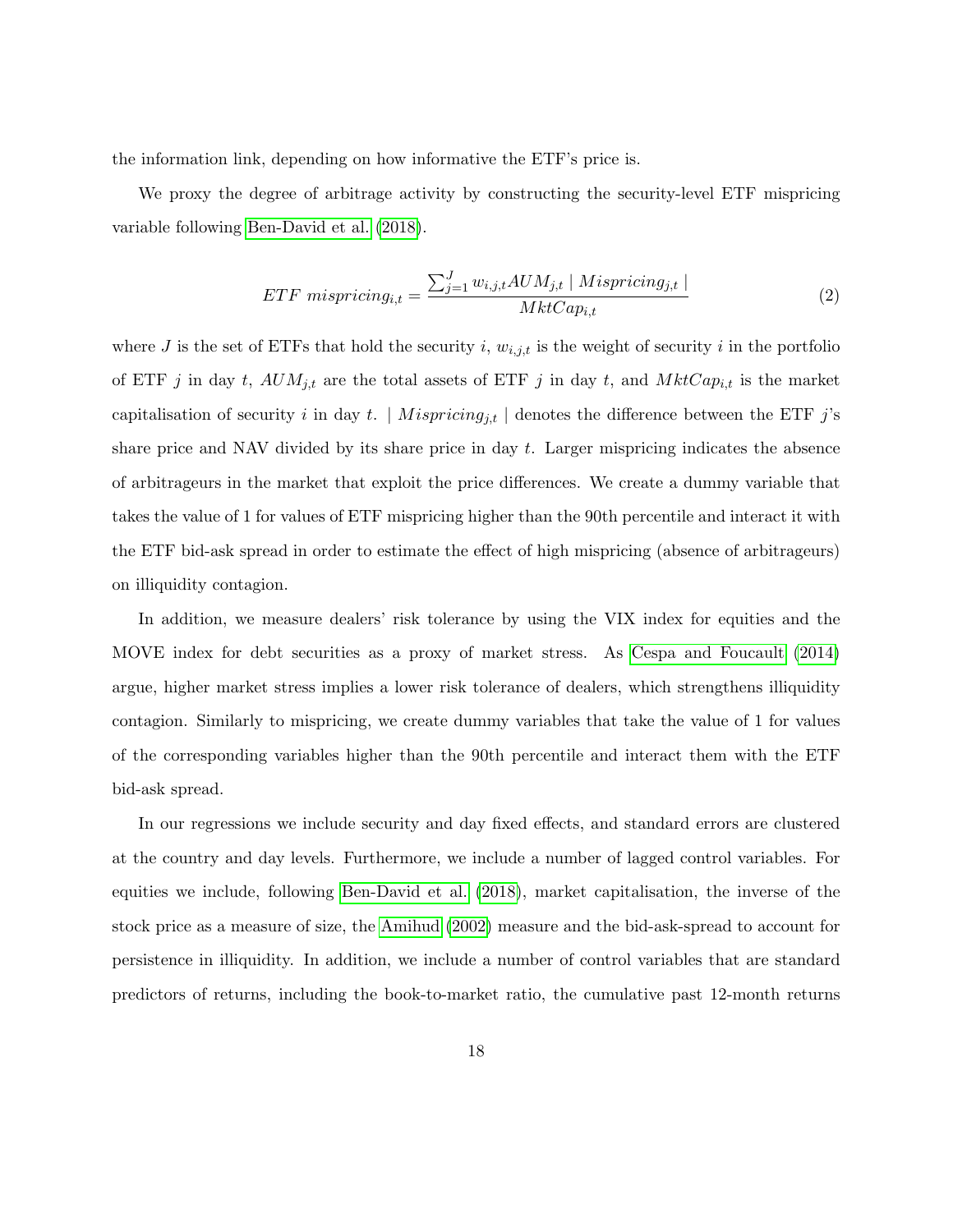the information link, depending on how informative the ETF's price is.

We proxy the degree of arbitrage activity by constructing the security-level ETF mispricing variable following Ben-David et al. (2018).

$$ETF\ mispricing_{i,t} = \frac{\sum_{j=1}^{J} w_{i,j,t} AUM_{j,t} \mid Mispricing_{j,t} \mid}{MktCap_{i,t}} \tag{2}$$

where $J$ is the set of ETFs that hold the security $i$, $w_{i,j,t}$ is the weight of security $i$ in the portfolio of ETF $j$ in day $t$, $AUM_{j,t}$ are the total assets of ETF $j$ in day $t$, and $MktCap_{i,t}$ is the market capitalisation of security $i$ in day $t$. $\mid Mispricing_{j,t} \mid$ denotes the difference between the ETF $j$'s share price and NAV divided by its share price in day $t$. Larger mispricing indicates the absence of arbitrageurs in the market that exploit the price differences. We create a dummy variable that takes the value of 1 for values of ETF mispricing higher than the 90th percentile and interact it with the ETF bid-ask spread in order to estimate the effect of high mispricing (absence of arbitrageurs) on illiquidity contagion.

In addition, we measure dealers' risk tolerance by using the VIX index for equities and the MOVE index for debt securities as a proxy of market stress. As Cespa and Foucault (2014) argue, higher market stress implies a lower risk tolerance of dealers, which strengthens illiquidity contagion. Similarly to mispricing, we create dummy variables that take the value of 1 for values of the corresponding variables higher than the 90th percentile and interact them with the ETF bid-ask spread.

In our regressions we include security and day fixed effects, and standard errors are clustered at the country and day levels. Furthermore, we include a number of lagged control variables. For equities we include, following Ben-David et al. (2018), market capitalisation, the inverse of the stock price as a measure of size, the Amihud (2002) measure and the bid-ask-spread to account for persistence in illiquidity. In addition, we include a number of control variables that are standard predictors of returns, including the book-to-market ratio, the cumulative past 12-month returns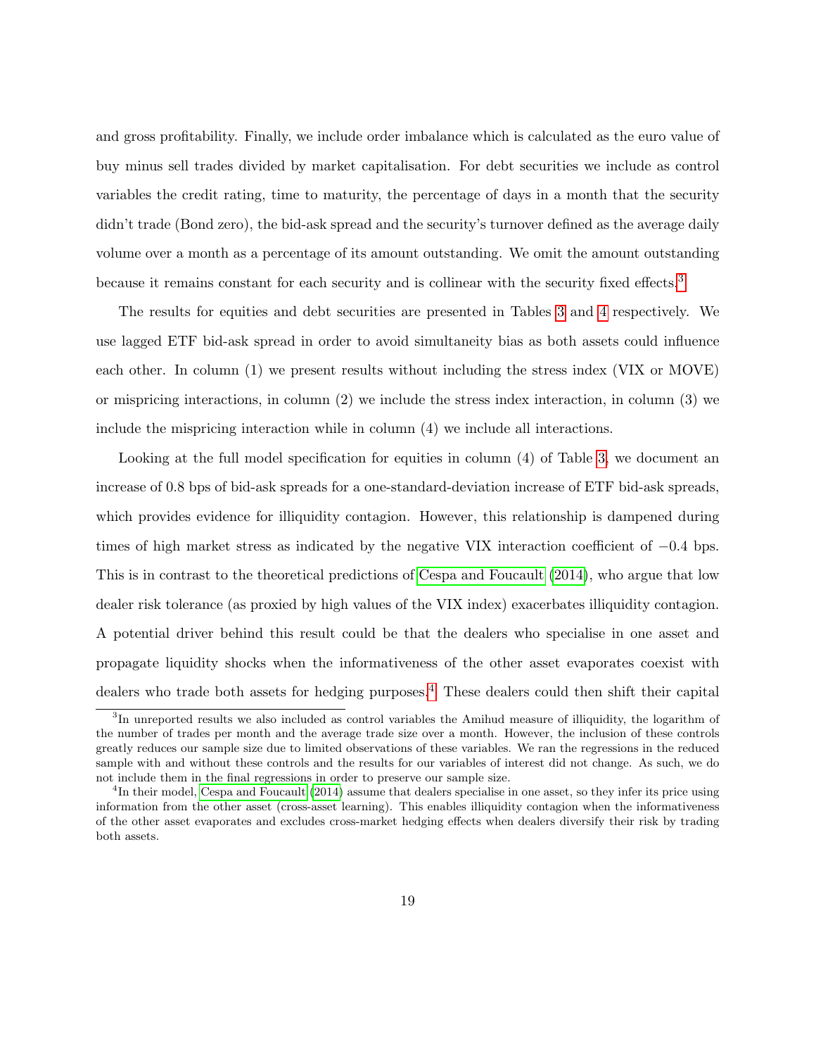and gross profitability. Finally, we include order imbalance which is calculated as the euro value of buy minus sell trades divided by market capitalisation. For debt securities we include as control variables the credit rating, time to maturity, the percentage of days in a month that the security didn't trade (Bond zero), the bid-ask spread and the security's turnover defined as the average daily volume over a month as a percentage of its amount outstanding. We omit the amount outstanding because it remains constant for each security and is collinear with the security fixed effects.[3]

The results for equities and debt securities are presented in Tables 3 and 4 respectively. We use lagged ETF bid-ask spread in order to avoid simultaneity bias as both assets could influence each other. In column (1) we present results without including the stress index (VIX or MOVE) or mispricing interactions, in column (2) we include the stress index interaction, in column (3) we include the mispricing interaction while in column (4) we include all interactions.

Looking at the full model specification for equities in column (4) of Table 3, we document an increase of 0.8 bps of bid-ask spreads for a one-standard-deviation increase of ETF bid-ask spreads, which provides evidence for illiquidity contagion. However, this relationship is dampened during times of high market stress as indicated by the negative VIX interaction coefficient of $-0.4$ bps. This is in contrast to the theoretical predictions of Cespa and Foucault (2014), who argue that low dealer risk tolerance (as proxied by high values of the VIX index) exacerbates illiquidity contagion. A potential driver behind this result could be that the dealers who specialise in one asset and propagate liquidity shocks when the informativeness of the other asset evaporates coexist with dealers who trade both assets for hedging purposes.[4] These dealers could then shift their capital

[3] In unreported results we also included as control variables the Amihud measure of illiquidity, the logarithm of the number of trades per month and the average trade size over a month. However, the inclusion of these controls greatly reduces our sample size due to limited observations of these variables. We ran the regressions in the reduced sample with and without these controls and the results for our variables of interest did not change. As such, we do not include them in the final regressions in order to preserve our sample size.

[4] In their model, Cespa and Foucault (2014) assume that dealers specialise in one asset, so they infer its price using information from the other asset (cross-asset learning). This enables illiquidity contagion when the informativeness of the other asset evaporates and excludes cross-market hedging effects when dealers diversify their risk by trading both assets.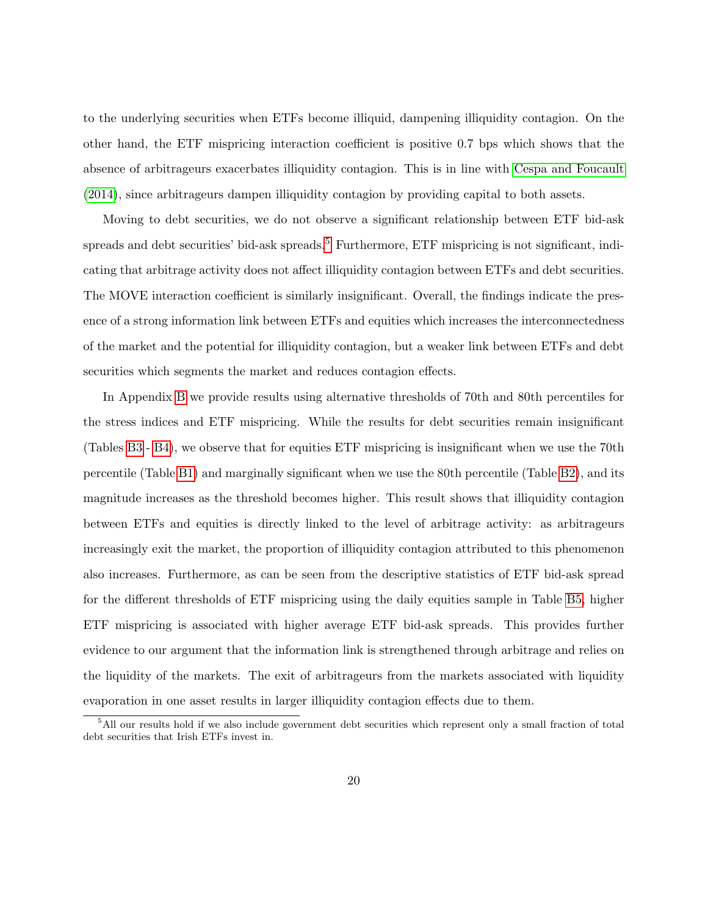to the underlying securities when ETFs become illiquid, dampening illiquidity contagion. On the other hand, the ETF mispricing interaction coefficient is positive 0.7 bps which shows that the absence of arbitrageurs exacerbates illiquidity contagion. This is in line with Cespa and Foucault (2014), since arbitrageurs dampen illiquidity contagion by providing capital to both assets.

Moving to debt securities, we do not observe a significant relationship between ETF bid-ask spreads and debt securities' bid-ask spreads.[5] Furthermore, ETF mispricing is not significant, indicating that arbitrage activity does not affect illiquidity contagion between ETFs and debt securities. The MOVE interaction coefficient is similarly insignificant. Overall, the findings indicate the presence of a strong information link between ETFs and equities which increases the interconnectedness of the market and the potential for illiquidity contagion, but a weaker link between ETFs and debt securities which segments the market and reduces contagion effects.

In Appendix B we provide results using alternative thresholds of 70th and 80th percentiles for the stress indices and ETF mispricing. While the results for debt securities remain insignificant (Tables B3 - B4), we observe that for equities ETF mispricing is insignificant when we use the 70th percentile (Table B1) and marginally significant when we use the 80th percentile (Table B2), and its magnitude increases as the threshold becomes higher. This result shows that illiquidity contagion between ETFs and equities is directly linked to the level of arbitrage activity: as arbitrageurs increasingly exit the market, the proportion of illiquidity contagion attributed to this phenomenon also increases. Furthermore, as can be seen from the descriptive statistics of ETF bid-ask spread for the different thresholds of ETF mispricing using the daily equities sample in Table B5, higher ETF mispricing is associated with higher average ETF bid-ask spreads. This provides further evidence to our argument that the information link is strengthened through arbitrage and relies on the liquidity of the markets. The exit of arbitrageurs from the markets associated with liquidity evaporation in one asset results in larger illiquidity contagion effects due to them.

[5] All our results hold if we also include government debt securities which represent only a small fraction of total debt securities that Irish ETFs invest in.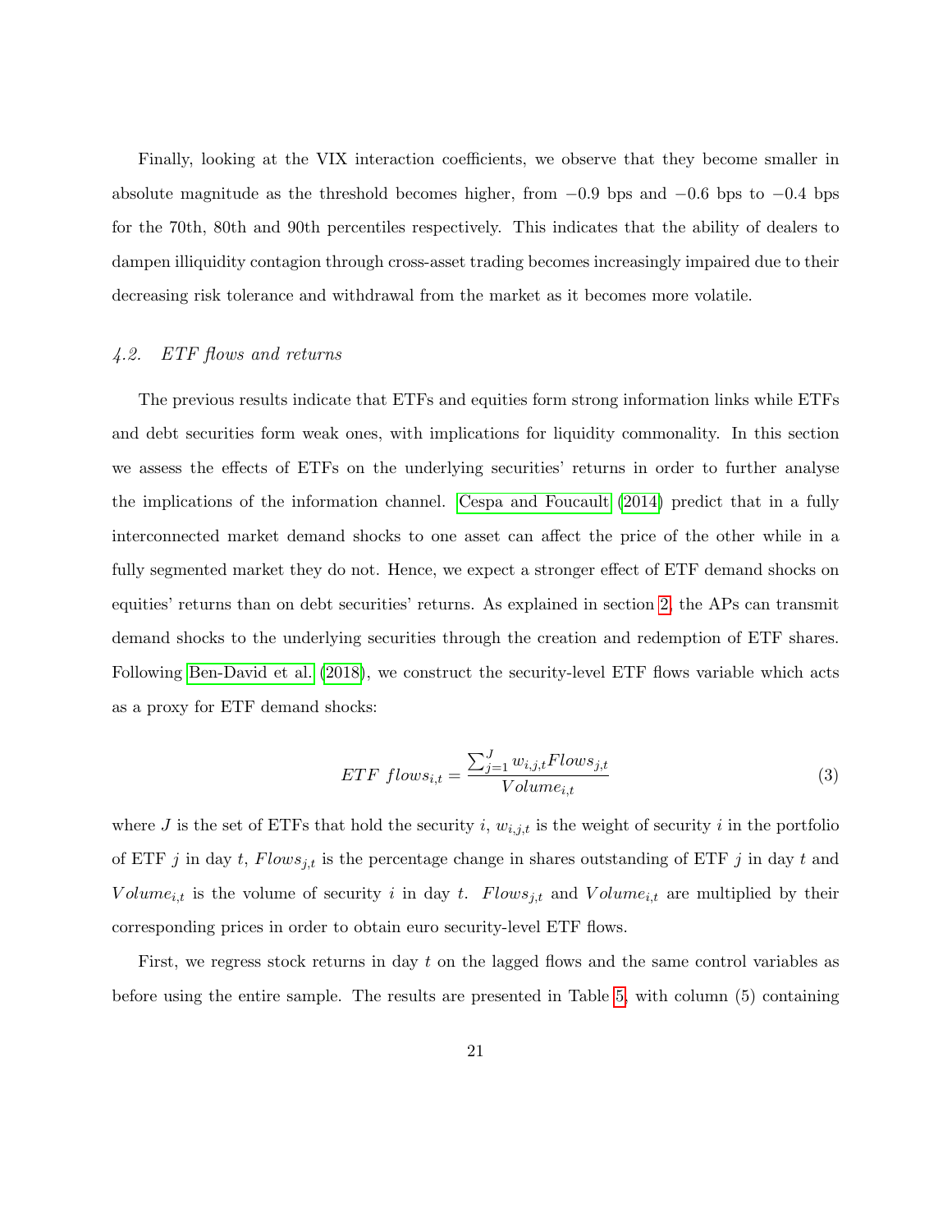Finally, looking at the VIX interaction coefficients, we observe that they become smaller in absolute magnitude as the threshold becomes higher, from −0.9 bps and −0.6 bps to −0.4 bps for the 70th, 80th and 90th percentiles respectively. This indicates that the ability of dealers to dampen illiquidity contagion through cross-asset trading becomes increasingly impaired due to their decreasing risk tolerance and withdrawal from the market as it becomes more volatile.

### *4.2. ETF flows and returns*

The previous results indicate that ETFs and equities form strong information links while ETFs and debt securities form weak ones, with implications for liquidity commonality. In this section we assess the effects of ETFs on the underlying securities' returns in order to further analyse the implications of the information channel. Cespa and Foucault (2014) predict that in a fully interconnected market demand shocks to one asset can affect the price of the other while in a fully segmented market they do not. Hence, we expect a stronger effect of ETF demand shocks on equities' returns than on debt securities' returns. As explained in section 2, the APs can transmit demand shocks to the underlying securities through the creation and redemption of ETF shares. Following Ben-David et al. (2018), we construct the security-level ETF flows variable which acts as a proxy for ETF demand shocks:

$$ETF\ flows_{i,t} = \frac{\sum_{j=1}^{J} w_{i,j,t} Flows_{j,t}}{Volume_{i,t}} \tag{3}$$

where $J$ is the set of ETFs that hold the security $i$, $w_{i,j,t}$ is the weight of security $i$ in the portfolio of ETF $j$ in day $t$, $Flows_{j,t}$ is the percentage change in shares outstanding of ETF $j$ in day $t$ and $Volume_{i,t}$ is the volume of security $i$ in day $t$. $Flows_{j,t}$ and $Volume_{i,t}$ are multiplied by their corresponding prices in order to obtain euro security-level ETF flows.

First, we regress stock returns in day $t$ on the lagged flows and the same control variables as before using the entire sample. The results are presented in Table 5, with column (5) containing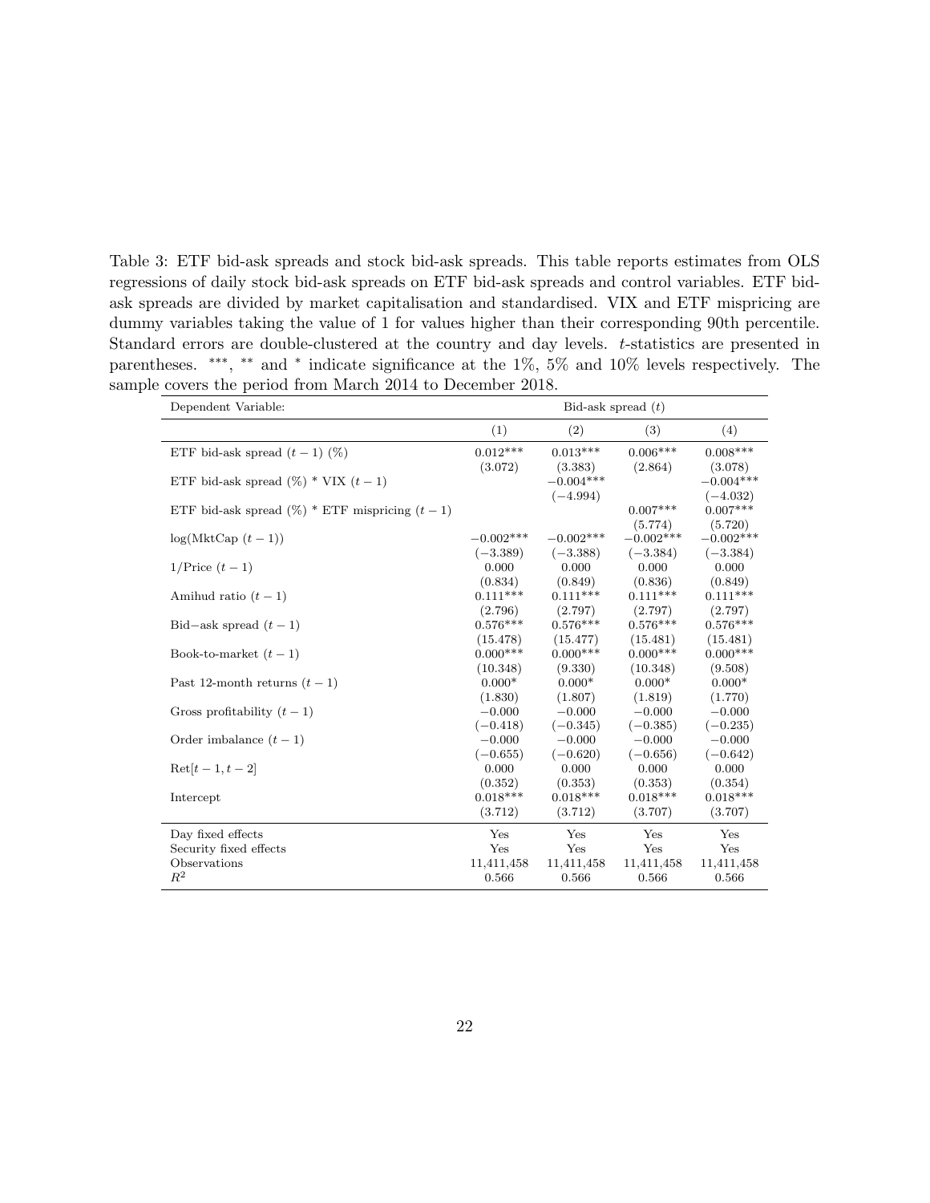Table 3: ETF bid-ask spreads and stock bid-ask spreads. This table reports estimates from OLS regressions of daily stock bid-ask spreads on ETF bid-ask spreads and control variables. ETF bid-ask spreads are divided by market capitalisation and standardised. VIX and ETF mispricing are dummy variables taking the value of 1 for values higher than their corresponding 90th percentile. Standard errors are double-clustered at the country and day levels. $t$-statistics are presented in parentheses. ***, ** and * indicate significance at the 1%, 5% and 10% levels respectively. The sample covers the period from March 2014 to December 2018.

| Dependent Variable: | Bid-ask spread $(t)$ | | | |
|---|---|---|---|---|
| | (1) | (2) | (3) | (4) |
| ETF bid-ask spread $(t-1)$ (%) | 0.012*** | 0.013*** | 0.006*** | 0.008*** |
| | (3.072) | (3.383) | (2.864) | (3.078) |
| ETF bid-ask spread (%) * VIX $(t-1)$ | | −0.004*** | | −0.004*** |
| | | (−4.994) | | (−4.032) |
| ETF bid-ask spread (%) * ETF mispricing $(t-1)$ | | | 0.007*** | 0.007*** |
| | | | (5.774) | (5.720) |
| log(MktCap $(t-1)$) | −0.002*** | −0.002*** | −0.002*** | −0.002*** |
| | (−3.389) | (−3.388) | (−3.384) | (−3.384) |
| 1/Price $(t-1)$ | 0.000 | 0.000 | 0.000 | 0.000 |
| | (0.834) | (0.849) | (0.836) | (0.849) |
| Amihud ratio $(t-1)$ | 0.111*** | 0.111*** | 0.111*** | 0.111*** |
| | (2.796) | (2.797) | (2.797) | (2.797) |
| Bid−ask spread $(t-1)$ | 0.576*** | 0.576*** | 0.576*** | 0.576*** |
| | (15.478) | (15.477) | (15.481) | (15.481) |
| Book-to-market $(t-1)$ | 0.000*** | 0.000*** | 0.000*** | 0.000*** |
| | (10.348) | (9.330) | (10.348) | (9.508) |
| Past 12-month returns $(t-1)$ | 0.000* | 0.000* | 0.000* | 0.000* |
| | (1.830) | (1.807) | (1.819) | (1.770) |
| Gross profitability $(t-1)$ | −0.000 | −0.000 | −0.000 | −0.000 |
| | (−0.418) | (−0.345) | (−0.385) | (−0.235) |
| Order imbalance $(t-1)$ | −0.000 | −0.000 | −0.000 | −0.000 |
| | (−0.655) | (−0.620) | (−0.656) | (−0.642) |
| Ret$[t-1, t-2]$ | 0.000 | 0.000 | 0.000 | 0.000 |
| | (0.352) | (0.353) | (0.353) | (0.354) |
| Intercept | 0.018*** | 0.018*** | 0.018*** | 0.018*** |
| | (3.712) | (3.712) | (3.707) | (3.707) |
| Day fixed effects | Yes | Yes | Yes | Yes |
| Security fixed effects | Yes | Yes | Yes | Yes |
| Observations | 11,411,458 | 11,411,458 | 11,411,458 | 11,411,458 |
| $R^2$ | 0.566 | 0.566 | 0.566 | 0.566 |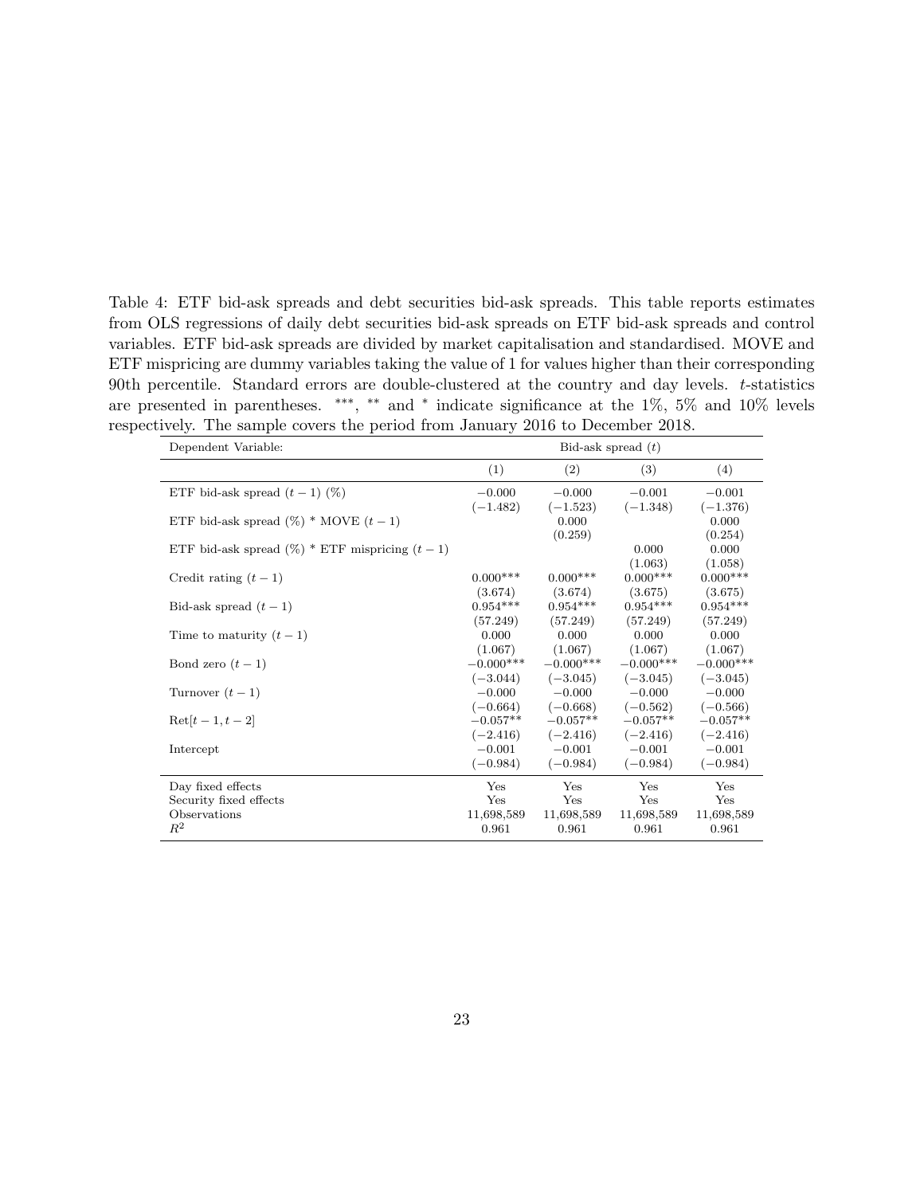Table 4: ETF bid-ask spreads and debt securities bid-ask spreads. This table reports estimates from OLS regressions of daily debt securities bid-ask spreads on ETF bid-ask spreads and control variables. ETF bid-ask spreads are divided by market capitalisation and standardised. MOVE and ETF mispricing are dummy variables taking the value of 1 for values higher than their corresponding 90th percentile. Standard errors are double-clustered at the country and day levels. $t$-statistics are presented in parentheses. ***, ** and * indicate significance at the 1%, 5% and 10% levels respectively. The sample covers the period from January 2016 to December 2018.

| Dependent Variable: | Bid-ask spread ($t$) | | | |
|---|---|---|---|---|
| | (1) | (2) | (3) | (4) |
| ETF bid-ask spread $(t-1)$ (%) | $-0.000$ | $-0.000$ | $-0.001$ | $-0.001$ |
| | $(-1.482)$ | $(-1.523)$ | $(-1.348)$ | $(-1.376)$ |
| ETF bid-ask spread (%) * MOVE $(t-1)$ | | 0.000 | | 0.000 |
| | | (0.259) | | (0.254) |
| ETF bid-ask spread (%) * ETF mispricing $(t-1)$ | | | 0.000 | 0.000 |
| | | | (1.063) | (1.058) |
| Credit rating $(t-1)$ | 0.000*** | 0.000*** | 0.000*** | 0.000*** |
| | (3.674) | (3.674) | (3.675) | (3.675) |
| Bid-ask spread $(t-1)$ | 0.954*** | 0.954*** | 0.954*** | 0.954*** |
| | (57.249) | (57.249) | (57.249) | (57.249) |
| Time to maturity $(t-1)$ | 0.000 | 0.000 | 0.000 | 0.000 |
| | (1.067) | (1.067) | (1.067) | (1.067) |
| Bond zero $(t-1)$ | $-0.000$*** | $-0.000$*** | $-0.000$*** | $-0.000$*** |
| | $(-3.044)$ | $(-3.045)$ | $(-3.045)$ | $(-3.045)$ |
| Turnover $(t-1)$ | $-0.000$ | $-0.000$ | $-0.000$ | $-0.000$ |
| | $(-0.664)$ | $(-0.668)$ | $(-0.562)$ | $(-0.566)$ |
| Ret$[t-1, t-2]$ | $-0.057$** | $-0.057$** | $-0.057$** | $-0.057$** |
| | $(-2.416)$ | $(-2.416)$ | $(-2.416)$ | $(-2.416)$ |
| Intercept | $-0.001$ | $-0.001$ | $-0.001$ | $-0.001$ |
| | $(-0.984)$ | $(-0.984)$ | $(-0.984)$ | $(-0.984)$ |
| Day fixed effects | Yes | Yes | Yes | Yes |
| Security fixed effects | Yes | Yes | Yes | Yes |
| Observations | 11,698,589 | 11,698,589 | 11,698,589 | 11,698,589 |
| $R^2$ | 0.961 | 0.961 | 0.961 | 0.961 |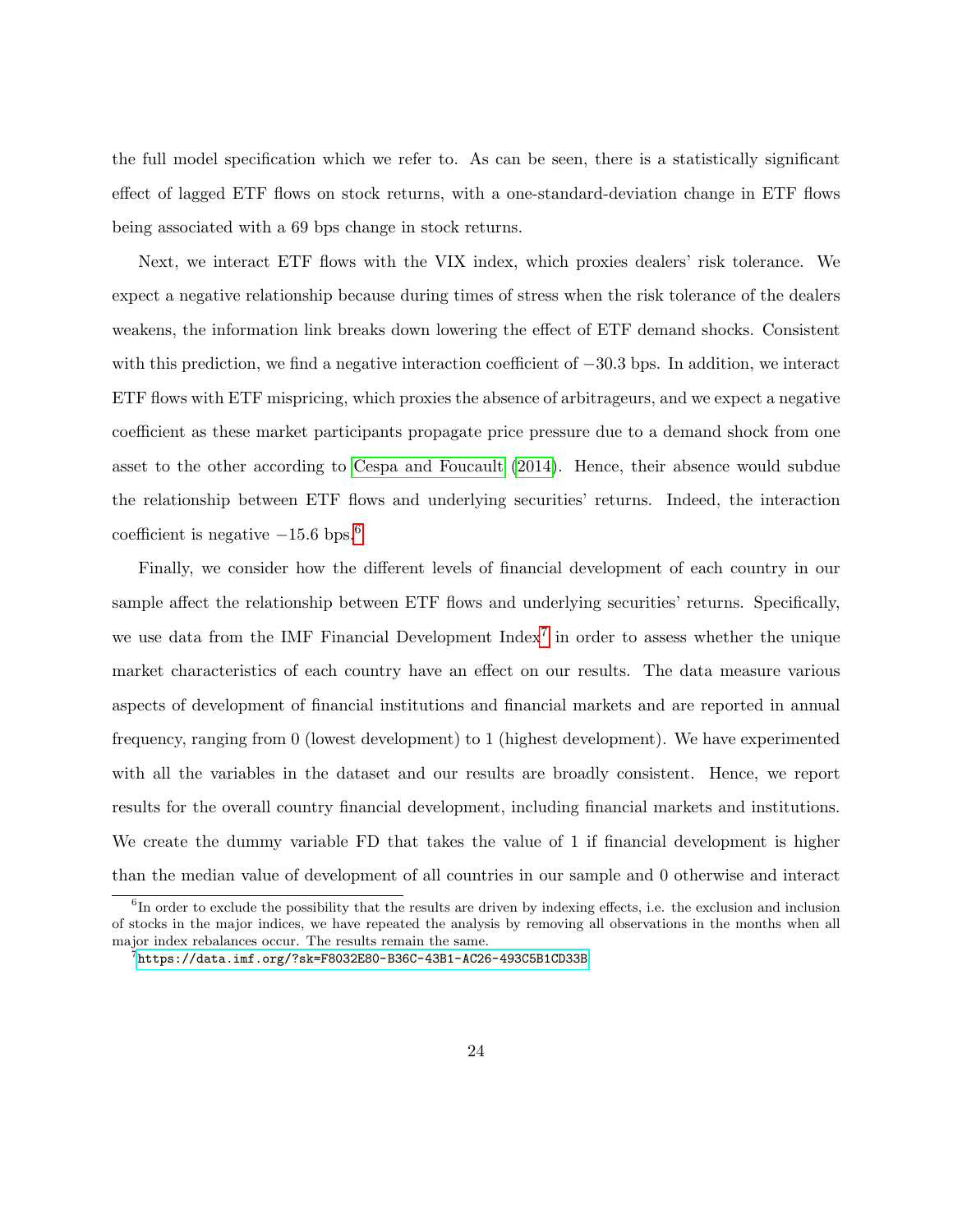the full model specification which we refer to. As can be seen, there is a statistically significant effect of lagged ETF flows on stock returns, with a one-standard-deviation change in ETF flows being associated with a 69 bps change in stock returns.

Next, we interact ETF flows with the VIX index, which proxies dealers' risk tolerance. We expect a negative relationship because during times of stress when the risk tolerance of the dealers weakens, the information link breaks down lowering the effect of ETF demand shocks. Consistent with this prediction, we find a negative interaction coefficient of −30.3 bps. In addition, we interact ETF flows with ETF mispricing, which proxies the absence of arbitrageurs, and we expect a negative coefficient as these market participants propagate price pressure due to a demand shock from one asset to the other according to Cespa and Foucault (2014). Hence, their absence would subdue the relationship between ETF flows and underlying securities' returns. Indeed, the interaction coefficient is negative −15.6 bps.[6]

Finally, we consider how the different levels of financial development of each country in our sample affect the relationship between ETF flows and underlying securities' returns. Specifically, we use data from the IMF Financial Development Index[7] in order to assess whether the unique market characteristics of each country have an effect on our results. The data measure various aspects of development of financial institutions and financial markets and are reported in annual frequency, ranging from 0 (lowest development) to 1 (highest development). We have experimented with all the variables in the dataset and our results are broadly consistent. Hence, we report results for the overall country financial development, including financial markets and institutions. We create the dummy variable FD that takes the value of 1 if financial development is higher than the median value of development of all countries in our sample and 0 otherwise and interact

[6] In order to exclude the possibility that the results are driven by indexing effects, i.e. the exclusion and inclusion of stocks in the major indices, we have repeated the analysis by removing all observations in the months when all major index rebalances occur. The results remain the same.

[7] https://data.imf.org/?sk=F8032E80-B36C-43B1-AC26-493C5B1CD33B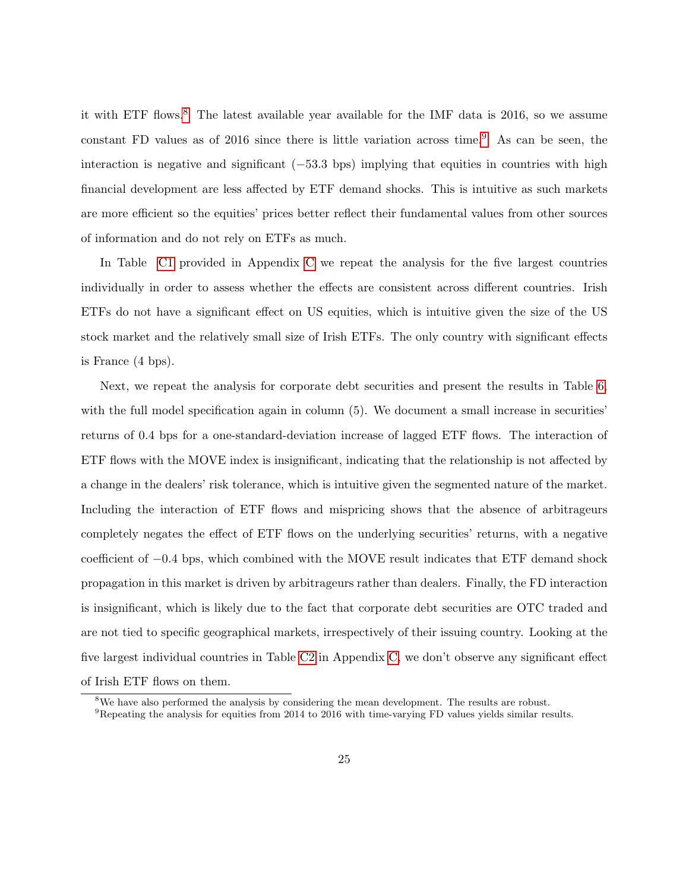it with ETF flows.[8] The latest available year available for the IMF data is 2016, so we assume constant FD values as of 2016 since there is little variation across time.[9] As can be seen, the interaction is negative and significant ($-53.3$ bps) implying that equities in countries with high financial development are less affected by ETF demand shocks. This is intuitive as such markets are more efficient so the equities' prices better reflect their fundamental values from other sources of information and do not rely on ETFs as much.

In Table C1 provided in Appendix C we repeat the analysis for the five largest countries individually in order to assess whether the effects are consistent across different countries. Irish ETFs do not have a significant effect on US equities, which is intuitive given the size of the US stock market and the relatively small size of Irish ETFs. The only country with significant effects is France (4 bps).

Next, we repeat the analysis for corporate debt securities and present the results in Table 6, with the full model specification again in column (5). We document a small increase in securities' returns of 0.4 bps for a one-standard-deviation increase of lagged ETF flows. The interaction of ETF flows with the MOVE index is insignificant, indicating that the relationship is not affected by a change in the dealers' risk tolerance, which is intuitive given the segmented nature of the market. Including the interaction of ETF flows and mispricing shows that the absence of arbitrageurs completely negates the effect of ETF flows on the underlying securities' returns, with a negative coefficient of $-0.4$ bps, which combined with the MOVE result indicates that ETF demand shock propagation in this market is driven by arbitrageurs rather than dealers. Finally, the FD interaction is insignificant, which is likely due to the fact that corporate debt securities are OTC traded and are not tied to specific geographical markets, irrespectively of their issuing country. Looking at the five largest individual countries in Table C2 in Appendix C, we don't observe any significant effect of Irish ETF flows on them.

[8] We have also performed the analysis by considering the mean development. The results are robust.

[9] Repeating the analysis for equities from 2014 to 2016 with time-varying FD values yields similar results.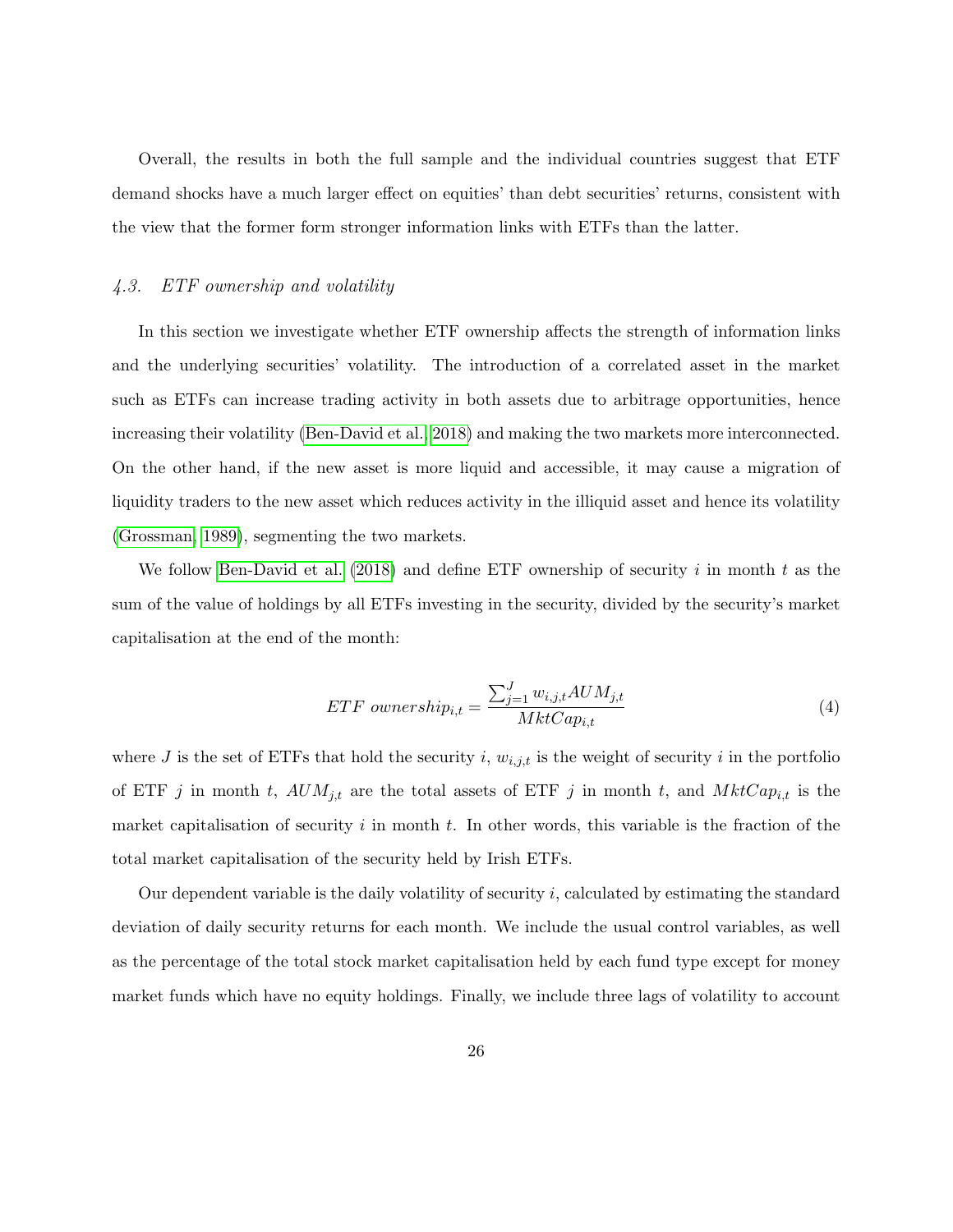Overall, the results in both the full sample and the individual countries suggest that ETF demand shocks have a much larger effect on equities' than debt securities' returns, consistent with the view that the former form stronger information links with ETFs than the latter.

### *4.3. ETF ownership and volatility*

In this section we investigate whether ETF ownership affects the strength of information links and the underlying securities' volatility. The introduction of a correlated asset in the market such as ETFs can increase trading activity in both assets due to arbitrage opportunities, hence increasing their volatility (Ben-David et al. 2018) and making the two markets more interconnected. On the other hand, if the new asset is more liquid and accessible, it may cause a migration of liquidity traders to the new asset which reduces activity in the illiquid asset and hence its volatility (Grossman, 1989), segmenting the two markets.

We follow Ben-David et al. (2018) and define ETF ownership of security $i$ in month $t$ as the sum of the value of holdings by all ETFs investing in the security, divided by the security's market capitalisation at the end of the month:

$$ETF\ ownership_{i,t} = \frac{\sum_{j=1}^{J} w_{i,j,t} AUM_{j,t}}{MktCap_{i,t}} \tag{4}$$

where $J$ is the set of ETFs that hold the security $i$, $w_{i,j,t}$ is the weight of security $i$ in the portfolio of ETF $j$ in month $t$, $AUM_{j,t}$ are the total assets of ETF $j$ in month $t$, and $MktCap_{i,t}$ is the market capitalisation of security $i$ in month $t$. In other words, this variable is the fraction of the total market capitalisation of the security held by Irish ETFs.

Our dependent variable is the daily volatility of security $i$, calculated by estimating the standard deviation of daily security returns for each month. We include the usual control variables, as well as the percentage of the total stock market capitalisation held by each fund type except for money market funds which have no equity holdings. Finally, we include three lags of volatility to account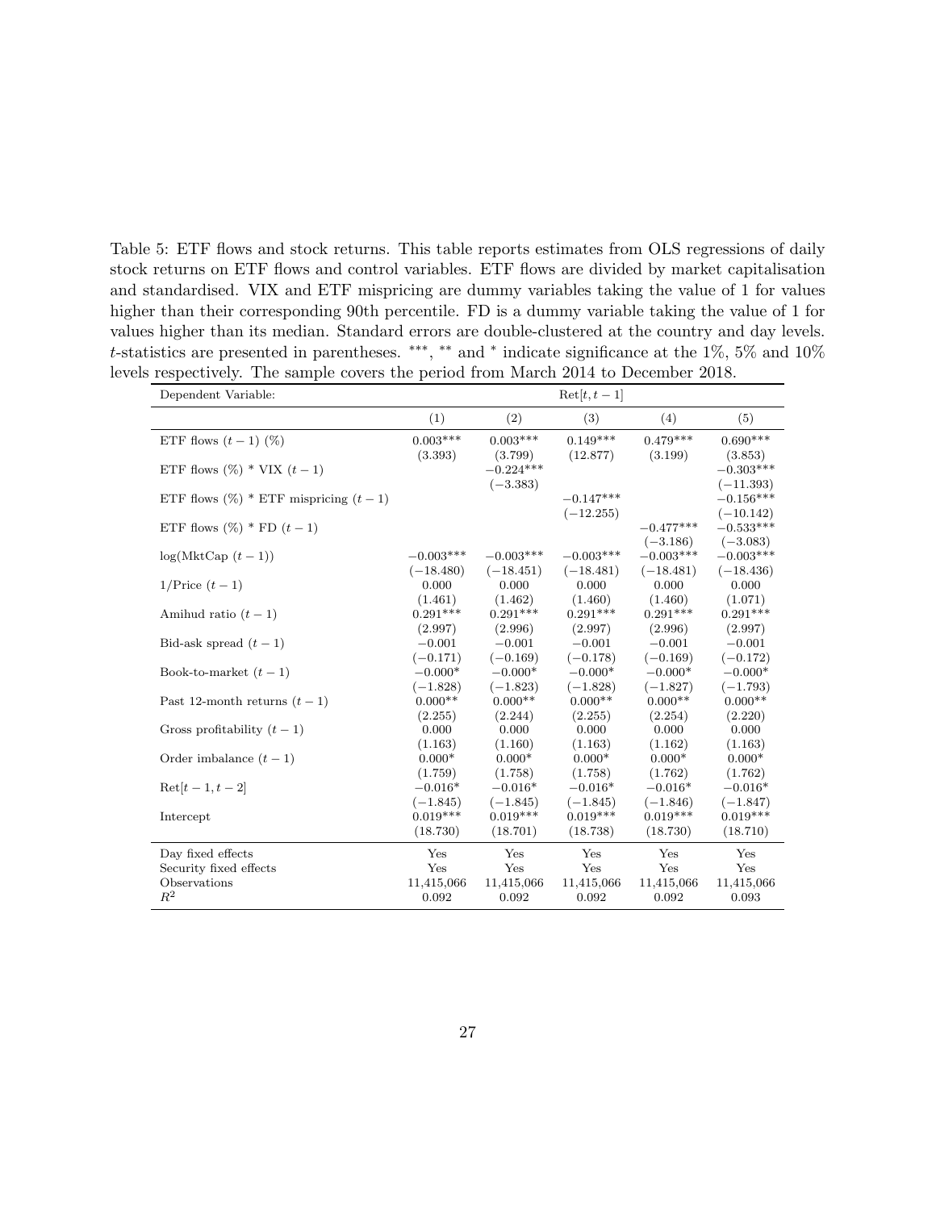Table 5: ETF flows and stock returns. This table reports estimates from OLS regressions of daily stock returns on ETF flows and control variables. ETF flows are divided by market capitalisation and standardised. VIX and ETF mispricing are dummy variables taking the value of 1 for values higher than their corresponding 90th percentile. FD is a dummy variable taking the value of 1 for values higher than its median. Standard errors are double-clustered at the country and day levels. $t$-statistics are presented in parentheses. ***, ** and * indicate significance at the 1%, 5% and 10% levels respectively. The sample covers the period from March 2014 to December 2018.

| Dependent Variable: | Ret$[t, t-1]$ | | | | |
|---|---|---|---|---|---|
| | (1) | (2) | (3) | (4) | (5) |
| ETF flows $(t-1)$ (%) | 0.003*** | 0.003*** | 0.149*** | 0.479*** | 0.690*** |
| | (3.393) | (3.799) | (12.877) | (3.199) | (3.853) |
| ETF flows (%) * VIX $(t-1)$ | | −0.224*** | | | −0.303*** |
| | | (−3.383) | | | (−11.393) |
| ETF flows (%) * ETF mispricing $(t-1)$ | | | −0.147*** | | −0.156*** |
| | | | (−12.255) | | (−10.142) |
| ETF flows (%) * FD $(t-1)$ | | | | −0.477*** | −0.533*** |
| | | | | (−3.186) | (−3.083) |
| log(MktCap $(t-1)$) | −0.003*** | −0.003*** | −0.003*** | −0.003*** | −0.003*** |
| | (−18.480) | (−18.451) | (−18.481) | (−18.481) | (−18.436) |
| 1/Price $(t-1)$ | 0.000 | 0.000 | 0.000 | 0.000 | 0.000 |
| | (1.461) | (1.462) | (1.460) | (1.460) | (1.071) |
| Amihud ratio $(t-1)$ | 0.291*** | 0.291*** | 0.291*** | 0.291*** | 0.291*** |
| | (2.997) | (2.996) | (2.997) | (2.996) | (2.997) |
| Bid-ask spread $(t-1)$ | −0.001 | −0.001 | −0.001 | −0.001 | −0.001 |
| | (−0.171) | (−0.169) | (−0.178) | (−0.169) | (−0.172) |
| Book-to-market $(t-1)$ | −0.000* | −0.000* | −0.000* | −0.000* | −0.000* |
| | (−1.828) | (−1.823) | (−1.828) | (−1.827) | (−1.793) |
| Past 12-month returns $(t-1)$ | 0.000** | 0.000** | 0.000** | 0.000** | 0.000** |
| | (2.255) | (2.244) | (2.255) | (2.254) | (2.220) |
| Gross profitability $(t-1)$ | 0.000 | 0.000 | 0.000 | 0.000 | 0.000 |
| | (1.163) | (1.160) | (1.163) | (1.162) | (1.163) |
| Order imbalance $(t-1)$ | 0.000* | 0.000* | 0.000* | 0.000* | 0.000* |
| | (1.759) | (1.758) | (1.758) | (1.762) | (1.762) |
| Ret$[t-1, t-2]$ | −0.016* | −0.016* | −0.016* | −0.016* | −0.016* |
| | (−1.845) | (−1.845) | (−1.845) | (−1.846) | (−1.847) |
| Intercept | 0.019*** | 0.019*** | 0.019*** | 0.019*** | 0.019*** |
| | (18.730) | (18.701) | (18.738) | (18.730) | (18.710) |
| Day fixed effects | Yes | Yes | Yes | Yes | Yes |
| Security fixed effects | Yes | Yes | Yes | Yes | Yes |
| Observations | 11,415,066 | 11,415,066 | 11,415,066 | 11,415,066 | 11,415,066 |
| $R^2$ | 0.092 | 0.092 | 0.092 | 0.092 | 0.093 |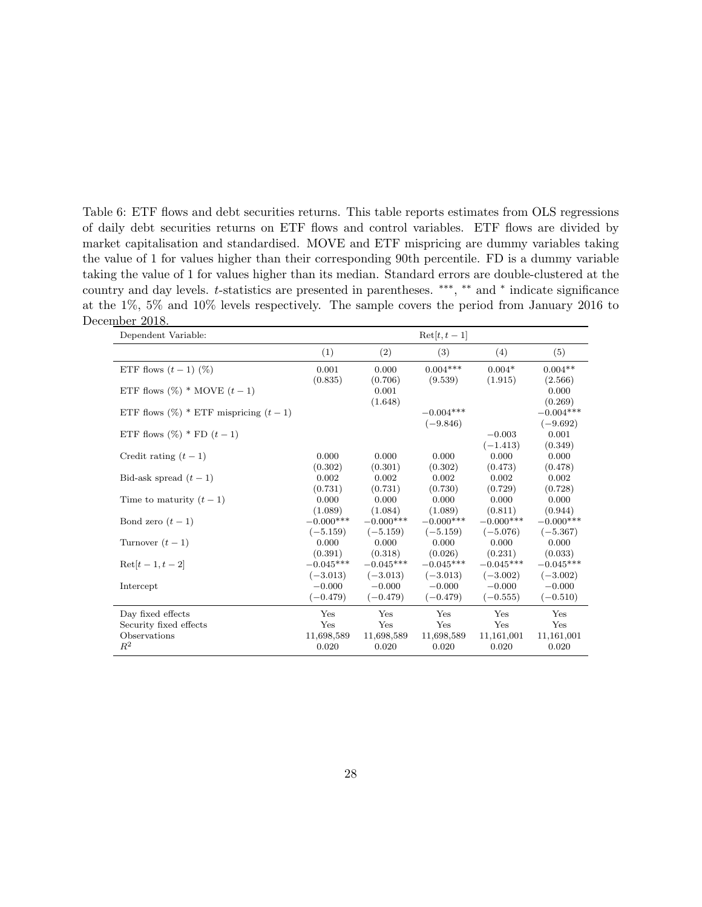Table 6: ETF flows and debt securities returns. This table reports estimates from OLS regressions of daily debt securities returns on ETF flows and control variables. ETF flows are divided by market capitalisation and standardised. MOVE and ETF mispricing are dummy variables taking the value of 1 for values higher than their corresponding 90th percentile. FD is a dummy variable taking the value of 1 for values higher than its median. Standard errors are double-clustered at the country and day levels. $t$-statistics are presented in parentheses. ***, ** and * indicate significance at the 1%, 5% and 10% levels respectively. The sample covers the period from January 2016 to December 2018.

| Dependent Variable: | Ret$[t, t-1]$ | | | | |
|---|---|---|---|---|---|
| | (1) | (2) | (3) | (4) | (5) |
| ETF flows $(t-1)$ (%) | 0.001 | 0.000 | 0.004*** | 0.004* | 0.004** |
| | (0.835) | (0.706) | (9.539) | (1.915) | (2.566) |
| ETF flows (%) * MOVE $(t-1)$ | | 0.001 | | | 0.000 |
| | | (1.648) | | | (0.269) |
| ETF flows (%) * ETF mispricing $(t-1)$ | | | −0.004*** | | −0.004*** |
| | | | (−9.846) | | (−9.692) |
| ETF flows (%) * FD $(t-1)$ | | | | −0.003 | 0.001 |
| | | | | (−1.413) | (0.349) |
| Credit rating $(t-1)$ | 0.000 | 0.000 | 0.000 | 0.000 | 0.000 |
| | (0.302) | (0.301) | (0.302) | (0.473) | (0.478) |
| Bid-ask spread $(t-1)$ | 0.002 | 0.002 | 0.002 | 0.002 | 0.002 |
| | (0.731) | (0.731) | (0.730) | (0.729) | (0.728) |
| Time to maturity $(t-1)$ | 0.000 | 0.000 | 0.000 | 0.000 | 0.000 |
| | (1.089) | (1.084) | (1.089) | (0.811) | (0.944) |
| Bond zero $(t-1)$ | −0.000*** | −0.000*** | −0.000*** | −0.000*** | −0.000*** |
| | (−5.159) | (−5.159) | (−5.159) | (−5.076) | (−5.367) |
| Turnover $(t-1)$ | 0.000 | 0.000 | 0.000 | 0.000 | 0.000 |
| | (0.391) | (0.318) | (0.026) | (0.231) | (0.033) |
| Ret$[t-1, t-2]$ | −0.045*** | −0.045*** | −0.045*** | −0.045*** | −0.045*** |
| | (−3.013) | (−3.013) | (−3.013) | (−3.002) | (−3.002) |
| Intercept | −0.000 | −0.000 | −0.000 | −0.000 | −0.000 |
| | (−0.479) | (−0.479) | (−0.479) | (−0.555) | (−0.510) |
| Day fixed effects | Yes | Yes | Yes | Yes | Yes |
| Security fixed effects | Yes | Yes | Yes | Yes | Yes |
| Observations | 11,698,589 | 11,698,589 | 11,698,589 | 11,161,001 | 11,161,001 |
| $R^2$ | 0.020 | 0.020 | 0.020 | 0.020 | 0.020 |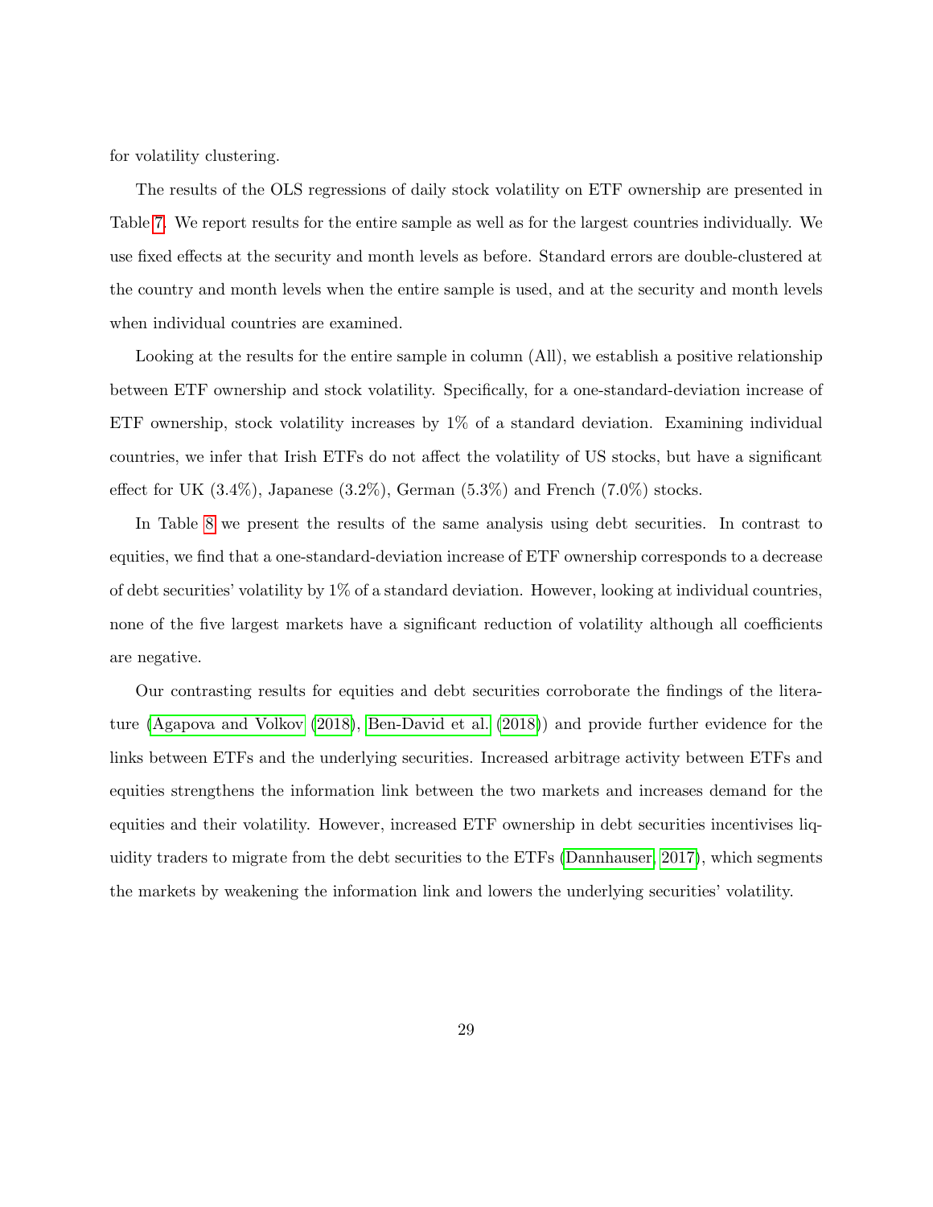for volatility clustering.

The results of the OLS regressions of daily stock volatility on ETF ownership are presented in Table 7. We report results for the entire sample as well as for the largest countries individually. We use fixed effects at the security and month levels as before. Standard errors are double-clustered at the country and month levels when the entire sample is used, and at the security and month levels when individual countries are examined.

Looking at the results for the entire sample in column (All), we establish a positive relationship between ETF ownership and stock volatility. Specifically, for a one-standard-deviation increase of ETF ownership, stock volatility increases by 1% of a standard deviation. Examining individual countries, we infer that Irish ETFs do not affect the volatility of US stocks, but have a significant effect for UK (3.4%), Japanese (3.2%), German (5.3%) and French (7.0%) stocks.

In Table 8 we present the results of the same analysis using debt securities. In contrast to equities, we find that a one-standard-deviation increase of ETF ownership corresponds to a decrease of debt securities' volatility by 1% of a standard deviation. However, looking at individual countries, none of the five largest markets have a significant reduction of volatility although all coefficients are negative.

Our contrasting results for equities and debt securities corroborate the findings of the literature (Agapova and Volkov (2018), Ben-David et al. (2018)) and provide further evidence for the links between ETFs and the underlying securities. Increased arbitrage activity between ETFs and equities strengthens the information link between the two markets and increases demand for the equities and their volatility. However, increased ETF ownership in debt securities incentivises liquidity traders to migrate from the debt securities to the ETFs (Dannhauser, 2017), which segments the markets by weakening the information link and lowers the underlying securities' volatility.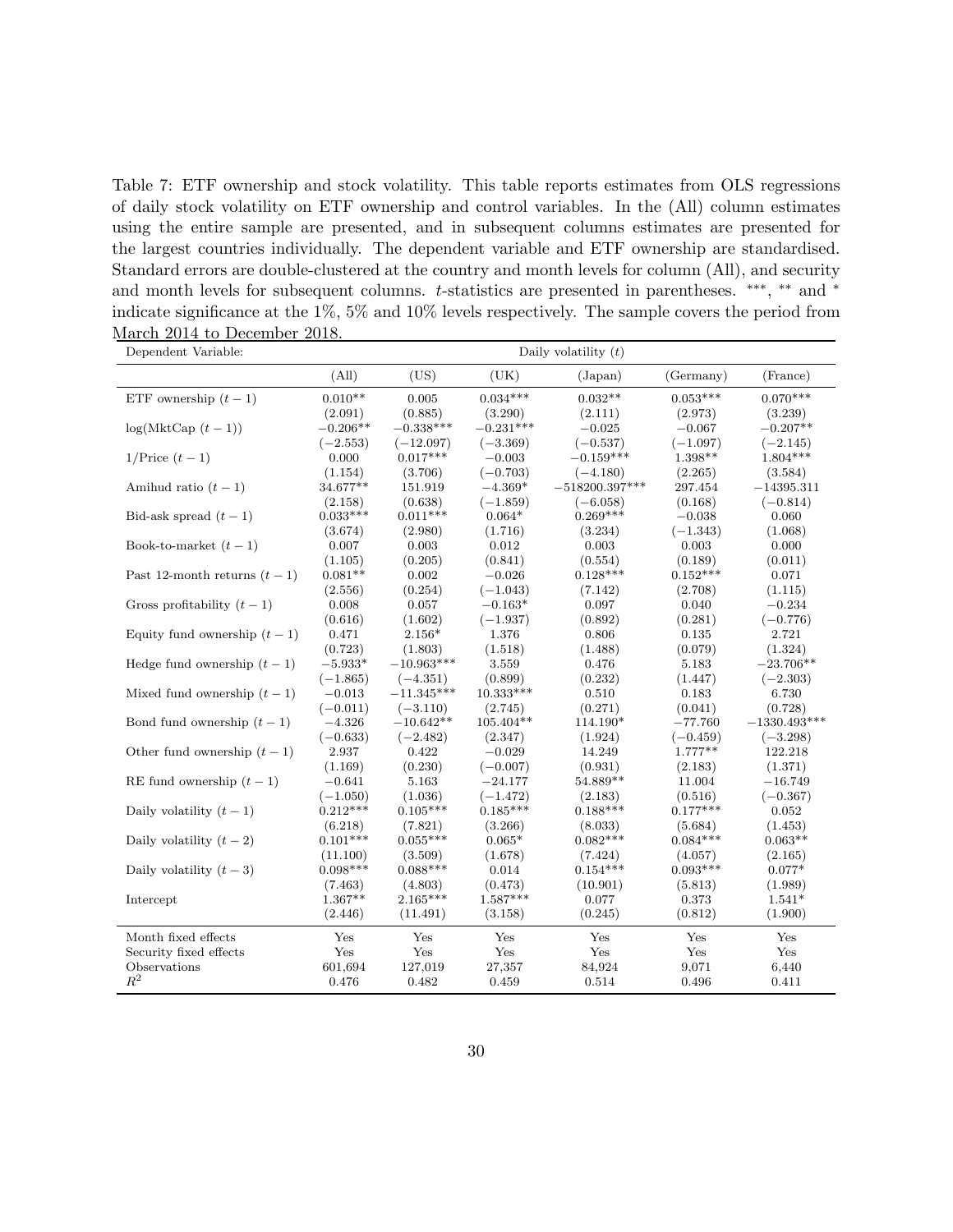Table 7: ETF ownership and stock volatility. This table reports estimates from OLS regressions of daily stock volatility on ETF ownership and control variables. In the (All) column estimates using the entire sample are presented, and in subsequent columns estimates are presented for the largest countries individually. The dependent variable and ETF ownership are standardised. Standard errors are double-clustered at the country and month levels for column (All), and security and month levels for subsequent columns. $t$-statistics are presented in parentheses. ***, ** and * indicate significance at the 1%, 5% and 10% levels respectively. The sample covers the period from March 2014 to December 2018.

| Dependent Variable: | Daily volatility $(t)$ | | | | | |
|---|---|---|---|---|---|---|
| | (All) | (US) | (UK) | (Japan) | (Germany) | (France) |
| ETF ownership $(t-1)$ | 0.010** | 0.005 | 0.034*** | 0.032** | 0.053*** | 0.070*** |
| | (2.091) | (0.885) | (3.290) | (2.111) | (2.973) | (3.239) |
| log(MktCap $(t-1)$) | −0.206** | −0.338*** | −0.231*** | −0.025 | −0.067 | −0.207** |
| | (−2.553) | (−12.097) | (−3.369) | (−0.537) | (−1.097) | (−2.145) |
| 1/Price $(t-1)$ | 0.000 | 0.017*** | −0.003 | −0.159*** | 1.398** | 1.804*** |
| | (1.154) | (3.706) | (−0.703) | (−4.180) | (2.265) | (3.584) |
| Amihud ratio $(t-1)$ | 34.677** | 151.919 | −4.369* | −518200.397*** | 297.454 | −14395.311 |
| | (2.158) | (0.638) | (−1.859) | (−6.058) | (0.168) | (−0.814) |
| Bid-ask spread $(t-1)$ | 0.033*** | 0.011*** | 0.064* | 0.269*** | −0.038 | 0.060 |
| | (3.674) | (2.980) | (1.716) | (3.234) | (−1.343) | (1.068) |
| Book-to-market $(t-1)$ | 0.007 | 0.003 | 0.012 | 0.003 | 0.003 | 0.000 |
| | (1.105) | (0.205) | (0.841) | (0.554) | (0.189) | (0.011) |
| Past 12-month returns $(t-1)$ | 0.081** | 0.002 | −0.026 | 0.128*** | 0.152*** | 0.071 |
| | (2.556) | (0.254) | (−1.043) | (7.142) | (2.708) | (1.115) |
| Gross profitability $(t-1)$ | 0.008 | 0.057 | −0.163* | 0.097 | 0.040 | −0.234 |
| | (0.616) | (1.602) | (−1.937) | (0.892) | (0.281) | (−0.776) |
| Equity fund ownership $(t-1)$ | 0.471 | 2.156* | 1.376 | 0.806 | 0.135 | 2.721 |
| | (0.723) | (1.803) | (1.518) | (1.488) | (0.079) | (1.324) |
| Hedge fund ownership $(t-1)$ | −5.933* | −10.963*** | 3.559 | 0.476 | 5.183 | −23.706** |
| | (−1.865) | (−4.351) | (0.899) | (0.232) | (1.447) | (−2.303) |
| Mixed fund ownership $(t-1)$ | −0.013 | −11.345*** | 10.333*** | 0.510 | 0.183 | 6.730 |
| | (−0.011) | (−3.110) | (2.745) | (0.271) | (0.041) | (0.728) |
| Bond fund ownership $(t-1)$ | −4.326 | −10.642** | 105.404** | 114.190* | −77.760 | −1330.493*** |
| | (−0.633) | (−2.482) | (2.347) | (1.924) | (−0.459) | (−3.298) |
| Other fund ownership $(t-1)$ | 2.937 | 0.422 | −0.029 | 14.249 | 1.777** | 122.218 |
| | (1.169) | (0.230) | (−0.007) | (0.931) | (2.183) | (1.371) |
| RE fund ownership $(t-1)$ | −0.641 | 5.163 | −24.177 | 54.889** | 11.004 | −16.749 |
| | (−1.050) | (1.036) | (−1.472) | (2.183) | (0.516) | (−0.367) |
| Daily volatility $(t-1)$ | 0.212*** | 0.105*** | 0.185*** | 0.188*** | 0.177*** | 0.052 |
| | (6.218) | (7.821) | (3.266) | (8.033) | (5.684) | (1.453) |
| Daily volatility $(t-2)$ | 0.101*** | 0.055*** | 0.065* | 0.082*** | 0.084*** | 0.063** |
| | (11.100) | (3.509) | (1.678) | (7.424) | (4.057) | (2.165) |
| Daily volatility $(t-3)$ | 0.098*** | 0.088*** | 0.014 | 0.154*** | 0.093*** | 0.077* |
| | (7.463) | (4.803) | (0.473) | (10.901) | (5.813) | (1.989) |
| Intercept | 1.367** | 2.165*** | 1.587*** | 0.077 | 0.373 | 1.541* |
| | (2.446) | (11.491) | (3.158) | (0.245) | (0.812) | (1.900) |
| Month fixed effects | Yes | Yes | Yes | Yes | Yes | Yes |
| Security fixed effects | Yes | Yes | Yes | Yes | Yes | Yes |
| Observations | 601,694 | 127,019 | 27,357 | 84,924 | 9,071 | 6,440 |
| $R^2$ | 0.476 | 0.482 | 0.459 | 0.514 | 0.496 | 0.411 |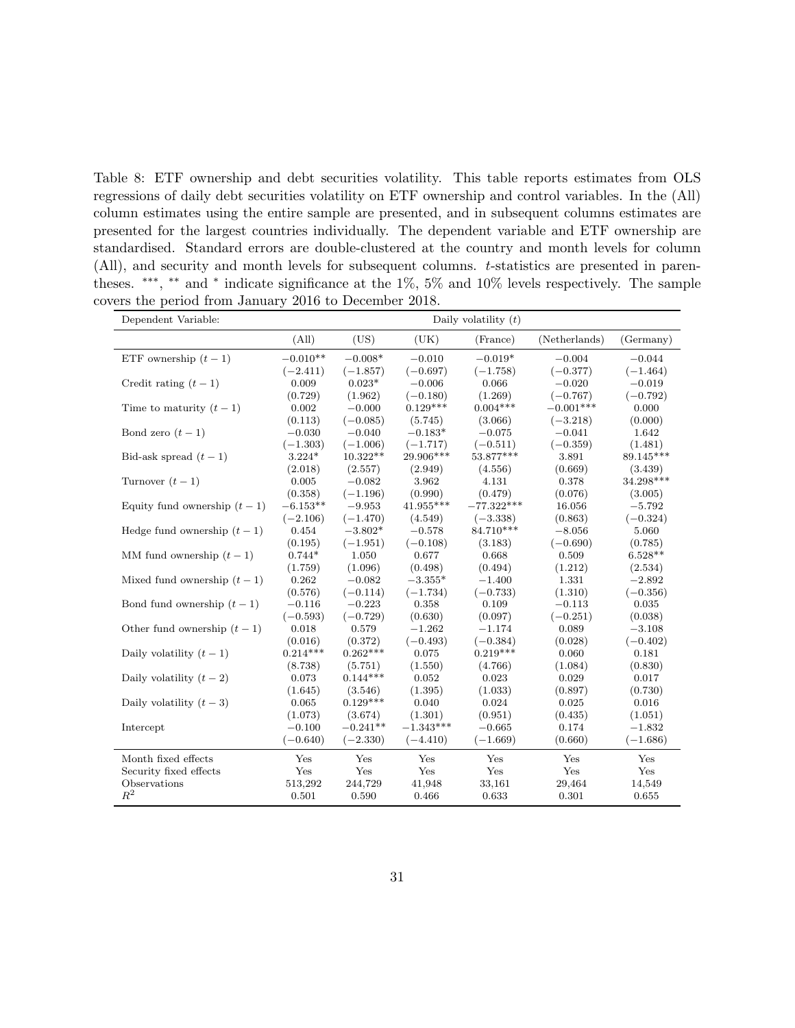Table 8: ETF ownership and debt securities volatility. This table reports estimates from OLS regressions of daily debt securities volatility on ETF ownership and control variables. In the (All) column estimates using the entire sample are presented, and in subsequent columns estimates are presented for the largest countries individually. The dependent variable and ETF ownership are standardised. Standard errors are double-clustered at the country and month levels for column (All), and security and month levels for subsequent columns. $t$-statistics are presented in parentheses. ***, ** and * indicate significance at the 1%, 5% and 10% levels respectively. The sample covers the period from January 2016 to December 2018.

| Dependent Variable: | Daily volatility $(t)$ | | | | | |
|---|---|---|---|---|---|---|
| | (All) | (US) | (UK) | (France) | (Netherlands) | (Germany) |
| ETF ownership $(t-1)$ | $-0.010$** | $-0.008$* | $-0.010$ | $-0.019$* | $-0.004$ | $-0.044$ |
| | $(-2.411)$ | $(-1.857)$ | $(-0.697)$ | $(-1.758)$ | $(-0.377)$ | $(-1.464)$ |
| Credit rating $(t-1)$ | 0.009 | 0.023* | $-0.006$ | 0.066 | $-0.020$ | $-0.019$ |
| | (0.729) | (1.962) | $(-0.180)$ | (1.269) | $(-0.767)$ | $(-0.792)$ |
| Time to maturity $(t-1)$ | 0.002 | $-0.000$ | 0.129*** | 0.004*** | $-0.001$*** | 0.000 |
| | (0.113) | $(-0.085)$ | (5.745) | (3.066) | $(-3.218)$ | (0.000) |
| Bond zero $(t-1)$ | $-0.030$ | $-0.040$ | $-0.183$* | $-0.075$ | $-0.041$ | 1.642 |
| | $(-1.303)$ | $(-1.006)$ | $(-1.717)$ | $(-0.511)$ | $(-0.359)$ | (1.481) |
| Bid-ask spread $(t-1)$ | 3.224* | 10.322** | 29.906*** | 53.877*** | 3.891 | 89.145*** |
| | (2.018) | (2.557) | (2.949) | (4.556) | (0.669) | (3.439) |
| Turnover $(t-1)$ | 0.005 | $-0.082$ | 3.962 | 4.131 | 0.378 | 34.298*** |
| | (0.358) | $(-1.196)$ | (0.990) | (0.479) | (0.076) | (3.005) |
| Equity fund ownership $(t-1)$ | $-6.153$** | $-9.953$ | 41.955*** | $-77.322$*** | 16.056 | $-5.792$ |
| | $(-2.106)$ | $(-1.470)$ | (4.549) | $(-3.338)$ | (0.863) | $(-0.324)$ |
| Hedge fund ownership $(t-1)$ | 0.454 | $-3.802$* | $-0.578$ | 84.710*** | $-8.056$ | 5.060 |
| | (0.195) | $(-1.951)$ | $(-0.108)$ | (3.183) | $(-0.690)$ | (0.785) |
| MM fund ownership $(t-1)$ | 0.744* | 1.050 | 0.677 | 0.668 | 0.509 | 6.528** |
| | (1.759) | (1.096) | (0.498) | (0.494) | (1.212) | (2.534) |
| Mixed fund ownership $(t-1)$ | 0.262 | $-0.082$ | $-3.355$* | $-1.400$ | 1.331 | $-2.892$ |
| | (0.576) | $(-0.114)$ | $(-1.734)$ | $(-0.733)$ | (1.310) | $(-0.356)$ |
| Bond fund ownership $(t-1)$ | $-0.116$ | $-0.223$ | 0.358 | 0.109 | $-0.113$ | 0.035 |
| | $(-0.593)$ | $(-0.729)$ | (0.630) | (0.097) | $(-0.251)$ | (0.038) |
| Other fund ownership $(t-1)$ | 0.018 | 0.579 | $-1.262$ | $-1.174$ | 0.089 | $-3.108$ |
| | (0.016) | (0.372) | $(-0.493)$ | $(-0.384)$ | (0.028) | $(-0.402)$ |
| Daily volatility $(t-1)$ | 0.214*** | 0.262*** | 0.075 | 0.219*** | 0.060 | 0.181 |
| | (8.738) | (5.751) | (1.550) | (4.766) | (1.084) | (0.830) |
| Daily volatility $(t-2)$ | 0.073 | 0.144*** | 0.052 | 0.023 | 0.029 | 0.017 |
| | (1.645) | (3.546) | (1.395) | (1.033) | (0.897) | (0.730) |
| Daily volatility $(t-3)$ | 0.065 | 0.129*** | 0.040 | 0.024 | 0.025 | 0.016 |
| | (1.073) | (3.674) | (1.301) | (0.951) | (0.435) | (1.051) |
| Intercept | $-0.100$ | $-0.241$** | $-1.343$*** | $-0.665$ | 0.174 | $-1.832$ |
| | $(-0.640)$ | $(-2.330)$ | $(-4.410)$ | $(-1.669)$ | (0.660) | $(-1.686)$ |
| Month fixed effects | Yes | Yes | Yes | Yes | Yes | Yes |
| Security fixed effects | Yes | Yes | Yes | Yes | Yes | Yes |
| Observations | 513,292 | 244,729 | 41,948 | 33,161 | 29,464 | 14,549 |
| $R^2$ | 0.501 | 0.590 | 0.466 | 0.633 | 0.301 | 0.655 |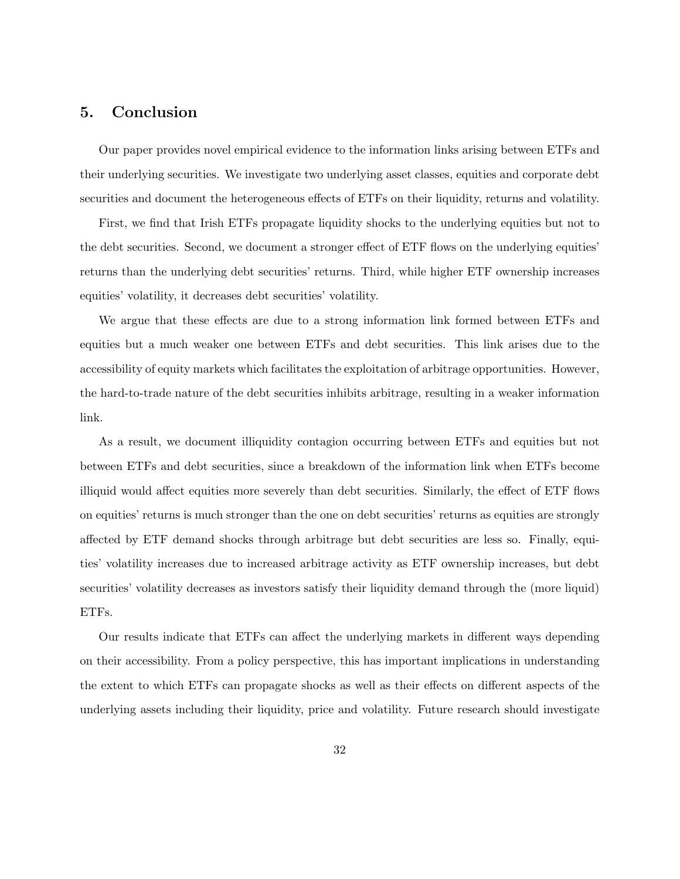## 5. Conclusion

Our paper provides novel empirical evidence to the information links arising between ETFs and their underlying securities. We investigate two underlying asset classes, equities and corporate debt securities and document the heterogeneous effects of ETFs on their liquidity, returns and volatility.

First, we find that Irish ETFs propagate liquidity shocks to the underlying equities but not to the debt securities. Second, we document a stronger effect of ETF flows on the underlying equities' returns than the underlying debt securities' returns. Third, while higher ETF ownership increases equities' volatility, it decreases debt securities' volatility.

We argue that these effects are due to a strong information link formed between ETFs and equities but a much weaker one between ETFs and debt securities. This link arises due to the accessibility of equity markets which facilitates the exploitation of arbitrage opportunities. However, the hard-to-trade nature of the debt securities inhibits arbitrage, resulting in a weaker information link.

As a result, we document illiquidity contagion occurring between ETFs and equities but not between ETFs and debt securities, since a breakdown of the information link when ETFs become illiquid would affect equities more severely than debt securities. Similarly, the effect of ETF flows on equities' returns is much stronger than the one on debt securities' returns as equities are strongly affected by ETF demand shocks through arbitrage but debt securities are less so. Finally, equities' volatility increases due to increased arbitrage activity as ETF ownership increases, but debt securities' volatility decreases as investors satisfy their liquidity demand through the (more liquid) ETFs.

Our results indicate that ETFs can affect the underlying markets in different ways depending on their accessibility. From a policy perspective, this has important implications in understanding the extent to which ETFs can propagate shocks as well as their effects on different aspects of the underlying assets including their liquidity, price and volatility. Future research should investigate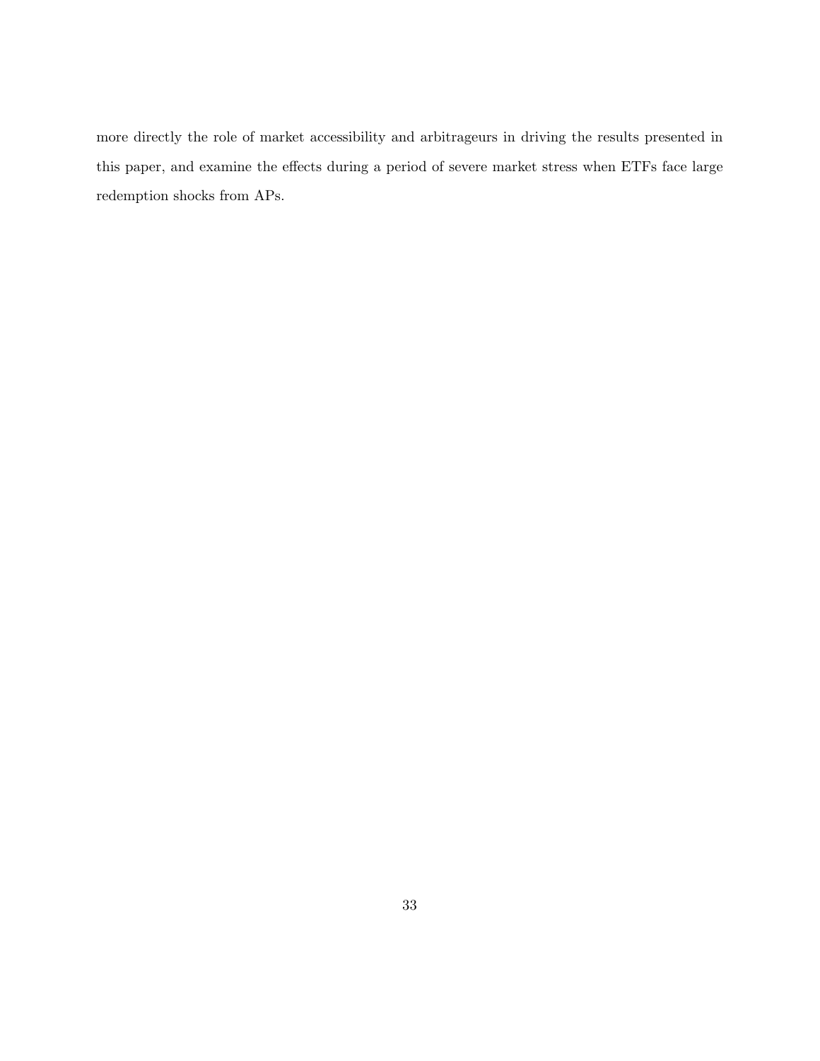more directly the role of market accessibility and arbitrageurs in driving the results presented in this paper, and examine the effects during a period of severe market stress when ETFs face large redemption shocks from APs.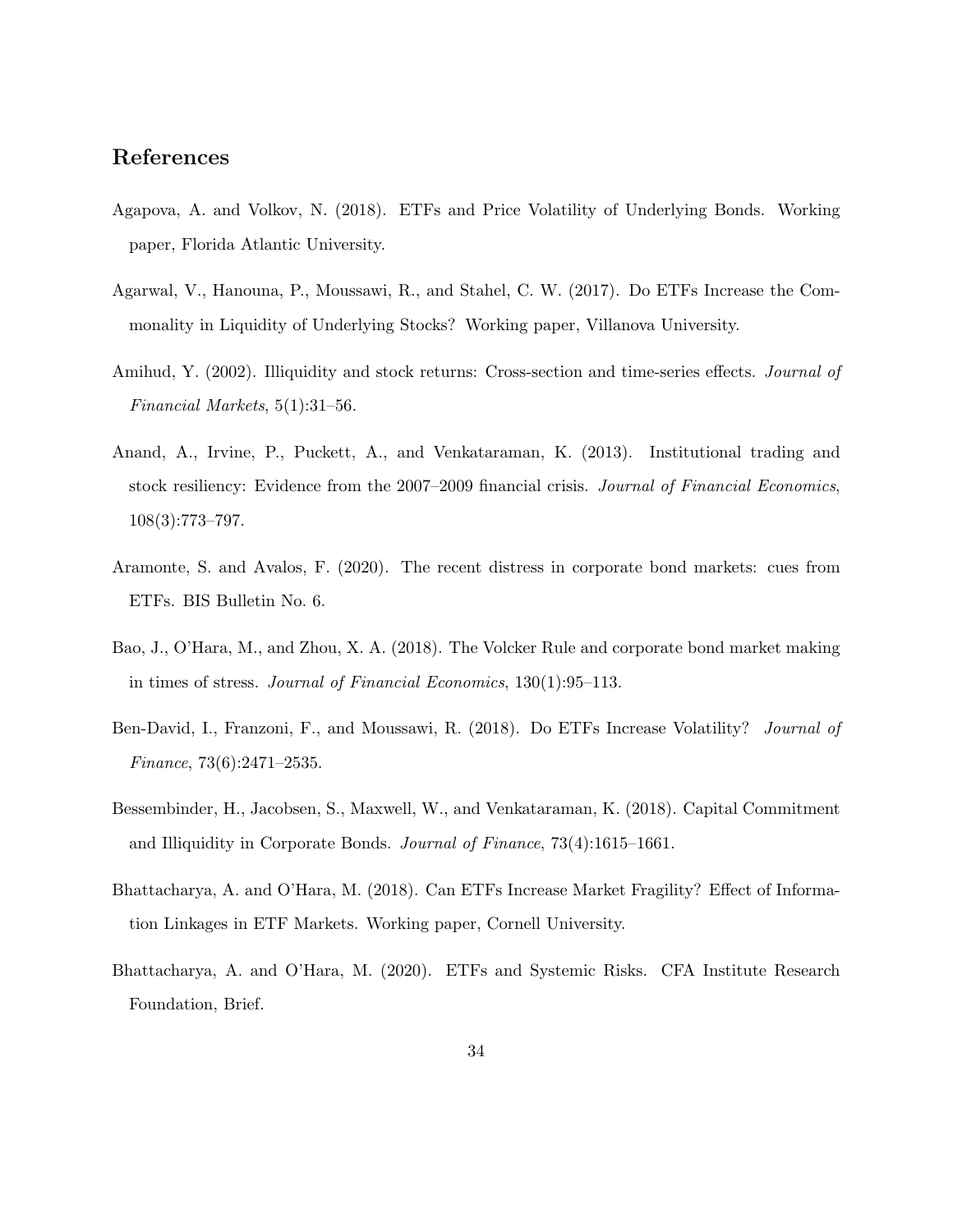## References

Agapova, A. and Volkov, N. (2018). ETFs and Price Volatility of Underlying Bonds. Working paper, Florida Atlantic University.

Agarwal, V., Hanouna, P., Moussawi, R., and Stahel, C. W. (2017). Do ETFs Increase the Commonality in Liquidity of Underlying Stocks? Working paper, Villanova University.

Amihud, Y. (2002). Illiquidity and stock returns: Cross-section and time-series effects. *Journal of Financial Markets*, 5(1):31–56.

Anand, A., Irvine, P., Puckett, A., and Venkataraman, K. (2013). Institutional trading and stock resiliency: Evidence from the 2007–2009 financial crisis. *Journal of Financial Economics*, 108(3):773–797.

Aramonte, S. and Avalos, F. (2020). The recent distress in corporate bond markets: cues from ETFs. BIS Bulletin No. 6.

Bao, J., O'Hara, M., and Zhou, X. A. (2018). The Volcker Rule and corporate bond market making in times of stress. *Journal of Financial Economics*, 130(1):95–113.

Ben-David, I., Franzoni, F., and Moussawi, R. (2018). Do ETFs Increase Volatility? *Journal of Finance*, 73(6):2471–2535.

Bessembinder, H., Jacobsen, S., Maxwell, W., and Venkataraman, K. (2018). Capital Commitment and Illiquidity in Corporate Bonds. *Journal of Finance*, 73(4):1615–1661.

Bhattacharya, A. and O'Hara, M. (2018). Can ETFs Increase Market Fragility? Effect of Information Linkages in ETF Markets. Working paper, Cornell University.

Bhattacharya, A. and O'Hara, M. (2020). ETFs and Systemic Risks. CFA Institute Research Foundation, Brief.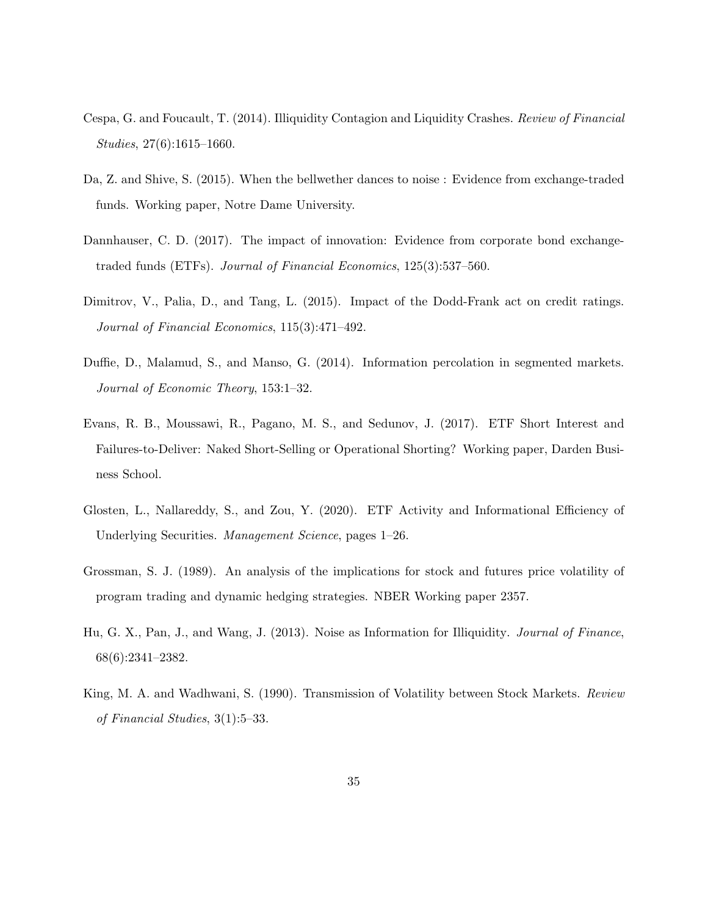Cespa, G. and Foucault, T. (2014). Illiquidity Contagion and Liquidity Crashes. *Review of Financial Studies*, 27(6):1615–1660.

Da, Z. and Shive, S. (2015). When the bellwether dances to noise : Evidence from exchange-traded funds. Working paper, Notre Dame University.

Dannhauser, C. D. (2017). The impact of innovation: Evidence from corporate bond exchange-traded funds (ETFs). *Journal of Financial Economics*, 125(3):537–560.

Dimitrov, V., Palia, D., and Tang, L. (2015). Impact of the Dodd-Frank act on credit ratings. *Journal of Financial Economics*, 115(3):471–492.

Duffie, D., Malamud, S., and Manso, G. (2014). Information percolation in segmented markets. *Journal of Economic Theory*, 153:1–32.

Evans, R. B., Moussawi, R., Pagano, M. S., and Sedunov, J. (2017). ETF Short Interest and Failures-to-Deliver: Naked Short-Selling or Operational Shorting? Working paper, Darden Business School.

Glosten, L., Nallareddy, S., and Zou, Y. (2020). ETF Activity and Informational Efficiency of Underlying Securities. *Management Science*, pages 1–26.

Grossman, S. J. (1989). An analysis of the implications for stock and futures price volatility of program trading and dynamic hedging strategies. NBER Working paper 2357.

Hu, G. X., Pan, J., and Wang, J. (2013). Noise as Information for Illiquidity. *Journal of Finance*, 68(6):2341–2382.

King, M. A. and Wadhwani, S. (1990). Transmission of Volatility between Stock Markets. *Review of Financial Studies*, 3(1):5–33.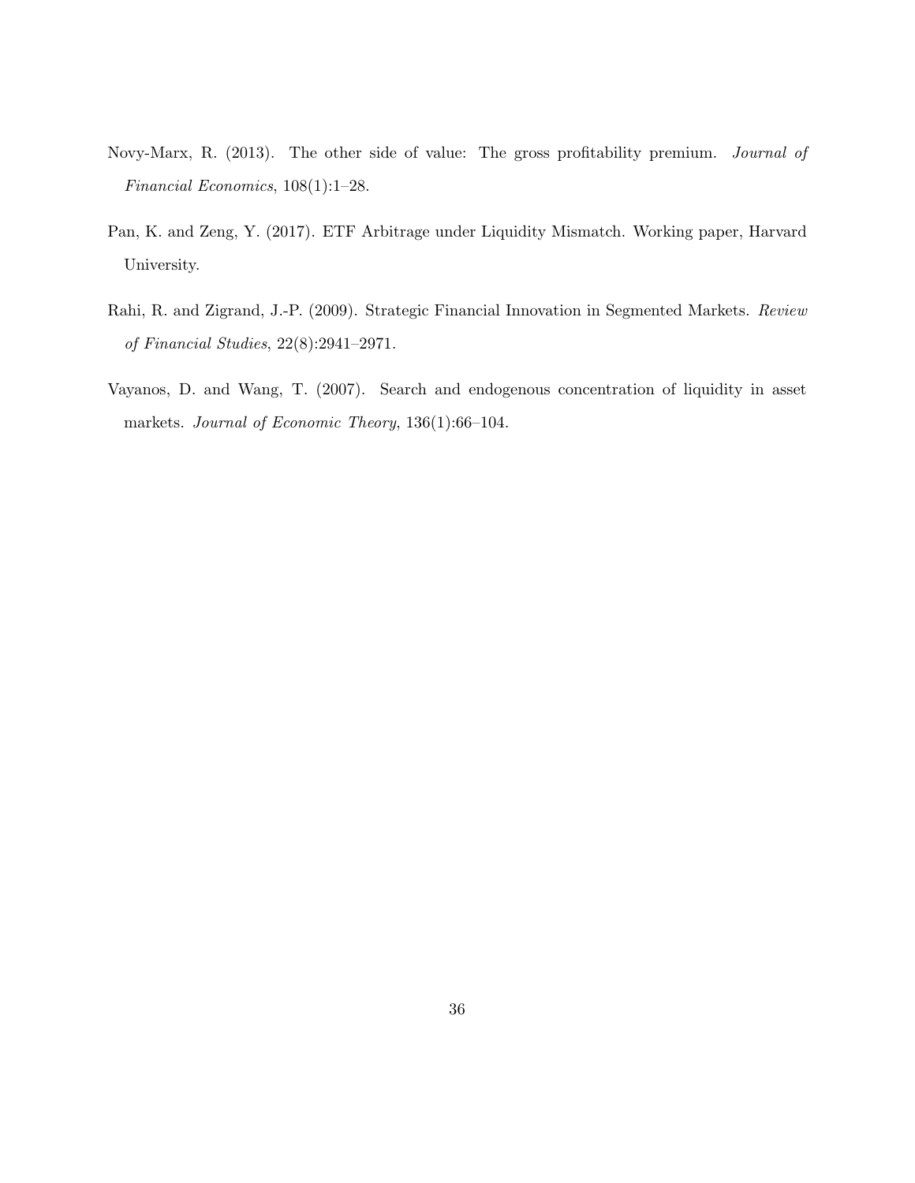Novy-Marx, R. (2013). The other side of value: The gross profitability premium. *Journal of Financial Economics*, 108(1):1–28.

Pan, K. and Zeng, Y. (2017). ETF Arbitrage under Liquidity Mismatch. Working paper, Harvard University.

Rahi, R. and Zigrand, J.-P. (2009). Strategic Financial Innovation in Segmented Markets. *Review of Financial Studies*, 22(8):2941–2971.

Vayanos, D. and Wang, T. (2007). Search and endogenous concentration of liquidity in asset markets. *Journal of Economic Theory*, 136(1):66–104.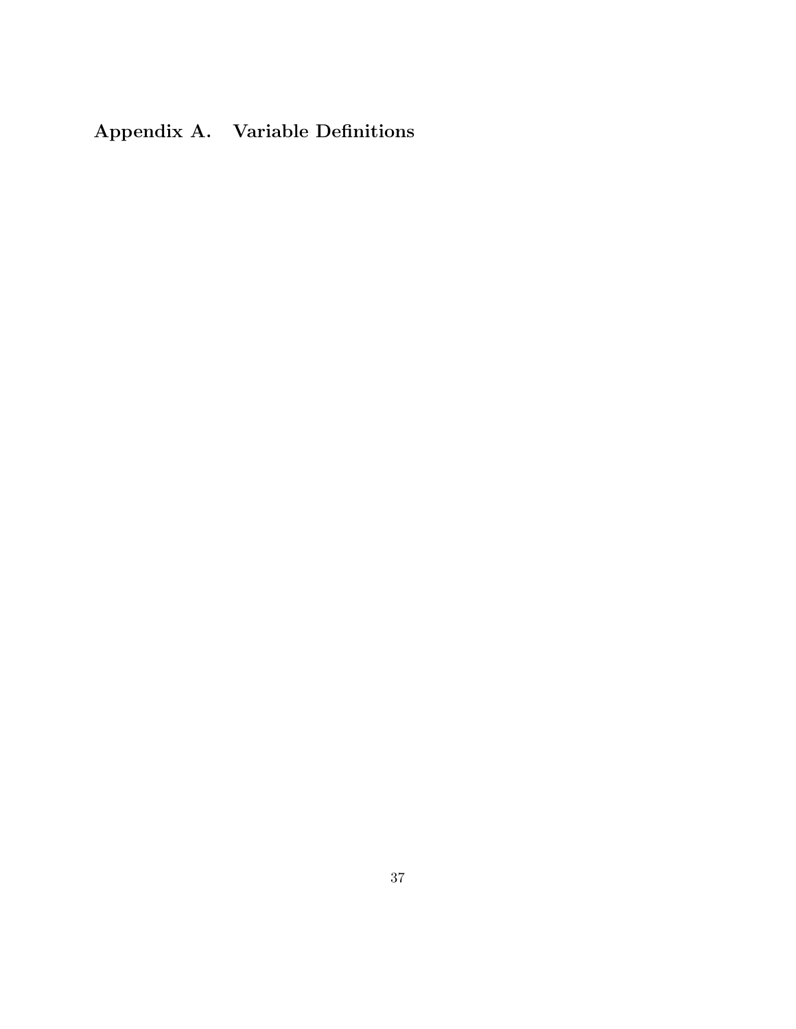## Appendix A. Variable Definitions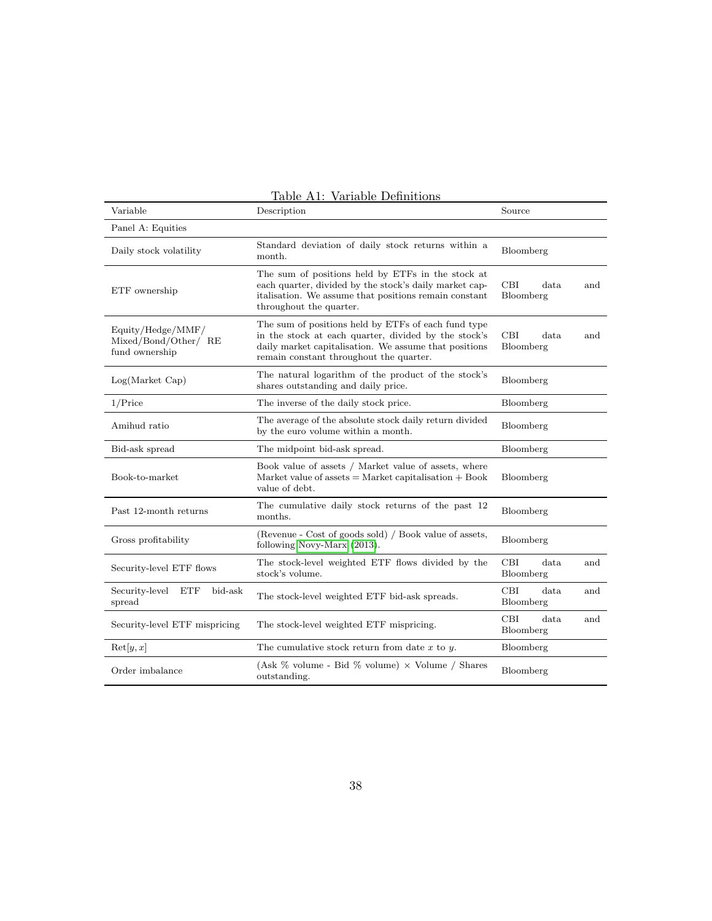Table A1: Variable Definitions

| Variable | Description | Source |
|---|---|---|
| Panel A: Equities | | |
| Daily stock volatility | Standard deviation of daily stock returns within a month. | Bloomberg |
| ETF ownership | The sum of positions held by ETFs in the stock at each quarter, divided by the stock's daily market capitalisation. We assume that positions remain constant throughout the quarter. | CBI data and Bloomberg |
| Equity/Hedge/MMF/ Mixed/Bond/Other/ RE fund ownership | The sum of positions held by ETFs of each fund type in the stock at each quarter, divided by the stock's daily market capitalisation. We assume that positions remain constant throughout the quarter. | CBI data and Bloomberg |
| Log(Market Cap) | The natural logarithm of the product of the stock's shares outstanding and daily price. | Bloomberg |
| 1/Price | The inverse of the daily stock price. | Bloomberg |
| Amihud ratio | The average of the absolute stock daily return divided by the euro volume within a month. | Bloomberg |
| Bid-ask spread | The midpoint bid-ask spread. | Bloomberg |
| Book-to-market | Book value of assets / Market value of assets, where Market value of assets = Market capitalisation + Book value of debt. | Bloomberg |
| Past 12-month returns | The cumulative daily stock returns of the past 12 months. | Bloomberg |
| Gross profitability | (Revenue - Cost of goods sold) / Book value of assets, following Novy-Marx (2013). | Bloomberg |
| Security-level ETF flows | The stock-level weighted ETF flows divided by the stock's volume. | CBI data and Bloomberg |
| Security-level ETF bid-ask spread | The stock-level weighted ETF bid-ask spreads. | CBI data and Bloomberg |
| Security-level ETF mispricing | The stock-level weighted ETF mispricing. | CBI data and Bloomberg |
| Ret$[y, x]$ | The cumulative stock return from date $x$ to $y$. | Bloomberg |
| Order imbalance | (Ask % volume - Bid % volume) × Volume / Shares outstanding. | Bloomberg |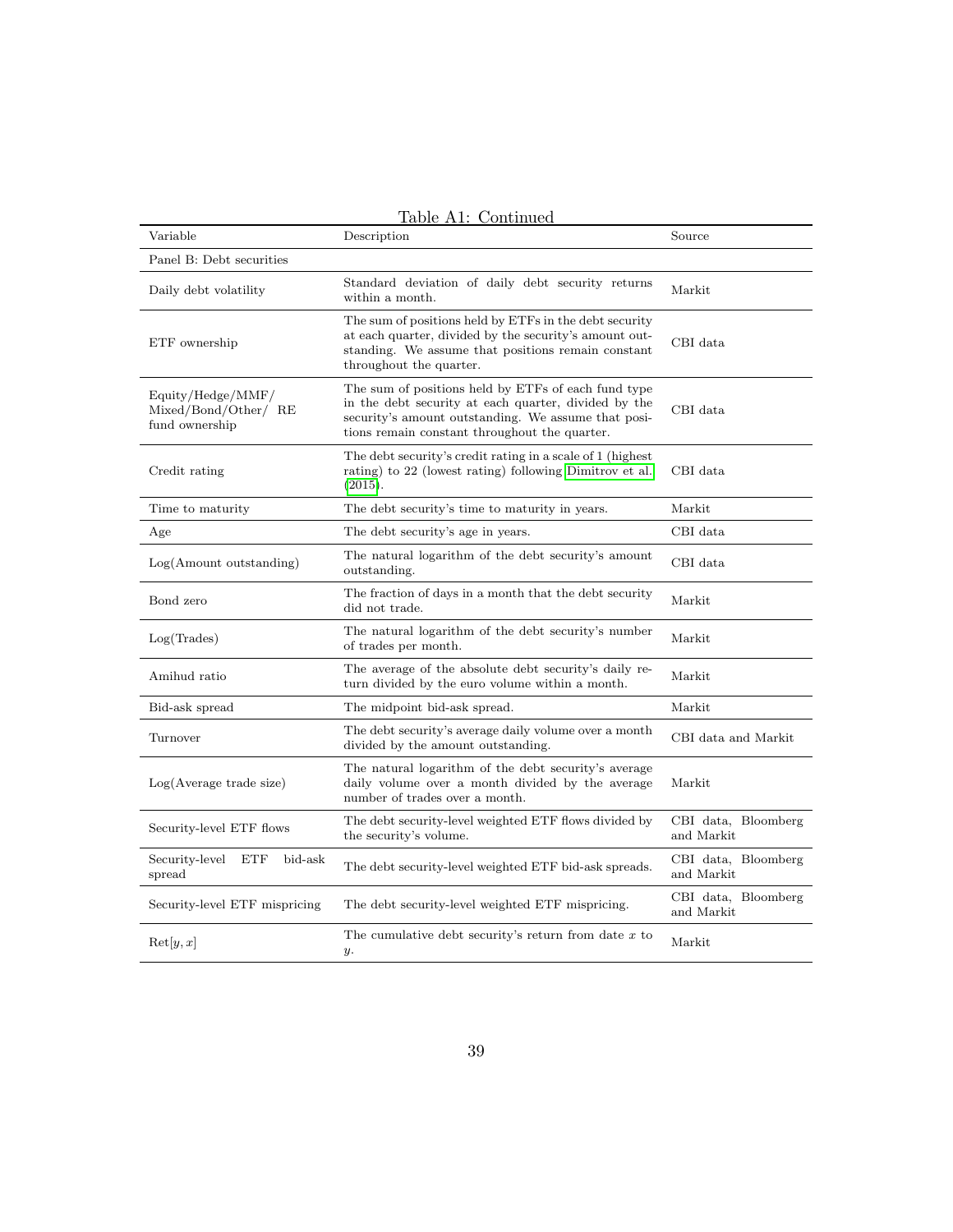Table A1: Continued

| Variable | Description | Source |
|---|---|---|
| Panel B: Debt securities | | |
| Daily debt volatility | Standard deviation of daily debt security returns within a month. | Markit |
| ETF ownership | The sum of positions held by ETFs in the debt security at each quarter, divided by the security's amount outstanding. We assume that positions remain constant throughout the quarter. | CBI data |
| Equity/Hedge/MMF/ Mixed/Bond/Other/ RE fund ownership | The sum of positions held by ETFs of each fund type in the debt security at each quarter, divided by the security's amount outstanding. We assume that positions remain constant throughout the quarter. | CBI data |
| Credit rating | The debt security's credit rating in a scale of 1 (highest rating) to 22 (lowest rating) following Dimitrov et al. (2015). | CBI data |
| Time to maturity | The debt security's time to maturity in years. | Markit |
| Age | The debt security's age in years. | CBI data |
| Log(Amount outstanding) | The natural logarithm of the debt security's amount outstanding. | CBI data |
| Bond zero | The fraction of days in a month that the debt security did not trade. | Markit |
| Log(Trades) | The natural logarithm of the debt security's number of trades per month. | Markit |
| Amihud ratio | The average of the absolute debt security's daily return divided by the euro volume within a month. | Markit |
| Bid-ask spread | The midpoint bid-ask spread. | Markit |
| Turnover | The debt security's average daily volume over a month divided by the amount outstanding. | CBI data and Markit |
| Log(Average trade size) | The natural logarithm of the debt security's average daily volume over a month divided by the average number of trades over a month. | Markit |
| Security-level ETF flows | The debt security-level weighted ETF flows divided by the security's volume. | CBI data, Bloomberg and Markit |
| Security-level ETF bid-ask spread | The debt security-level weighted ETF bid-ask spreads. | CBI data, Bloomberg and Markit |
| Security-level ETF mispricing | The debt security-level weighted ETF mispricing. | CBI data, Bloomberg and Markit |
| $\text{Ret}[y, x]$ | The cumulative debt security's return from date $x$ to $y$. | Markit |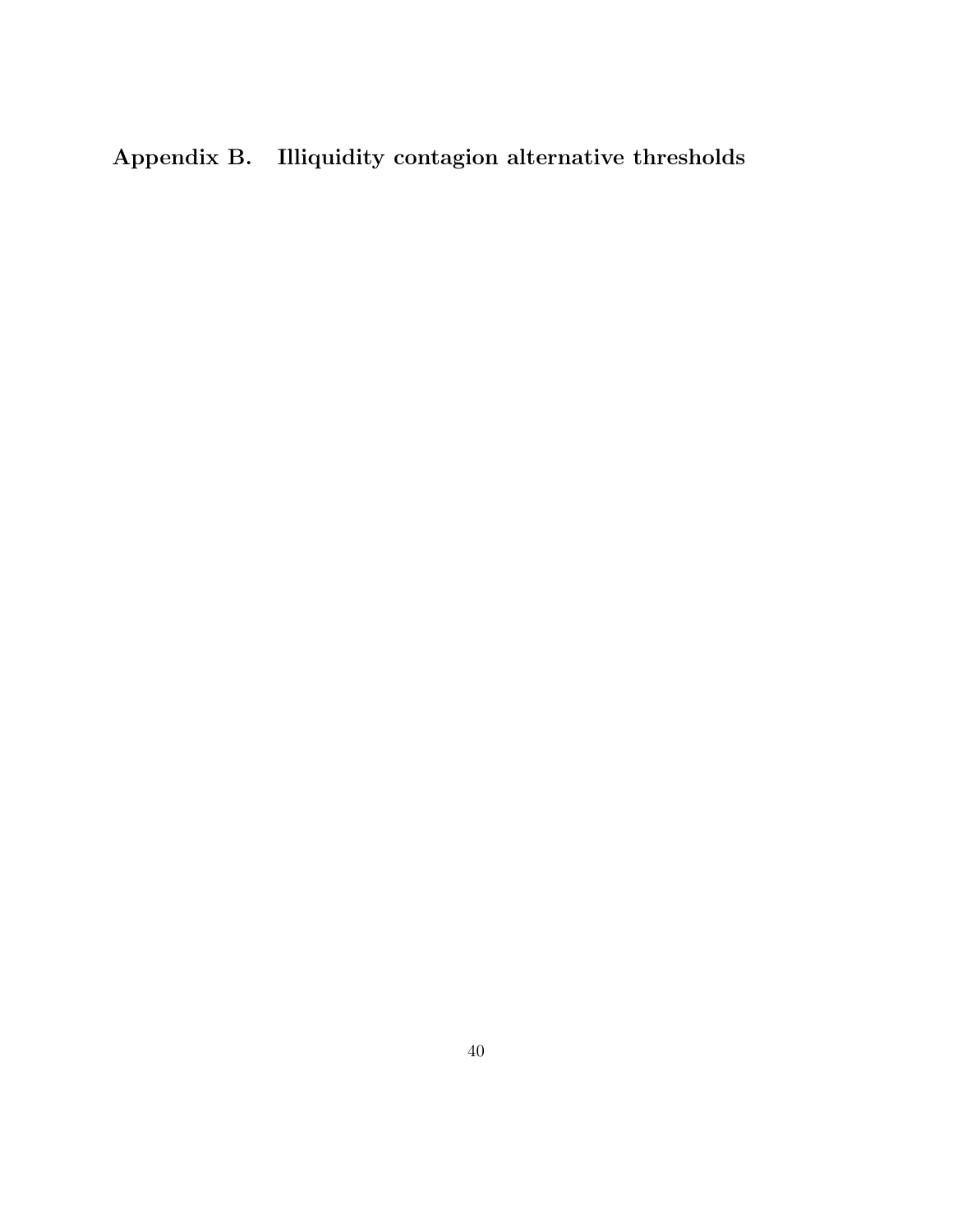## Appendix B. Illiquidity contagion alternative thresholds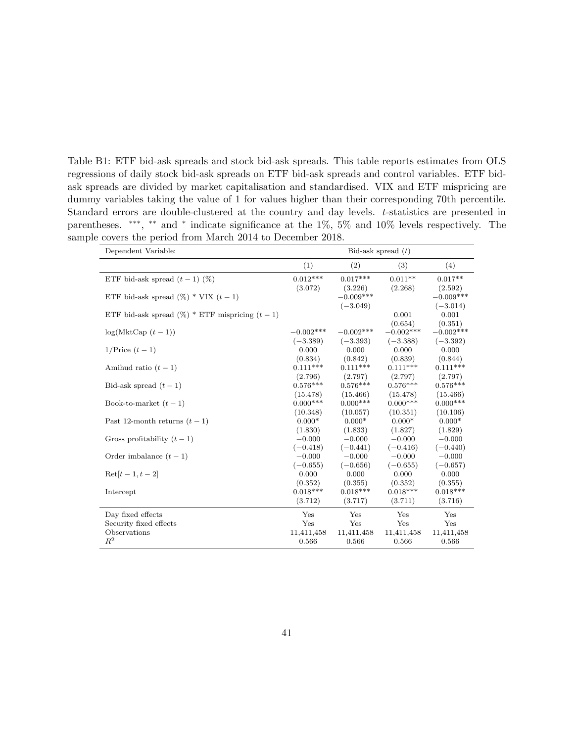Table B1: ETF bid-ask spreads and stock bid-ask spreads. This table reports estimates from OLS regressions of daily stock bid-ask spreads on ETF bid-ask spreads and control variables. ETF bid-ask spreads are divided by market capitalisation and standardised. VIX and ETF mispricing are dummy variables taking the value of 1 for values higher than their corresponding 70th percentile. Standard errors are double-clustered at the country and day levels. $t$-statistics are presented in parentheses. ***, ** and * indicate significance at the 1%, 5% and 10% levels respectively. The sample covers the period from March 2014 to December 2018.

| Dependent Variable: | Bid-ask spread $(t)$ | | | |
|---|---|---|---|---|
| | (1) | (2) | (3) | (4) |
| ETF bid-ask spread $(t-1)$ (%) | 0.012*** | 0.017*** | 0.011** | 0.017** |
| | (3.072) | (3.226) | (2.268) | (2.592) |
| ETF bid-ask spread (%) * VIX $(t-1)$ | | −0.009*** | | −0.009*** |
| | | (−3.049) | | (−3.014) |
| ETF bid-ask spread (%) * ETF mispricing $(t-1)$ | | | 0.001 | 0.001 |
| | | | (0.654) | (0.351) |
| log(MktCap $(t-1)$) | −0.002*** | −0.002*** | −0.002*** | −0.002*** |
| | (−3.389) | (−3.393) | (−3.388) | (−3.392) |
| 1/Price $(t-1)$ | 0.000 | 0.000 | 0.000 | 0.000 |
| | (0.834) | (0.842) | (0.839) | (0.844) |
| Amihud ratio $(t-1)$ | 0.111*** | 0.111*** | 0.111*** | 0.111*** |
| | (2.796) | (2.797) | (2.797) | (2.797) |
| Bid-ask spread $(t-1)$ | 0.576*** | 0.576*** | 0.576*** | 0.576*** |
| | (15.478) | (15.466) | (15.478) | (15.466) |
| Book-to-market $(t-1)$ | 0.000*** | 0.000*** | 0.000*** | 0.000*** |
| | (10.348) | (10.057) | (10.351) | (10.106) |
| Past 12-month returns $(t-1)$ | 0.000* | 0.000* | 0.000* | 0.000* |
| | (1.830) | (1.833) | (1.827) | (1.829) |
| Gross profitability $(t-1)$ | −0.000 | −0.000 | −0.000 | −0.000 |
| | (−0.418) | (−0.441) | (−0.416) | (−0.440) |
| Order imbalance $(t-1)$ | −0.000 | −0.000 | −0.000 | −0.000 |
| | (−0.655) | (−0.656) | (−0.655) | (−0.657) |
| Ret$[t-1, t-2]$ | 0.000 | 0.000 | 0.000 | 0.000 |
| | (0.352) | (0.355) | (0.352) | (0.355) |
| Intercept | 0.018*** | 0.018*** | 0.018*** | 0.018*** |
| | (3.712) | (3.717) | (3.711) | (3.716) |
| Day fixed effects | Yes | Yes | Yes | Yes |
| Security fixed effects | Yes | Yes | Yes | Yes |
| Observations | 11,411,458 | 11,411,458 | 11,411,458 | 11,411,458 |
| $R^2$ | 0.566 | 0.566 | 0.566 | 0.566 |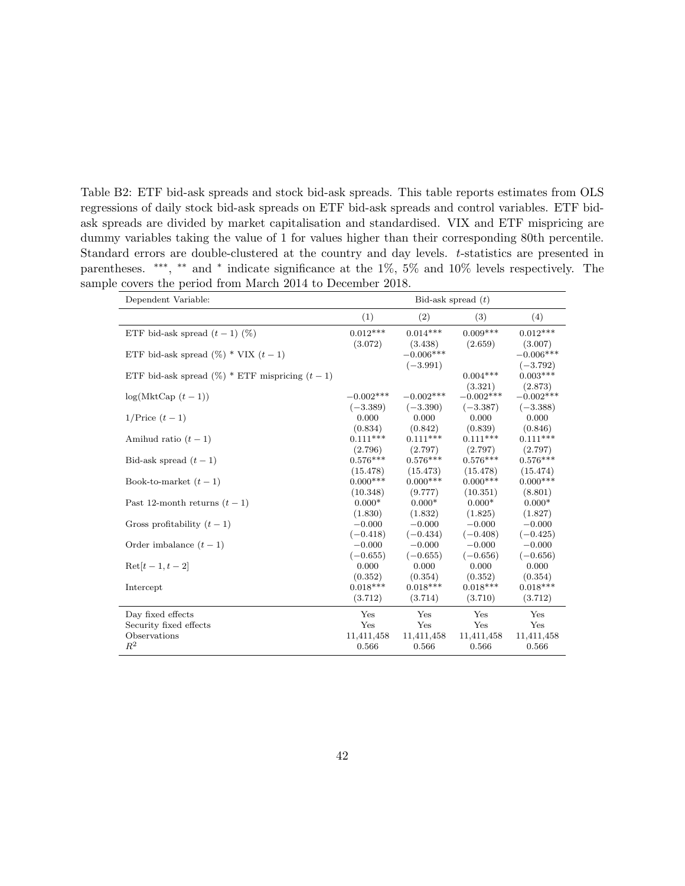Table B2: ETF bid-ask spreads and stock bid-ask spreads. This table reports estimates from OLS regressions of daily stock bid-ask spreads on ETF bid-ask spreads and control variables. ETF bid-ask spreads are divided by market capitalisation and standardised. VIX and ETF mispricing are dummy variables taking the value of 1 for values higher than their corresponding 80th percentile. Standard errors are double-clustered at the country and day levels. $t$-statistics are presented in parentheses. ***, ** and * indicate significance at the 1%, 5% and 10% levels respectively. The sample covers the period from March 2014 to December 2018.

| Dependent Variable: | Bid-ask spread $(t)$ | | | |
|---|---|---|---|---|
| | (1) | (2) | (3) | (4) |
| ETF bid-ask spread $(t-1)$ (%) | 0.012*** | 0.014*** | 0.009*** | 0.012*** |
| | (3.072) | (3.438) | (2.659) | (3.007) |
| ETF bid-ask spread (%) * VIX $(t-1)$ | | −0.006*** | | −0.006*** |
| | | (−3.991) | | (−3.792) |
| ETF bid-ask spread (%) * ETF mispricing $(t-1)$ | | | 0.004*** | 0.003*** |
| | | | (3.321) | (2.873) |
| log(MktCap $(t-1)$) | −0.002*** | −0.002*** | −0.002*** | −0.002*** |
| | (−3.389) | (−3.390) | (−3.387) | (−3.388) |
| 1/Price $(t-1)$ | 0.000 | 0.000 | 0.000 | 0.000 |
| | (0.834) | (0.842) | (0.839) | (0.846) |
| Amihud ratio $(t-1)$ | 0.111*** | 0.111*** | 0.111*** | 0.111*** |
| | (2.796) | (2.797) | (2.797) | (2.797) |
| Bid-ask spread $(t-1)$ | 0.576*** | 0.576*** | 0.576*** | 0.576*** |
| | (15.478) | (15.473) | (15.478) | (15.474) |
| Book-to-market $(t-1)$ | 0.000*** | 0.000*** | 0.000*** | 0.000*** |
| | (10.348) | (9.777) | (10.351) | (8.801) |
| Past 12-month returns $(t-1)$ | 0.000* | 0.000* | 0.000* | 0.000* |
| | (1.830) | (1.832) | (1.825) | (1.827) |
| Gross profitability $(t-1)$ | −0.000 | −0.000 | −0.000 | −0.000 |
| | (−0.418) | (−0.434) | (−0.408) | (−0.425) |
| Order imbalance $(t-1)$ | −0.000 | −0.000 | −0.000 | −0.000 |
| | (−0.655) | (−0.655) | (−0.656) | (−0.656) |
| Ret$[t-1, t-2]$ | 0.000 | 0.000 | 0.000 | 0.000 |
| | (0.352) | (0.354) | (0.352) | (0.354) |
| Intercept | 0.018*** | 0.018*** | 0.018*** | 0.018*** |
| | (3.712) | (3.714) | (3.710) | (3.712) |
| Day fixed effects | Yes | Yes | Yes | Yes |
| Security fixed effects | Yes | Yes | Yes | Yes |
| Observations | 11,411,458 | 11,411,458 | 11,411,458 | 11,411,458 |
| $R^2$ | 0.566 | 0.566 | 0.566 | 0.566 |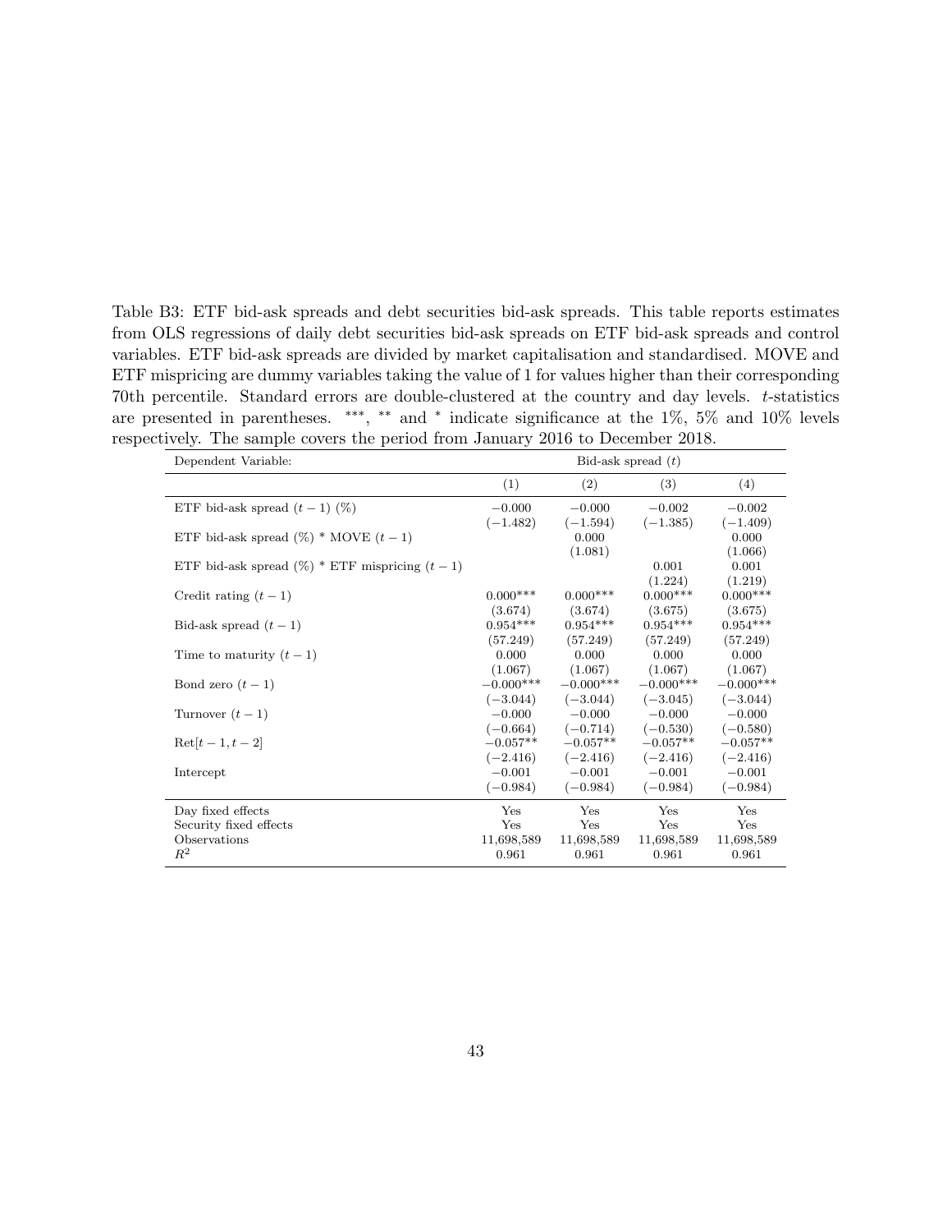Table B3: ETF bid-ask spreads and debt securities bid-ask spreads. This table reports estimates from OLS regressions of daily debt securities bid-ask spreads on ETF bid-ask spreads and control variables. ETF bid-ask spreads are divided by market capitalisation and standardised. MOVE and ETF mispricing are dummy variables taking the value of 1 for values higher than their corresponding 70th percentile. Standard errors are double-clustered at the country and day levels. $t$-statistics are presented in parentheses. ***, ** and * indicate significance at the 1%, 5% and 10% levels respectively. The sample covers the period from January 2016 to December 2018.

| Dependent Variable: | Bid-ask spread ($t$) | | | |
|---|---|---|---|---|
| | (1) | (2) | (3) | (4) |
| ETF bid-ask spread ($t-1$) (%) | $-0.000$ | $-0.000$ | $-0.002$ | $-0.002$ |
| | $(-1.482)$ | $(-1.594)$ | $(-1.385)$ | $(-1.409)$ |
| ETF bid-ask spread (%) * MOVE ($t-1$) | | 0.000 | | 0.000 |
| | | (1.081) | | (1.066) |
| ETF bid-ask spread (%) * ETF mispricing ($t-1$) | | | 0.001 | 0.001 |
| | | | (1.224) | (1.219) |
| Credit rating ($t-1$) | 0.000*** | 0.000*** | 0.000*** | 0.000*** |
| | (3.674) | (3.674) | (3.675) | (3.675) |
| Bid-ask spread ($t-1$) | 0.954*** | 0.954*** | 0.954*** | 0.954*** |
| | (57.249) | (57.249) | (57.249) | (57.249) |
| Time to maturity ($t-1$) | 0.000 | 0.000 | 0.000 | 0.000 |
| | (1.067) | (1.067) | (1.067) | (1.067) |
| Bond zero ($t-1$) | $-0.000$*** | $-0.000$*** | $-0.000$*** | $-0.000$*** |
| | $(-3.044)$ | $(-3.044)$ | $(-3.045)$ | $(-3.044)$ |
| Turnover ($t-1$) | $-0.000$ | $-0.000$ | $-0.000$ | $-0.000$ |
| | $(-0.664)$ | $(-0.714)$ | $(-0.530)$ | $(-0.580)$ |
| Ret$[t-1, t-2]$ | $-0.057$** | $-0.057$** | $-0.057$** | $-0.057$** |
| | $(-2.416)$ | $(-2.416)$ | $(-2.416)$ | $(-2.416)$ |
| Intercept | $-0.001$ | $-0.001$ | $-0.001$ | $-0.001$ |
| | $(-0.984)$ | $(-0.984)$ | $(-0.984)$ | $(-0.984)$ |
| Day fixed effects | Yes | Yes | Yes | Yes |
| Security fixed effects | Yes | Yes | Yes | Yes |
| Observations | 11,698,589 | 11,698,589 | 11,698,589 | 11,698,589 |
| $R^2$ | 0.961 | 0.961 | 0.961 | 0.961 |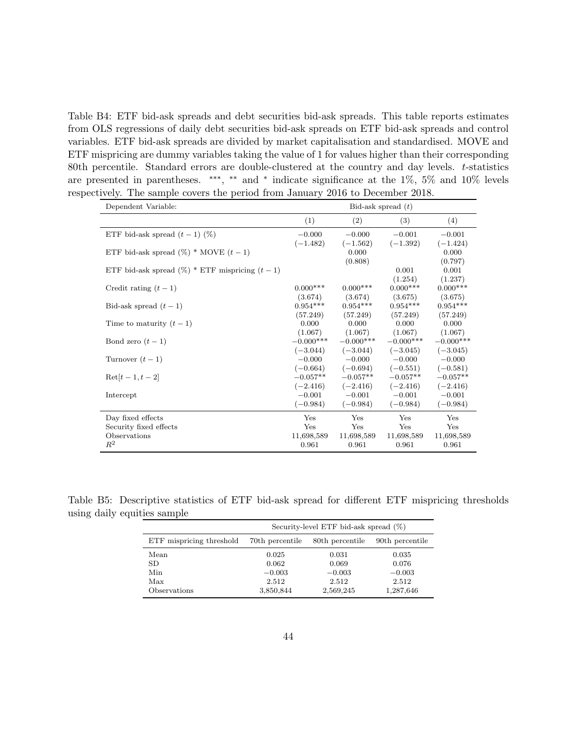Table B4: ETF bid-ask spreads and debt securities bid-ask spreads. This table reports estimates from OLS regressions of daily debt securities bid-ask spreads on ETF bid-ask spreads and control variables. ETF bid-ask spreads are divided by market capitalisation and standardised. MOVE and ETF mispricing are dummy variables taking the value of 1 for values higher than their corresponding 80th percentile. Standard errors are double-clustered at the country and day levels. $t$-statistics are presented in parentheses. ***, ** and * indicate significance at the 1%, 5% and 10% levels respectively. The sample covers the period from January 2016 to December 2018.

| Dependent Variable: | Bid-ask spread ($t$) | | | |
|---|---|---|---|---|
| | (1) | (2) | (3) | (4) |
| ETF bid-ask spread ($t-1$) (%) | −0.000 | −0.000 | −0.001 | −0.001 |
| | (−1.482) | (−1.562) | (−1.392) | (−1.424) |
| ETF bid-ask spread (%) * MOVE ($t-1$) | | 0.000 | | 0.000 |
| | | (0.808) | | (0.797) |
| ETF bid-ask spread (%) * ETF mispricing ($t-1$) | | | 0.001 | 0.001 |
| | | | (1.254) | (1.237) |
| Credit rating ($t-1$) | 0.000*** | 0.000*** | 0.000*** | 0.000*** |
| | (3.674) | (3.674) | (3.675) | (3.675) |
| Bid-ask spread ($t-1$) | 0.954*** | 0.954*** | 0.954*** | 0.954*** |
| | (57.249) | (57.249) | (57.249) | (57.249) |
| Time to maturity ($t-1$) | 0.000 | 0.000 | 0.000 | 0.000 |
| | (1.067) | (1.067) | (1.067) | (1.067) |
| Bond zero ($t-1$) | −0.000*** | −0.000*** | −0.000*** | −0.000*** |
| | (−3.044) | (−3.044) | (−3.045) | (−3.045) |
| Turnover ($t-1$) | −0.000 | −0.000 | −0.000 | −0.000 |
| | (−0.664) | (−0.694) | (−0.551) | (−0.581) |
| Ret[$t-1, t-2$] | −0.057** | −0.057** | −0.057** | −0.057** |
| | (−2.416) | (−2.416) | (−2.416) | (−2.416) |
| Intercept | −0.001 | −0.001 | −0.001 | −0.001 |
| | (−0.984) | (−0.984) | (−0.984) | (−0.984) |
| Day fixed effects | Yes | Yes | Yes | Yes |
| Security fixed effects | Yes | Yes | Yes | Yes |
| Observations | 11,698,589 | 11,698,589 | 11,698,589 | 11,698,589 |
| $R^2$ | 0.961 | 0.961 | 0.961 | 0.961 |

Table B5: Descriptive statistics of ETF bid-ask spread for different ETF mispricing thresholds using daily equities sample

| | Security-level ETF bid-ask spread (%) | | |
|---|---|---|---|
| ETF mispricing threshold | 70th percentile | 80th percentile | 90th percentile |
| Mean | 0.025 | 0.031 | 0.035 |
| SD | 0.062 | 0.069 | 0.076 |
| Min | −0.003 | −0.003 | −0.003 |
| Max | 2.512 | 2.512 | 2.512 |
| Observations | 3,850,844 | 2,569,245 | 1,287,646 |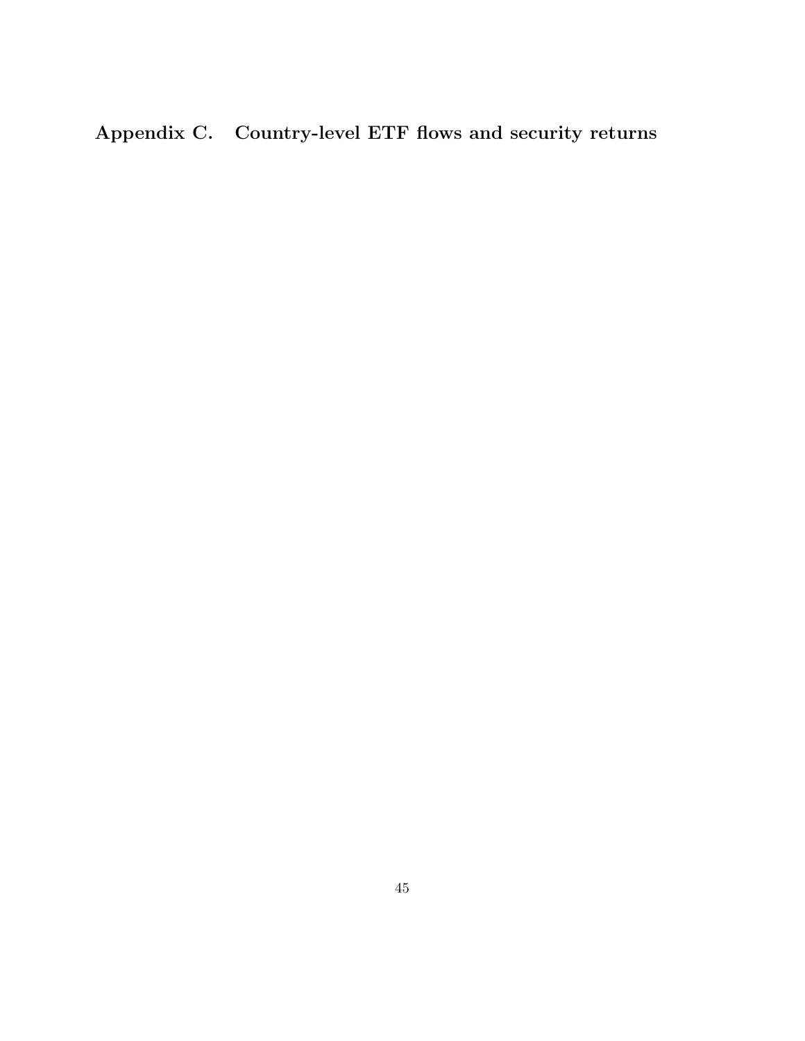## Appendix C. Country-level ETF flows and security returns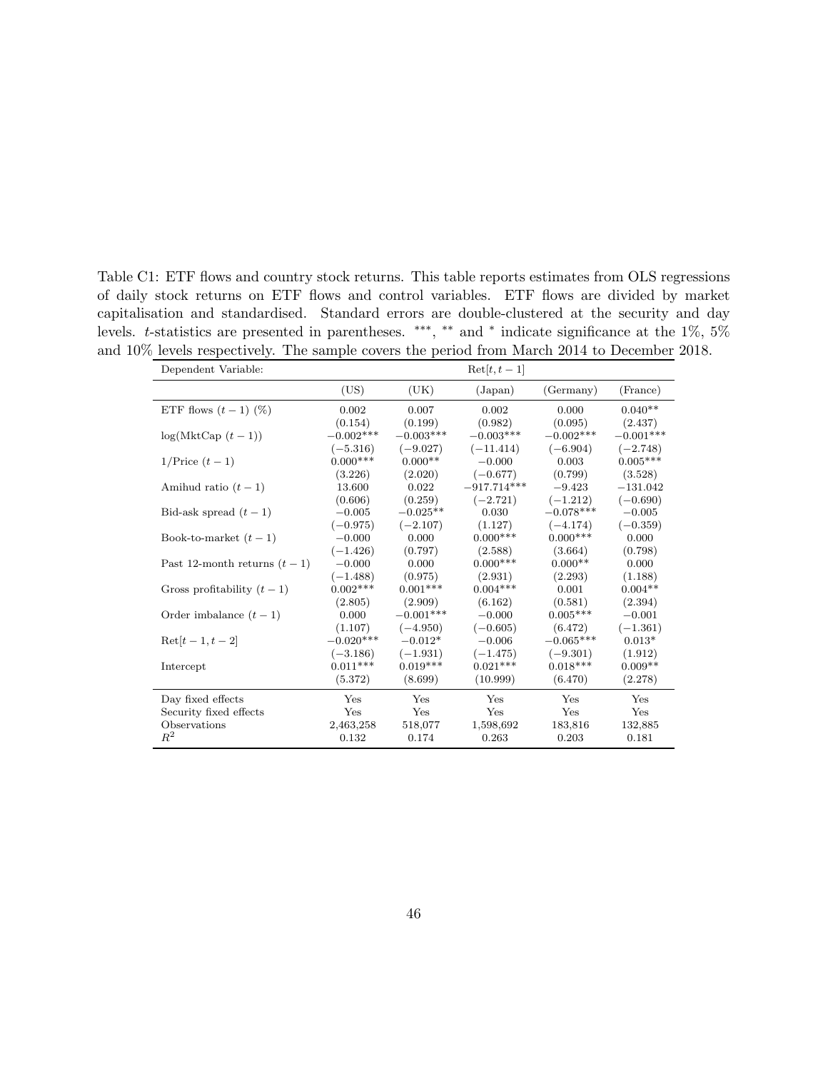Table C1: ETF flows and country stock returns. This table reports estimates from OLS regressions of daily stock returns on ETF flows and control variables. ETF flows are divided by market capitalisation and standardised. Standard errors are double-clustered at the security and day levels. $t$-statistics are presented in parentheses. ***, ** and * indicate significance at the 1%, 5% and 10% levels respectively. The sample covers the period from March 2014 to December 2018.

| Dependent Variable: | Ret$[t, t-1]$ | | | | |
|---|---|---|---|---|---|
| | (US) | (UK) | (Japan) | (Germany) | (France) |
| ETF flows $(t-1)$ (%) | 0.002 | 0.007 | 0.002 | 0.000 | 0.040** |
| | (0.154) | (0.199) | (0.982) | (0.095) | (2.437) |
| log(MktCap $(t-1)$) | −0.002*** | −0.003*** | −0.003*** | −0.002*** | −0.001*** |
| | (−5.316) | (−9.027) | (−11.414) | (−6.904) | (−2.748) |
| 1/Price $(t-1)$ | 0.000*** | 0.000** | −0.000 | 0.003 | 0.005*** |
| | (3.226) | (2.020) | (−0.677) | (0.799) | (3.528) |
| Amihud ratio $(t-1)$ | 13.600 | 0.022 | −917.714*** | −9.423 | −131.042 |
| | (0.606) | (0.259) | (−2.721) | (−1.212) | (−0.690) |
| Bid-ask spread $(t-1)$ | −0.005 | −0.025** | 0.030 | −0.078*** | −0.005 |
| | (−0.975) | (−2.107) | (1.127) | (−4.174) | (−0.359) |
| Book-to-market $(t-1)$ | −0.000 | 0.000 | 0.000*** | 0.000*** | 0.000 |
| | (−1.426) | (0.797) | (2.588) | (3.664) | (0.798) |
| Past 12-month returns $(t-1)$ | −0.000 | 0.000 | 0.000*** | 0.000** | 0.000 |
| | (−1.488) | (0.975) | (2.931) | (2.293) | (1.188) |
| Gross profitability $(t-1)$ | 0.002*** | 0.001*** | 0.004*** | 0.001 | 0.004** |
| | (2.805) | (2.909) | (6.162) | (0.581) | (2.394) |
| Order imbalance $(t-1)$ | 0.000 | −0.001*** | −0.000 | 0.005*** | −0.001 |
| | (1.107) | (−4.950) | (−0.605) | (6.472) | (−1.361) |
| Ret$[t-1, t-2]$ | −0.020*** | −0.012* | −0.006 | −0.065*** | 0.013* |
| | (−3.186) | (−1.931) | (−1.475) | (−9.301) | (1.912) |
| Intercept | 0.011*** | 0.019*** | 0.021*** | 0.018*** | 0.009** |
| | (5.372) | (8.699) | (10.999) | (6.470) | (2.278) |
| Day fixed effects | Yes | Yes | Yes | Yes | Yes |
| Security fixed effects | Yes | Yes | Yes | Yes | Yes |
| Observations | 2,463,258 | 518,077 | 1,598,692 | 183,816 | 132,885 |
| $R^2$ | 0.132 | 0.174 | 0.263 | 0.203 | 0.181 |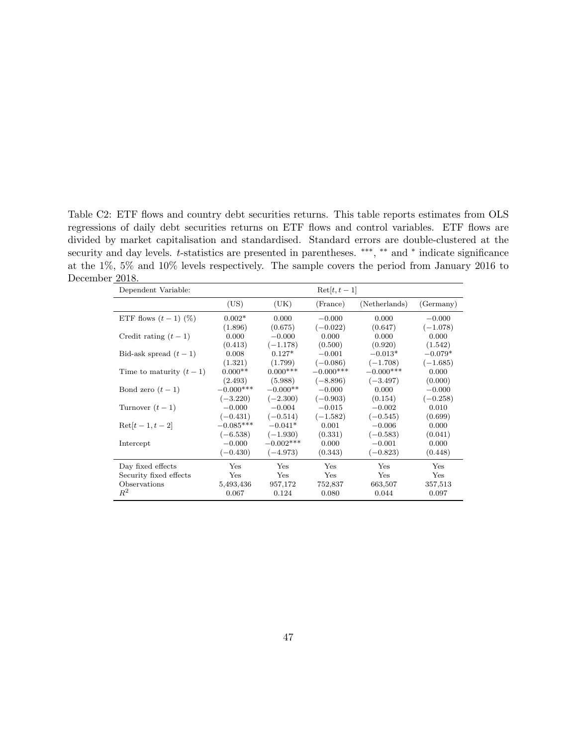Table C2: ETF flows and country debt securities returns. This table reports estimates from OLS regressions of daily debt securities returns on ETF flows and control variables. ETF flows are divided by market capitalisation and standardised. Standard errors are double-clustered at the security and day levels. $t$-statistics are presented in parentheses. $^{***}$, $^{**}$ and $^{*}$ indicate significance at the 1%, 5% and 10% levels respectively. The sample covers the period from January 2016 to December 2018.

| Dependent Variable: | $\text{Ret}[t, t-1]$ | | | | |
|---|---|---|---|---|---|
| | (US) | (UK) | (France) | (Netherlands) | (Germany) |
| ETF flows $(t-1)$ (%) | 0.002* | 0.000 | −0.000 | 0.000 | −0.000 |
| | (1.896) | (0.675) | (−0.022) | (0.647) | (−1.078) |
| Credit rating $(t-1)$ | 0.000 | −0.000 | 0.000 | 0.000 | 0.000 |
| | (0.413) | (−1.178) | (0.500) | (0.920) | (1.542) |
| Bid-ask spread $(t-1)$ | 0.008 | 0.127* | −0.001 | −0.013* | −0.079* |
| | (1.321) | (1.799) | (−0.086) | (−1.708) | (−1.685) |
| Time to maturity $(t-1)$ | 0.000** | 0.000*** | −0.000*** | −0.000*** | 0.000 |
| | (2.493) | (5.988) | (−8.896) | (−3.497) | (0.000) |
| Bond zero $(t-1)$ | −0.000*** | −0.000** | −0.000 | 0.000 | −0.000 |
| | (−3.220) | (−2.300) | (−0.903) | (0.154) | (−0.258) |
| Turnover $(t-1)$ | −0.000 | −0.004 | −0.015 | −0.002 | 0.010 |
| | (−0.431) | (−0.514) | (−1.582) | (−0.545) | (0.699) |
| $\text{Ret}[t-1, t-2]$ | −0.085*** | −0.041* | 0.001 | −0.006 | 0.000 |
| | (−6.538) | (−1.930) | (0.331) | (−0.583) | (0.041) |
| Intercept | −0.000 | −0.002*** | 0.000 | −0.001 | 0.000 |
| | (−0.430) | (−4.973) | (0.343) | (−0.823) | (0.448) |
| Day fixed effects | Yes | Yes | Yes | Yes | Yes |
| Security fixed effects | Yes | Yes | Yes | Yes | Yes |
| Observations | 5,493,436 | 957,172 | 752,837 | 663,507 | 357,513 |
| $R^2$ | 0.067 | 0.124 | 0.080 | 0.044 | 0.097 |